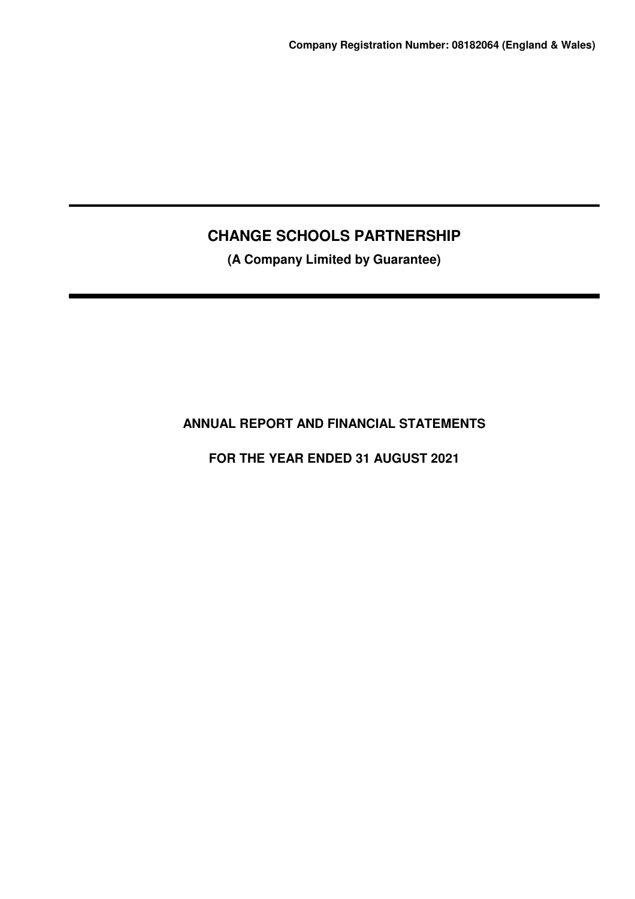**Company Registration Number: 08182064 (England & Wales)**

# CHANGE SCHOOLS PARTNERSHIP

**(A Company Limited by Guarantee)**

## ANNUAL REPORT AND FINANCIAL STATEMENTS

## FOR THE YEAR ENDED 31 AUGUST 2021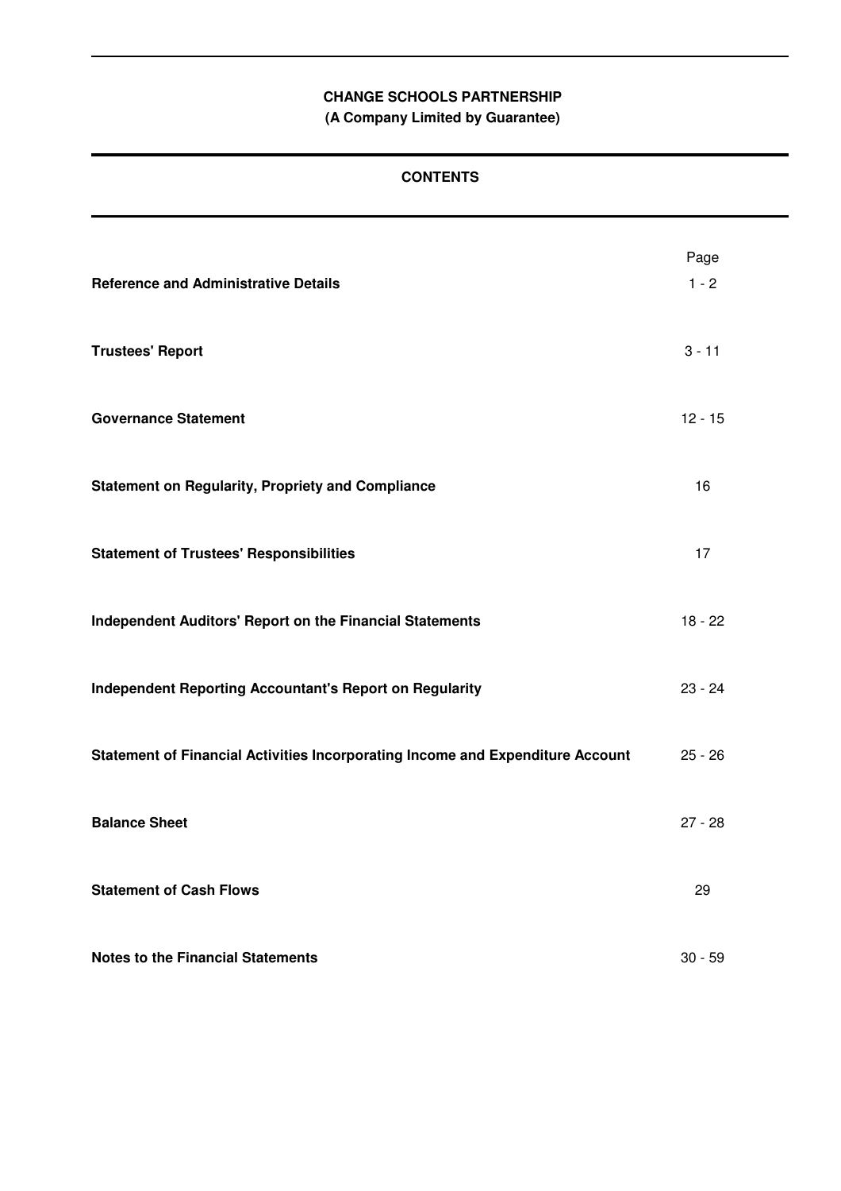**CHANGE SCHOOLS PARTNERSHIP**
**(A Company Limited by Guarantee)**

# CONTENTS

| | Page |
|---|---|
| **Reference and Administrative Details** | 1 - 2 |
| **Trustees' Report** | 3 - 11 |
| **Governance Statement** | 12 - 15 |
| **Statement on Regularity, Propriety and Compliance** | 16 |
| **Statement of Trustees' Responsibilities** | 17 |
| **Independent Auditors' Report on the Financial Statements** | 18 - 22 |
| **Independent Reporting Accountant's Report on Regularity** | 23 - 24 |
| **Statement of Financial Activities Incorporating Income and Expenditure Account** | 25 - 26 |
| **Balance Sheet** | 27 - 28 |
| **Statement of Cash Flows** | 29 |
| **Notes to the Financial Statements** | 30 - 59 |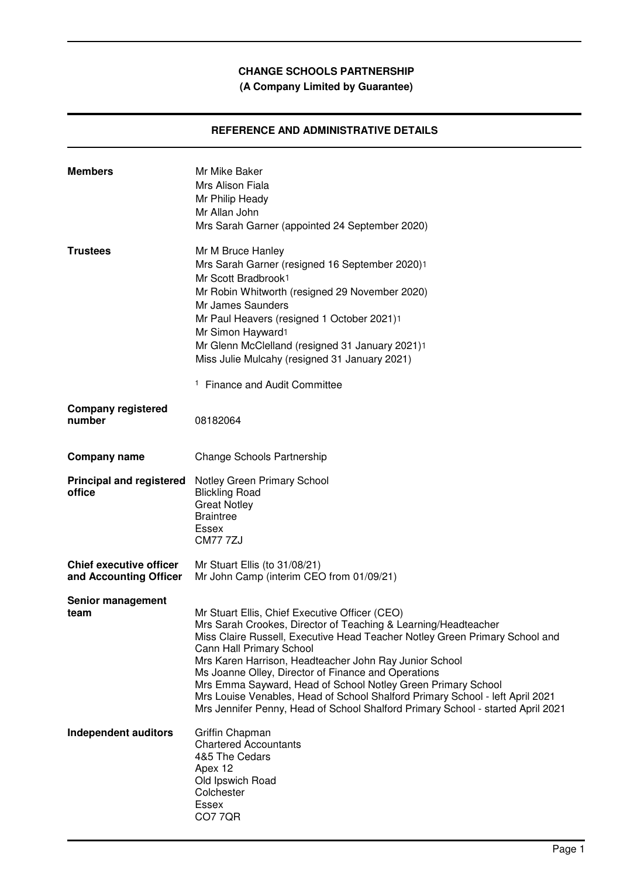# CHANGE SCHOOLS PARTNERSHIP

**(A Company Limited by Guarantee)**

## REFERENCE AND ADMINISTRATIVE DETAILS

**Members**

Mr Mike Baker
Mrs Alison Fiala
Mr Philip Heady
Mr Allan John
Mrs Sarah Garner (appointed 24 September 2020)

**Trustees**

Mr M Bruce Hanley
Mrs Sarah Garner (resigned 16 September 2020)[1]
Mr Scott Bradbrook[1]
Mr Robin Whitworth (resigned 29 November 2020)
Mr James Saunders
Mr Paul Heavers (resigned 1 October 2021)[1]
Mr Simon Hayward[1]
Mr Glenn McClelland (resigned 31 January 2021)[1]
Miss Julie Mulcahy (resigned 31 January 2021)

[1] Finance and Audit Committee

**Company registered number**

08182064

**Company name**

Change Schools Partnership

**Principal and registered office**

Notley Green Primary School
Blickling Road
Great Notley
Braintree
Essex
CM77 7ZJ

**Chief executive officer and Accounting Officer**

Mr Stuart Ellis (to 31/08/21)
Mr John Camp (interim CEO from 01/09/21)

**Senior management team**

Mr Stuart Ellis, Chief Executive Officer (CEO)
Mrs Sarah Crookes, Director of Teaching & Learning/Headteacher
Miss Claire Russell, Executive Head Teacher Notley Green Primary School and Cann Hall Primary School
Mrs Karen Harrison, Headteacher John Ray Junior School
Ms Joanne Olley, Director of Finance and Operations
Mrs Emma Sayward, Head of School Notley Green Primary School
Mrs Louise Venables, Head of School Shalford Primary School - left April 2021
Mrs Jennifer Penny, Head of School Shalford Primary School - started April 2021

**Independent auditors**

Griffin Chapman
Chartered Accountants
4&5 The Cedars
Apex 12
Old Ipswich Road
Colchester
Essex
CO7 7QR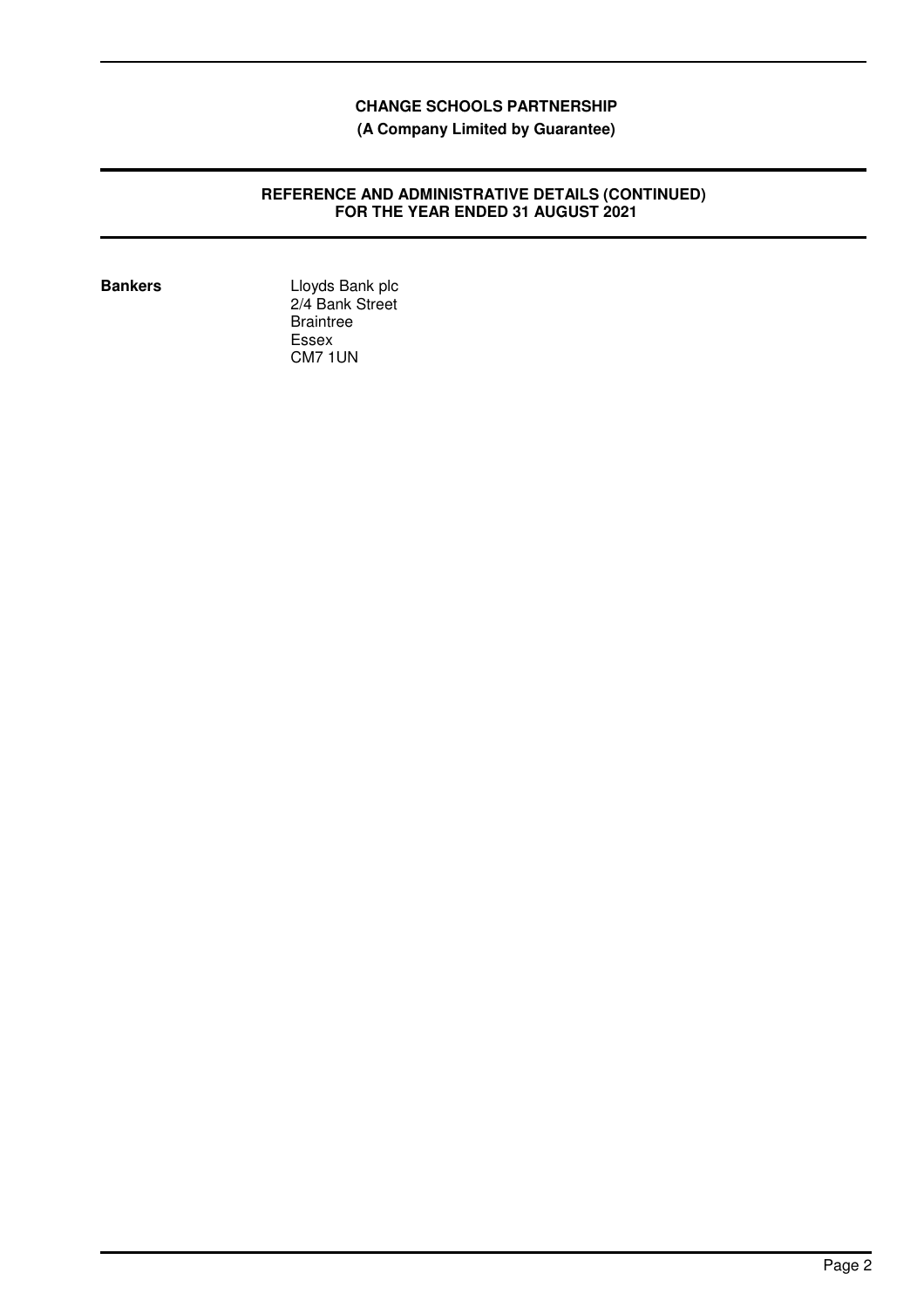**CHANGE SCHOOLS PARTNERSHIP**
**(A Company Limited by Guarantee)**

## REFERENCE AND ADMINISTRATIVE DETAILS (CONTINUED) FOR THE YEAR ENDED 31 AUGUST 2021

**Bankers**

Lloyds Bank plc
2/4 Bank Street
Braintree
Essex
CM7 1UN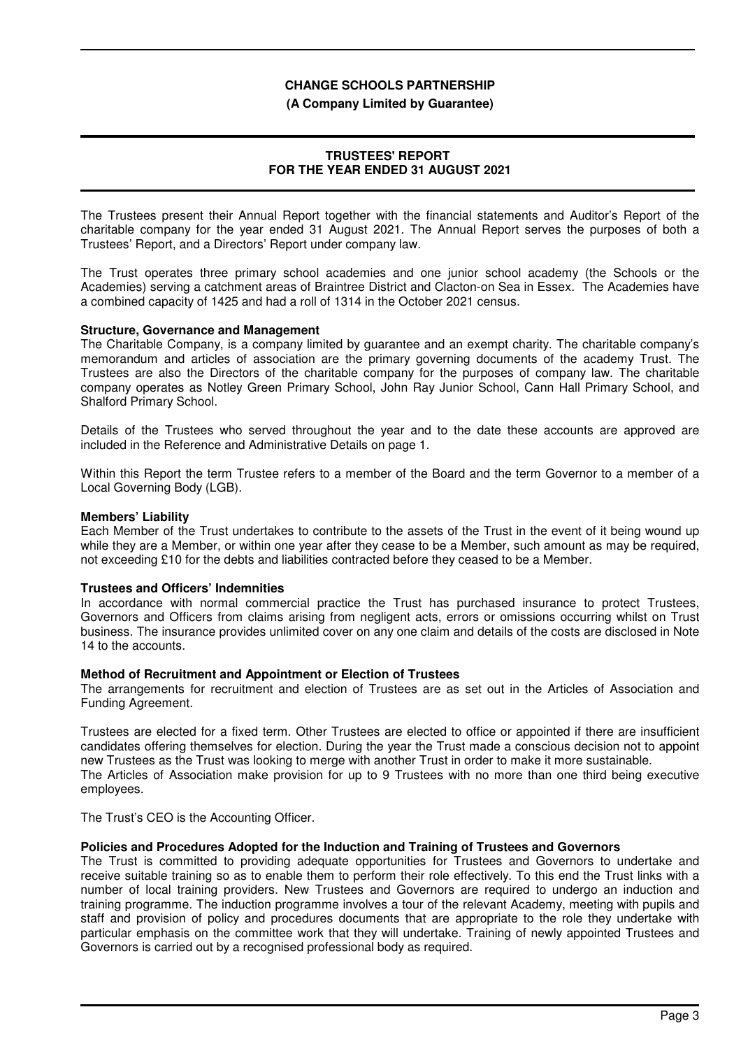**CHANGE SCHOOLS PARTNERSHIP**

**(A Company Limited by Guarantee)**

**TRUSTEES' REPORT**
**FOR THE YEAR ENDED 31 AUGUST 2021**

The Trustees present their Annual Report together with the financial statements and Auditor's Report of the charitable company for the year ended 31 August 2021. The Annual Report serves the purposes of both a Trustees' Report, and a Directors' Report under company law.

The Trust operates three primary school academies and one junior school academy (the Schools or the Academies) serving a catchment areas of Braintree District and Clacton-on Sea in Essex. The Academies have a combined capacity of 1425 and had a roll of 1314 in the October 2021 census.

**Structure, Governance and Management**

The Charitable Company, is a company limited by guarantee and an exempt charity. The charitable company's memorandum and articles of association are the primary governing documents of the academy Trust. The Trustees are also the Directors of the charitable company for the purposes of company law. The charitable company operates as Notley Green Primary School, John Ray Junior School, Cann Hall Primary School, and Shalford Primary School.

Details of the Trustees who served throughout the year and to the date these accounts are approved are included in the Reference and Administrative Details on page 1.

Within this Report the term Trustee refers to a member of the Board and the term Governor to a member of a Local Governing Body (LGB).

**Members' Liability**

Each Member of the Trust undertakes to contribute to the assets of the Trust in the event of it being wound up while they are a Member, or within one year after they cease to be a Member, such amount as may be required, not exceeding £10 for the debts and liabilities contracted before they ceased to be a Member.

**Trustees and Officers' Indemnities**

In accordance with normal commercial practice the Trust has purchased insurance to protect Trustees, Governors and Officers from claims arising from negligent acts, errors or omissions occurring whilst on Trust business. The insurance provides unlimited cover on any one claim and details of the costs are disclosed in Note 14 to the accounts.

**Method of Recruitment and Appointment or Election of Trustees**

The arrangements for recruitment and election of Trustees are as set out in the Articles of Association and Funding Agreement.

Trustees are elected for a fixed term. Other Trustees are elected to office or appointed if there are insufficient candidates offering themselves for election. During the year the Trust made a conscious decision not to appoint new Trustees as the Trust was looking to merge with another Trust in order to make it more sustainable.
The Articles of Association make provision for up to 9 Trustees with no more than one third being executive employees.

The Trust's CEO is the Accounting Officer.

**Policies and Procedures Adopted for the Induction and Training of Trustees and Governors**

The Trust is committed to providing adequate opportunities for Trustees and Governors to undertake and receive suitable training so as to enable them to perform their role effectively. To this end the Trust links with a number of local training providers. New Trustees and Governors are required to undergo an induction and training programme. The induction programme involves a tour of the relevant Academy, meeting with pupils and staff and provision of policy and procedures documents that are appropriate to the role they undertake with particular emphasis on the committee work that they will undertake. Training of newly appointed Trustees and Governors is carried out by a recognised professional body as required.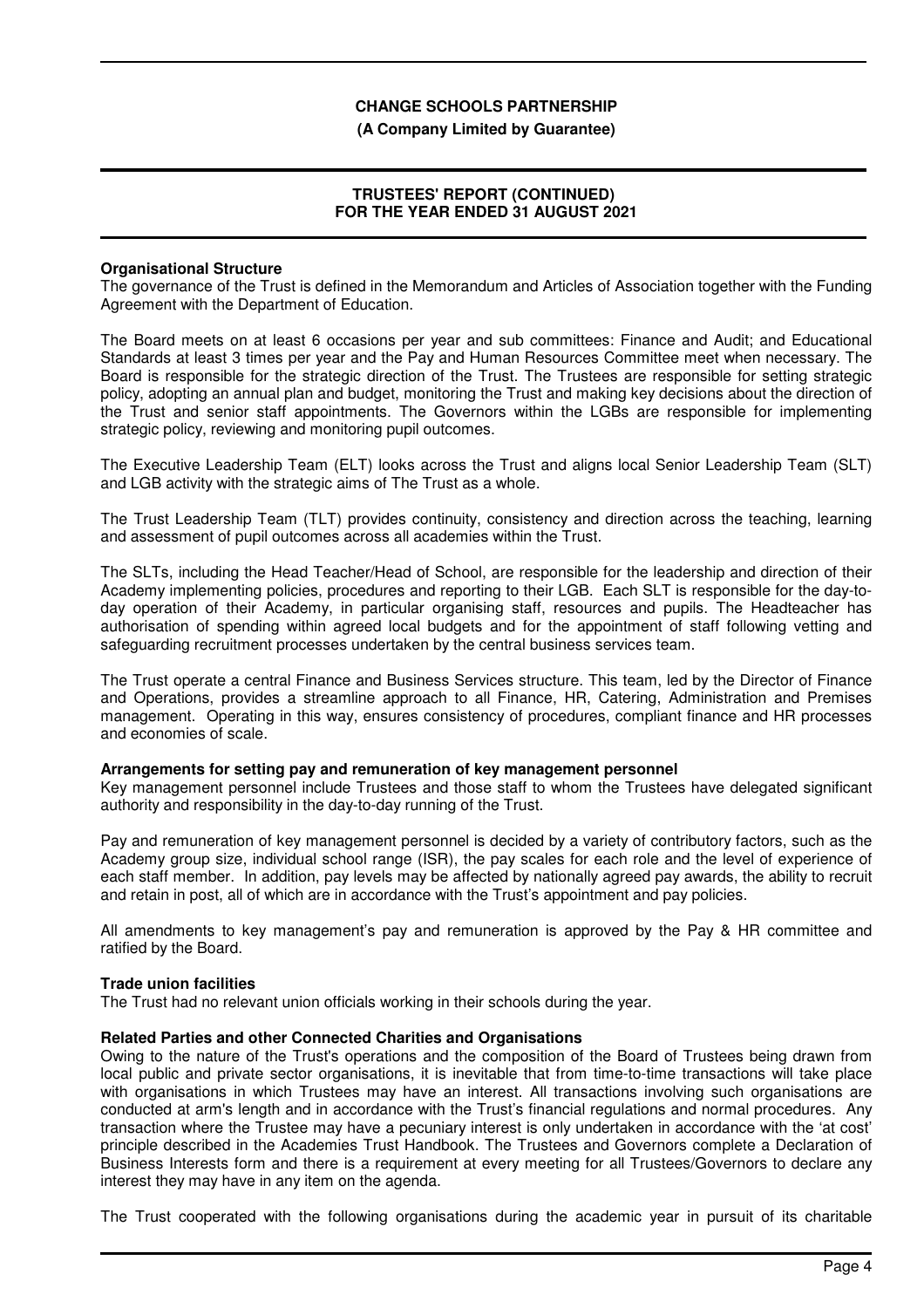**Organisational Structure**

The governance of the Trust is defined in the Memorandum and Articles of Association together with the Funding Agreement with the Department of Education.

The Board meets on at least 6 occasions per year and sub committees: Finance and Audit; and Educational Standards at least 3 times per year and the Pay and Human Resources Committee meet when necessary. The Board is responsible for the strategic direction of the Trust. The Trustees are responsible for setting strategic policy, adopting an annual plan and budget, monitoring the Trust and making key decisions about the direction of the Trust and senior staff appointments. The Governors within the LGBs are responsible for implementing strategic policy, reviewing and monitoring pupil outcomes.

The Executive Leadership Team (ELT) looks across the Trust and aligns local Senior Leadership Team (SLT) and LGB activity with the strategic aims of The Trust as a whole.

The Trust Leadership Team (TLT) provides continuity, consistency and direction across the teaching, learning and assessment of pupil outcomes across all academies within the Trust.

The SLTs, including the Head Teacher/Head of School, are responsible for the leadership and direction of their Academy implementing policies, procedures and reporting to their LGB. Each SLT is responsible for the day-to-day operation of their Academy, in particular organising staff, resources and pupils. The Headteacher has authorisation of spending within agreed local budgets and for the appointment of staff following vetting and safeguarding recruitment processes undertaken by the central business services team.

The Trust operate a central Finance and Business Services structure. This team, led by the Director of Finance and Operations, provides a streamline approach to all Finance, HR, Catering, Administration and Premises management. Operating in this way, ensures consistency of procedures, compliant finance and HR processes and economies of scale.

**Arrangements for setting pay and remuneration of key management personnel**

Key management personnel include Trustees and those staff to whom the Trustees have delegated significant authority and responsibility in the day-to-day running of the Trust.

Pay and remuneration of key management personnel is decided by a variety of contributory factors, such as the Academy group size, individual school range (ISR), the pay scales for each role and the level of experience of each staff member. In addition, pay levels may be affected by nationally agreed pay awards, the ability to recruit and retain in post, all of which are in accordance with the Trust's appointment and pay policies.

All amendments to key management's pay and remuneration is approved by the Pay & HR committee and ratified by the Board.

**Trade union facilities**

The Trust had no relevant union officials working in their schools during the year.

**Related Parties and other Connected Charities and Organisations**

Owing to the nature of the Trust's operations and the composition of the Board of Trustees being drawn from local public and private sector organisations, it is inevitable that from time-to-time transactions will take place with organisations in which Trustees may have an interest. All transactions involving such organisations are conducted at arm's length and in accordance with the Trust's financial regulations and normal procedures. Any transaction where the Trustee may have a pecuniary interest is only undertaken in accordance with the 'at cost' principle described in the Academies Trust Handbook. The Trustees and Governors complete a Declaration of Business Interests form and there is a requirement at every meeting for all Trustees/Governors to declare any interest they may have in any item on the agenda.

The Trust cooperated with the following organisations during the academic year in pursuit of its charitable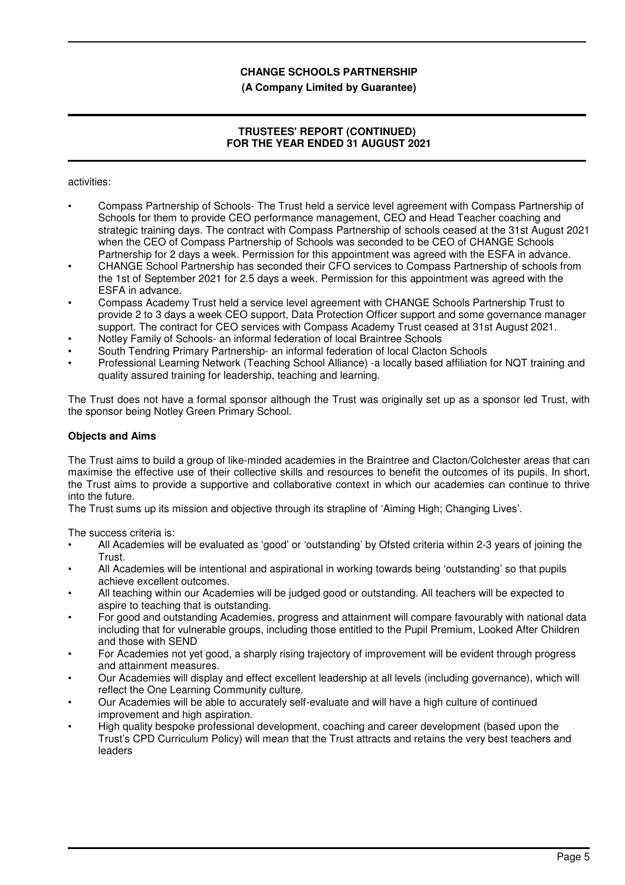activities:

- Compass Partnership of Schools- The Trust held a service level agreement with Compass Partnership of Schools for them to provide CEO performance management, CEO and Head Teacher coaching and strategic training days. The contract with Compass Partnership of schools ceased at the 31st August 2021 when the CEO of Compass Partnership of Schools was seconded to be CEO of CHANGE Schools Partnership for 2 days a week. Permission for this appointment was agreed with the ESFA in advance.
- CHANGE School Partnership has seconded their CFO services to Compass Partnership of schools from the 1st of September 2021 for 2.5 days a week. Permission for this appointment was agreed with the ESFA in advance.
- Compass Academy Trust held a service level agreement with CHANGE Schools Partnership Trust to provide 2 to 3 days a week CEO support, Data Protection Officer support and some governance manager support. The contract for CEO services with Compass Academy Trust ceased at 31st August 2021.
- Notley Family of Schools- an informal federation of local Braintree Schools
- South Tendring Primary Partnership- an informal federation of local Clacton Schools
- Professional Learning Network (Teaching School Alliance) -a locally based affiliation for NQT training and quality assured training for leadership, teaching and learning.

The Trust does not have a formal sponsor although the Trust was originally set up as a sponsor led Trust, with the sponsor being Notley Green Primary School.

**Objects and Aims**

The Trust aims to build a group of like-minded academies in the Braintree and Clacton/Colchester areas that can maximise the effective use of their collective skills and resources to benefit the outcomes of its pupils. In short, the Trust aims to provide a supportive and collaborative context in which our academies can continue to thrive into the future.

The Trust sums up its mission and objective through its strapline of 'Aiming High; Changing Lives'.

The success criteria is:

- All Academies will be evaluated as 'good' or 'outstanding' by Ofsted criteria within 2-3 years of joining the Trust.
- All Academies will be intentional and aspirational in working towards being 'outstanding' so that pupils achieve excellent outcomes.
- All teaching within our Academies will be judged good or outstanding. All teachers will be expected to aspire to teaching that is outstanding.
- For good and outstanding Academies, progress and attainment will compare favourably with national data including that for vulnerable groups, including those entitled to the Pupil Premium, Looked After Children and those with SEND
- For Academies not yet good, a sharply rising trajectory of improvement will be evident through progress and attainment measures.
- Our Academies will display and effect excellent leadership at all levels (including governance), which will reflect the One Learning Community culture.
- Our Academies will be able to accurately self-evaluate and will have a high culture of continued improvement and high aspiration.
- High quality bespoke professional development, coaching and career development (based upon the Trust's CPD Curriculum Policy) will mean that the Trust attracts and retains the very best teachers and leaders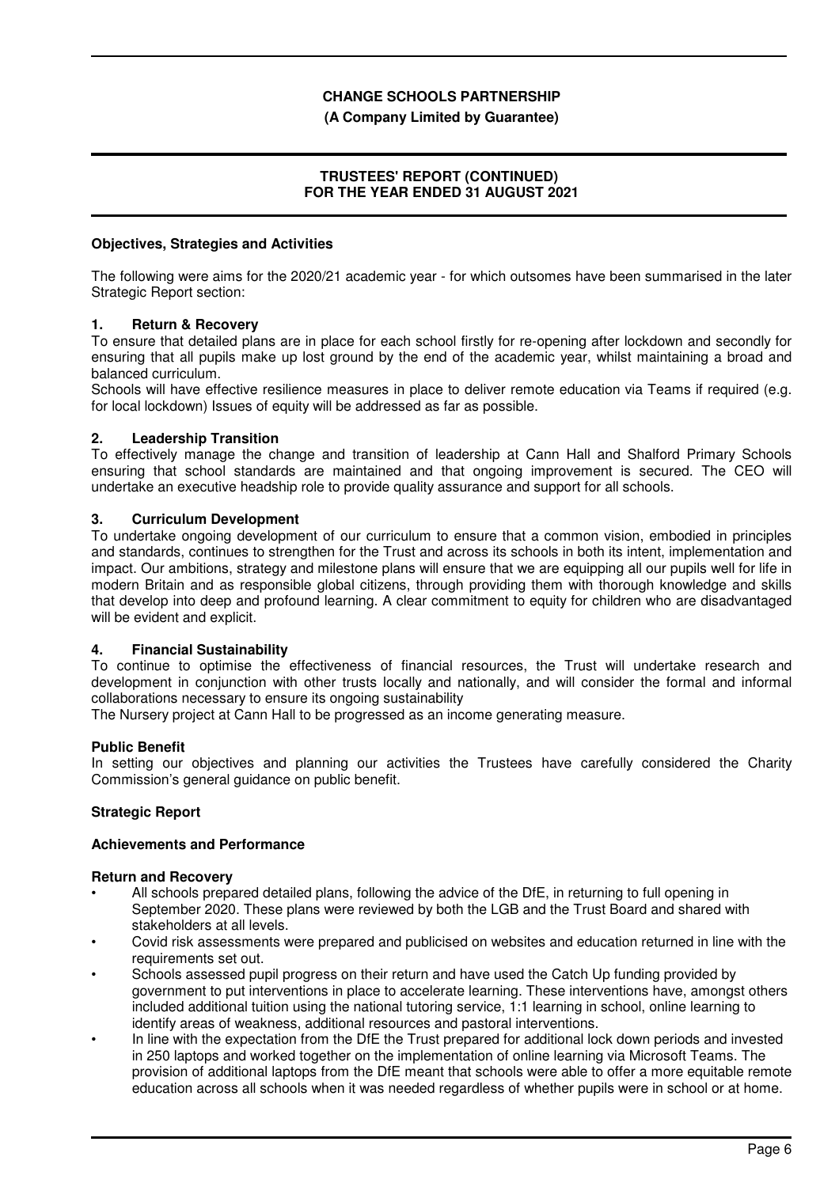## Objectives, Strategies and Activities

The following were aims for the 2020/21 academic year - for which outsomes have been summarised in the later Strategic Report section:

### 1. Return & Recovery

To ensure that detailed plans are in place for each school firstly for re-opening after lockdown and secondly for ensuring that all pupils make up lost ground by the end of the academic year, whilst maintaining a broad and balanced curriculum.

Schools will have effective resilience measures in place to deliver remote education via Teams if required (e.g. for local lockdown) Issues of equity will be addressed as far as possible.

### 2. Leadership Transition

To effectively manage the change and transition of leadership at Cann Hall and Shalford Primary Schools ensuring that school standards are maintained and that ongoing improvement is secured. The CEO will undertake an executive headship role to provide quality assurance and support for all schools.

### 3. Curriculum Development

To undertake ongoing development of our curriculum to ensure that a common vision, embodied in principles and standards, continues to strengthen for the Trust and across its schools in both its intent, implementation and impact. Our ambitions, strategy and milestone plans will ensure that we are equipping all our pupils well for life in modern Britain and as responsible global citizens, through providing them with thorough knowledge and skills that develop into deep and profound learning. A clear commitment to equity for children who are disadvantaged will be evident and explicit.

### 4. Financial Sustainability

To continue to optimise the effectiveness of financial resources, the Trust will undertake research and development in conjunction with other trusts locally and nationally, and will consider the formal and informal collaborations necessary to ensure its ongoing sustainability

The Nursery project at Cann Hall to be progressed as an income generating measure.

## Public Benefit

In setting our objectives and planning our activities the Trustees have carefully considered the Charity Commission's general guidance on public benefit.

## Strategic Report

### Achievements and Performance

#### Return and Recovery

- All schools prepared detailed plans, following the advice of the DfE, in returning to full opening in September 2020. These plans were reviewed by both the LGB and the Trust Board and shared with stakeholders at all levels.
- Covid risk assessments were prepared and publicised on websites and education returned in line with the requirements set out.
- Schools assessed pupil progress on their return and have used the Catch Up funding provided by government to put interventions in place to accelerate learning. These interventions have, amongst others included additional tuition using the national tutoring service, 1:1 learning in school, online learning to identify areas of weakness, additional resources and pastoral interventions.
- In line with the expectation from the DfE the Trust prepared for additional lock down periods and invested in 250 laptops and worked together on the implementation of online learning via Microsoft Teams. The provision of additional laptops from the DfE meant that schools were able to offer a more equitable remote education across all schools when it was needed regardless of whether pupils were in school or at home.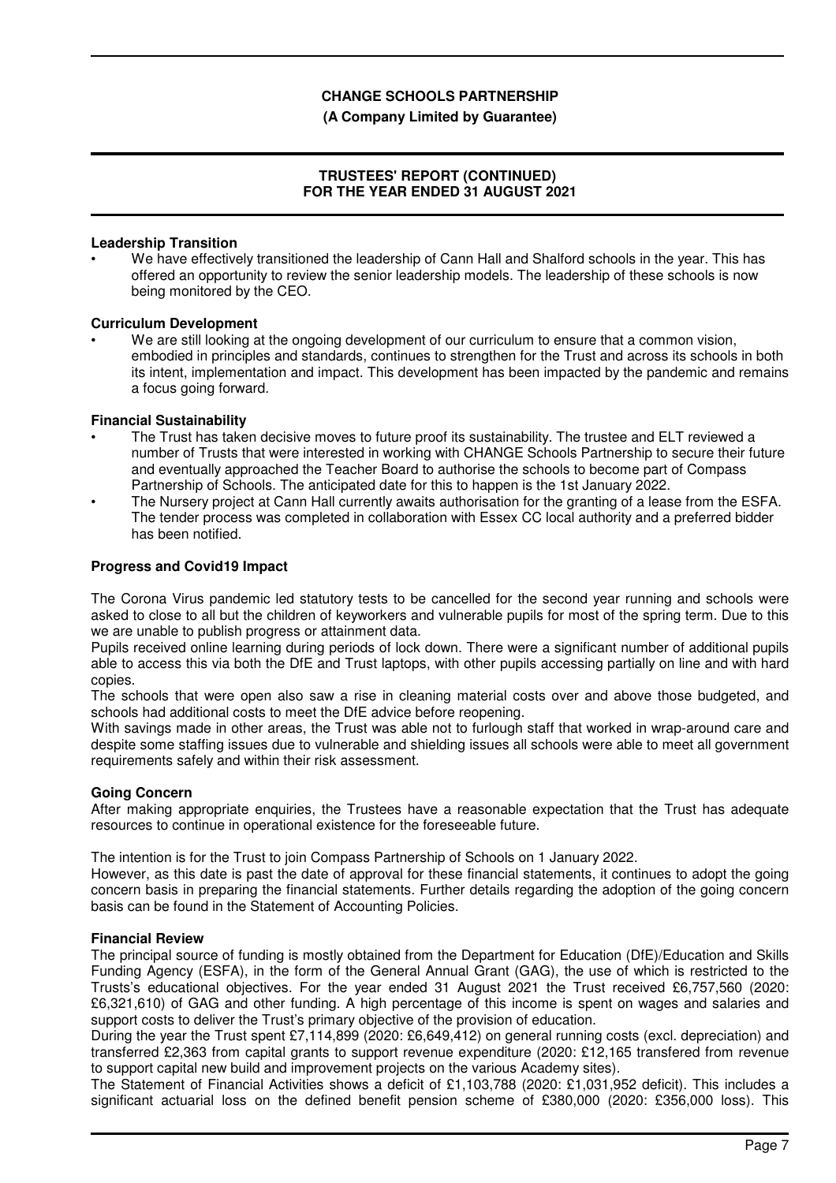**Leadership Transition**

- We have effectively transitioned the leadership of Cann Hall and Shalford schools in the year. This has offered an opportunity to review the senior leadership models. The leadership of these schools is now being monitored by the CEO.

**Curriculum Development**

- We are still looking at the ongoing development of our curriculum to ensure that a common vision, embodied in principles and standards, continues to strengthen for the Trust and across its schools in both its intent, implementation and impact. This development has been impacted by the pandemic and remains a focus going forward.

**Financial Sustainability**

- The Trust has taken decisive moves to future proof its sustainability. The trustee and ELT reviewed a number of Trusts that were interested in working with CHANGE Schools Partnership to secure their future and eventually approached the Teacher Board to authorise the schools to become part of Compass Partnership of Schools. The anticipated date for this to happen is the 1st January 2022.
- The Nursery project at Cann Hall currently awaits authorisation for the granting of a lease from the ESFA. The tender process was completed in collaboration with Essex CC local authority and a preferred bidder has been notified.

**Progress and Covid19 Impact**

The Corona Virus pandemic led statutory tests to be cancelled for the second year running and schools were asked to close to all but the children of keyworkers and vulnerable pupils for most of the spring term. Due to this we are unable to publish progress or attainment data.

Pupils received online learning during periods of lock down. There were a significant number of additional pupils able to access this via both the DfE and Trust laptops, with other pupils accessing partially on line and with hard copies.

The schools that were open also saw a rise in cleaning material costs over and above those budgeted, and schools had additional costs to meet the DfE advice before reopening.

With savings made in other areas, the Trust was able not to furlough staff that worked in wrap-around care and despite some staffing issues due to vulnerable and shielding issues all schools were able to meet all government requirements safely and within their risk assessment.

**Going Concern**

After making appropriate enquiries, the Trustees have a reasonable expectation that the Trust has adequate resources to continue in operational existence for the foreseeable future.

The intention is for the Trust to join Compass Partnership of Schools on 1 January 2022.

However, as this date is past the date of approval for these financial statements, it continues to adopt the going concern basis in preparing the financial statements. Further details regarding the adoption of the going concern basis can be found in the Statement of Accounting Policies.

**Financial Review**

The principal source of funding is mostly obtained from the Department for Education (DfE)/Education and Skills Funding Agency (ESFA), in the form of the General Annual Grant (GAG), the use of which is restricted to the Trusts's educational objectives. For the year ended 31 August 2021 the Trust received £6,757,560 (2020: £6,321,610) of GAG and other funding. A high percentage of this income is spent on wages and salaries and support costs to deliver the Trust's primary objective of the provision of education.

During the year the Trust spent £7,114,899 (2020: £6,649,412) on general running costs (excl. depreciation) and transferred £2,363 from capital grants to support revenue expenditure (2020: £12,165 transfered from revenue to support capital new build and improvement projects on the various Academy sites).

The Statement of Financial Activities shows a deficit of £1,103,788 (2020: £1,031,952 deficit). This includes a significant actuarial loss on the defined benefit pension scheme of £380,000 (2020: £356,000 loss). This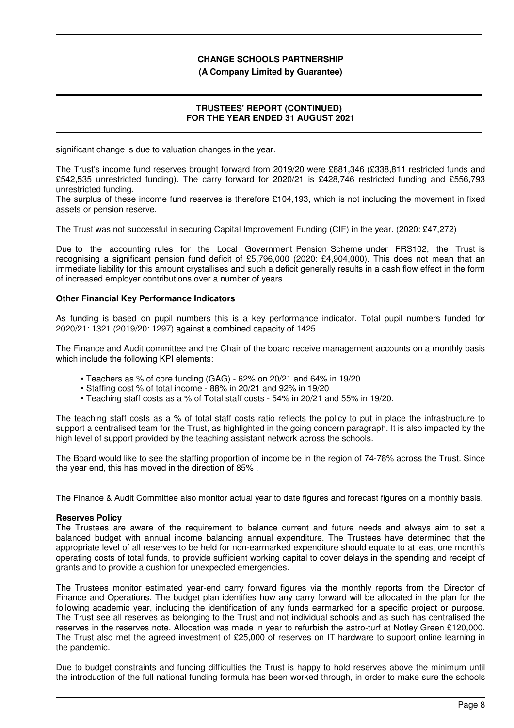significant change is due to valuation changes in the year.

The Trust's income fund reserves brought forward from 2019/20 were £881,346 (£338,811 restricted funds and £542,535 unrestricted funding). The carry forward for 2020/21 is £428,746 restricted funding and £556,793 unrestricted funding.
The surplus of these income fund reserves is therefore £104,193, which is not including the movement in fixed assets or pension reserve.

The Trust was not successful in securing Capital Improvement Funding (CIF) in the year. (2020: £47,272)

Due to the accounting rules for the Local Government Pension Scheme under FRS102, the Trust is recognising a significant pension fund deficit of £5,796,000 (2020: £4,904,000). This does not mean that an immediate liability for this amount crystallises and such a deficit generally results in a cash flow effect in the form of increased employer contributions over a number of years.

**Other Financial Key Performance Indicators**

As funding is based on pupil numbers this is a key performance indicator. Total pupil numbers funded for 2020/21: 1321 (2019/20: 1297) against a combined capacity of 1425.

The Finance and Audit committee and the Chair of the board receive management accounts on a monthly basis which include the following KPI elements:

- Teachers as % of core funding (GAG) - 62% on 20/21 and 64% in 19/20
- Staffing cost % of total income - 88% in 20/21 and 92% in 19/20
- Teaching staff costs as a % of Total staff costs - 54% in 20/21 and 55% in 19/20.

The teaching staff costs as a % of total staff costs ratio reflects the policy to put in place the infrastructure to support a centralised team for the Trust, as highlighted in the going concern paragraph. It is also impacted by the high level of support provided by the teaching assistant network across the schools.

The Board would like to see the staffing proportion of income be in the region of 74-78% across the Trust. Since the year end, this has moved in the direction of 85% .

The Finance & Audit Committee also monitor actual year to date figures and forecast figures on a monthly basis.

**Reserves Policy**

The Trustees are aware of the requirement to balance current and future needs and always aim to set a balanced budget with annual income balancing annual expenditure. The Trustees have determined that the appropriate level of all reserves to be held for non-earmarked expenditure should equate to at least one month's operating costs of total funds, to provide sufficient working capital to cover delays in the spending and receipt of grants and to provide a cushion for unexpected emergencies.

The Trustees monitor estimated year-end carry forward figures via the monthly reports from the Director of Finance and Operations. The budget plan identifies how any carry forward will be allocated in the plan for the following academic year, including the identification of any funds earmarked for a specific project or purpose. The Trust see all reserves as belonging to the Trust and not individual schools and as such has centralised the reserves in the reserves note. Allocation was made in year to refurbish the astro-turf at Notley Green £120,000. The Trust also met the agreed investment of £25,000 of reserves on IT hardware to support online learning in the pandemic.

Due to budget constraints and funding difficulties the Trust is happy to hold reserves above the minimum until the introduction of the full national funding formula has been worked through, in order to make sure the schools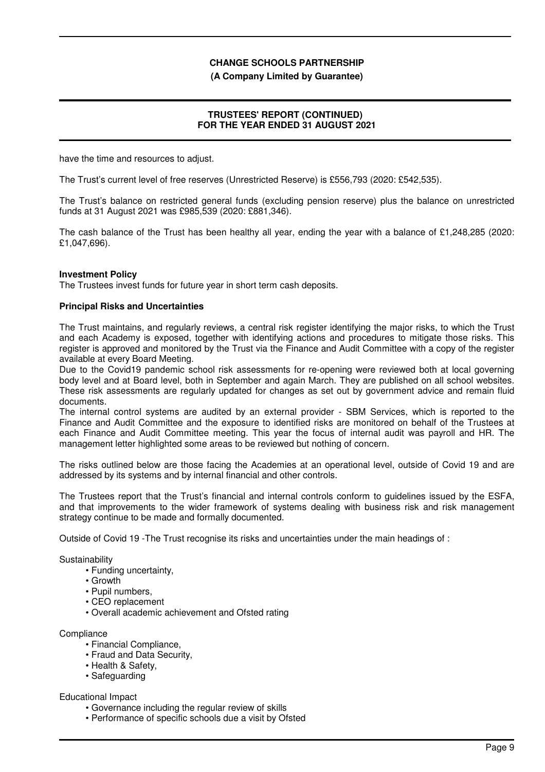have the time and resources to adjust.

The Trust's current level of free reserves (Unrestricted Reserve) is £556,793 (2020: £542,535).

The Trust's balance on restricted general funds (excluding pension reserve) plus the balance on unrestricted funds at 31 August 2021 was £985,539 (2020: £881,346).

The cash balance of the Trust has been healthy all year, ending the year with a balance of £1,248,285 (2020: £1,047,696).

**Investment Policy**

The Trustees invest funds for future year in short term cash deposits.

**Principal Risks and Uncertainties**

The Trust maintains, and regularly reviews, a central risk register identifying the major risks, to which the Trust and each Academy is exposed, together with identifying actions and procedures to mitigate those risks. This register is approved and monitored by the Trust via the Finance and Audit Committee with a copy of the register available at every Board Meeting.

Due to the Covid19 pandemic school risk assessments for re-opening were reviewed both at local governing body level and at Board level, both in September and again March. They are published on all school websites. These risk assessments are regularly updated for changes as set out by government advice and remain fluid documents.

The internal control systems are audited by an external provider - SBM Services, which is reported to the Finance and Audit Committee and the exposure to identified risks are monitored on behalf of the Trustees at each Finance and Audit Committee meeting. This year the focus of internal audit was payroll and HR. The management letter highlighted some areas to be reviewed but nothing of concern.

The risks outlined below are those facing the Academies at an operational level, outside of Covid 19 and are addressed by its systems and by internal financial and other controls.

The Trustees report that the Trust's financial and internal controls conform to guidelines issued by the ESFA, and that improvements to the wider framework of systems dealing with business risk and risk management strategy continue to be made and formally documented.

Outside of Covid 19 -The Trust recognise its risks and uncertainties under the main headings of :

Sustainability

- Funding uncertainty,
- Growth
- Pupil numbers,
- CEO replacement
- Overall academic achievement and Ofsted rating

Compliance

- Financial Compliance,
- Fraud and Data Security,
- Health & Safety,
- Safeguarding

Educational Impact

- Governance including the regular review of skills
- Performance of specific schools due a visit by Ofsted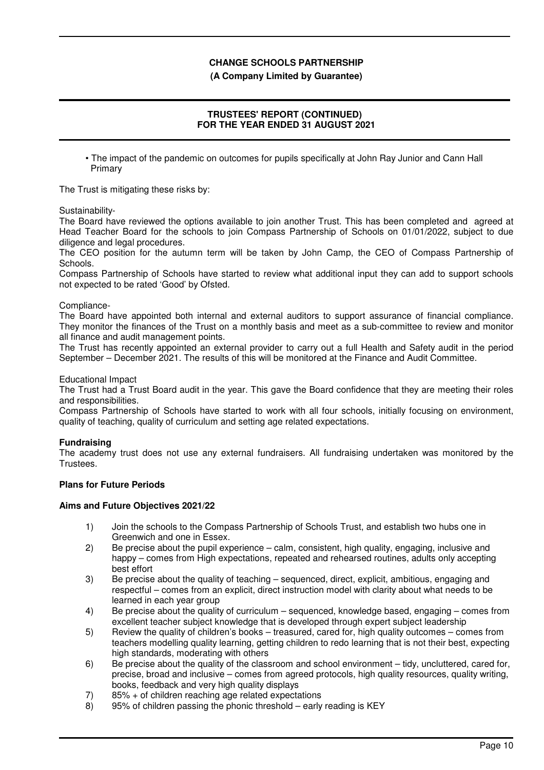- The impact of the pandemic on outcomes for pupils specifically at John Ray Junior and Cann Hall Primary

The Trust is mitigating these risks by:

Sustainability-

The Board have reviewed the options available to join another Trust. This has been completed and agreed at Head Teacher Board for the schools to join Compass Partnership of Schools on 01/01/2022, subject to due diligence and legal procedures.

The CEO position for the autumn term will be taken by John Camp, the CEO of Compass Partnership of Schools.

Compass Partnership of Schools have started to review what additional input they can add to support schools not expected to be rated 'Good' by Ofsted.

Compliance-

The Board have appointed both internal and external auditors to support assurance of financial compliance. They monitor the finances of the Trust on a monthly basis and meet as a sub-committee to review and monitor all finance and audit management points.

The Trust has recently appointed an external provider to carry out a full Health and Safety audit in the period September – December 2021. The results of this will be monitored at the Finance and Audit Committee.

Educational Impact

The Trust had a Trust Board audit in the year. This gave the Board confidence that they are meeting their roles and responsibilities.

Compass Partnership of Schools have started to work with all four schools, initially focusing on environment, quality of teaching, quality of curriculum and setting age related expectations.

**Fundraising**

The academy trust does not use any external fundraisers. All fundraising undertaken was monitored by the Trustees.

**Plans for Future Periods**

**Aims and Future Objectives 2021/22**

1) Join the schools to the Compass Partnership of Schools Trust, and establish two hubs one in Greenwich and one in Essex.
2) Be precise about the pupil experience – calm, consistent, high quality, engaging, inclusive and happy – comes from High expectations, repeated and rehearsed routines, adults only accepting best effort
3) Be precise about the quality of teaching – sequenced, direct, explicit, ambitious, engaging and respectful – comes from an explicit, direct instruction model with clarity about what needs to be learned in each year group
4) Be precise about the quality of curriculum – sequenced, knowledge based, engaging – comes from excellent teacher subject knowledge that is developed through expert subject leadership
5) Review the quality of children's books – treasured, cared for, high quality outcomes – comes from teachers modelling quality learning, getting children to redo learning that is not their best, expecting high standards, moderating with others
6) Be precise about the quality of the classroom and school environment – tidy, uncluttered, cared for, precise, broad and inclusive – comes from agreed protocols, high quality resources, quality writing, books, feedback and very high quality displays
7) 85% + of children reaching age related expectations
8) 95% of children passing the phonic threshold – early reading is KEY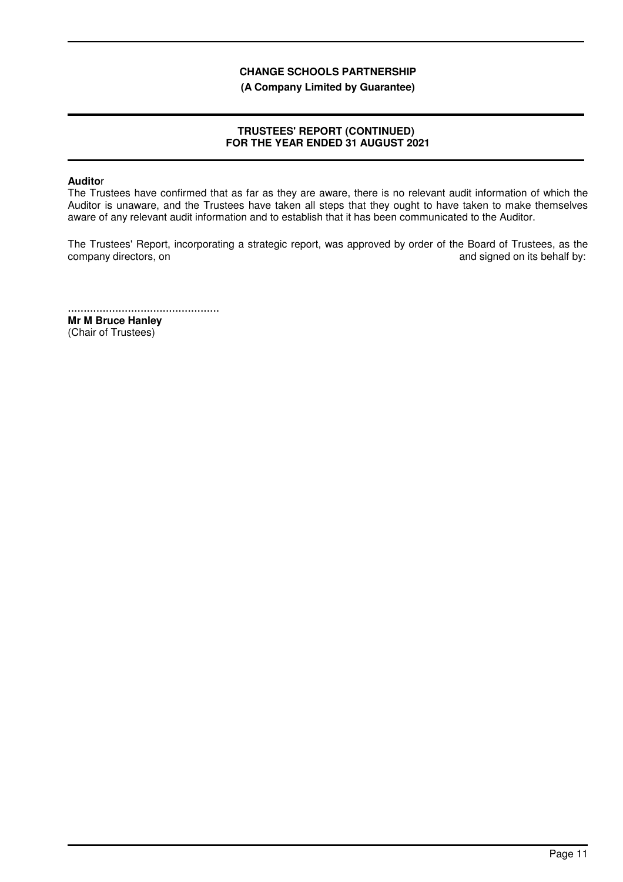**Auditor**

The Trustees have confirmed that as far as they are aware, there is no relevant audit information of which the Auditor is unaware, and the Trustees have taken all steps that they ought to have taken to make themselves aware of any relevant audit information and to establish that it has been communicated to the Auditor.

The Trustees' Report, incorporating a strategic report, was approved by order of the Board of Trustees, as the company directors, on and signed on its behalf by:

................................................

**Mr M Bruce Hanley**
(Chair of Trustees)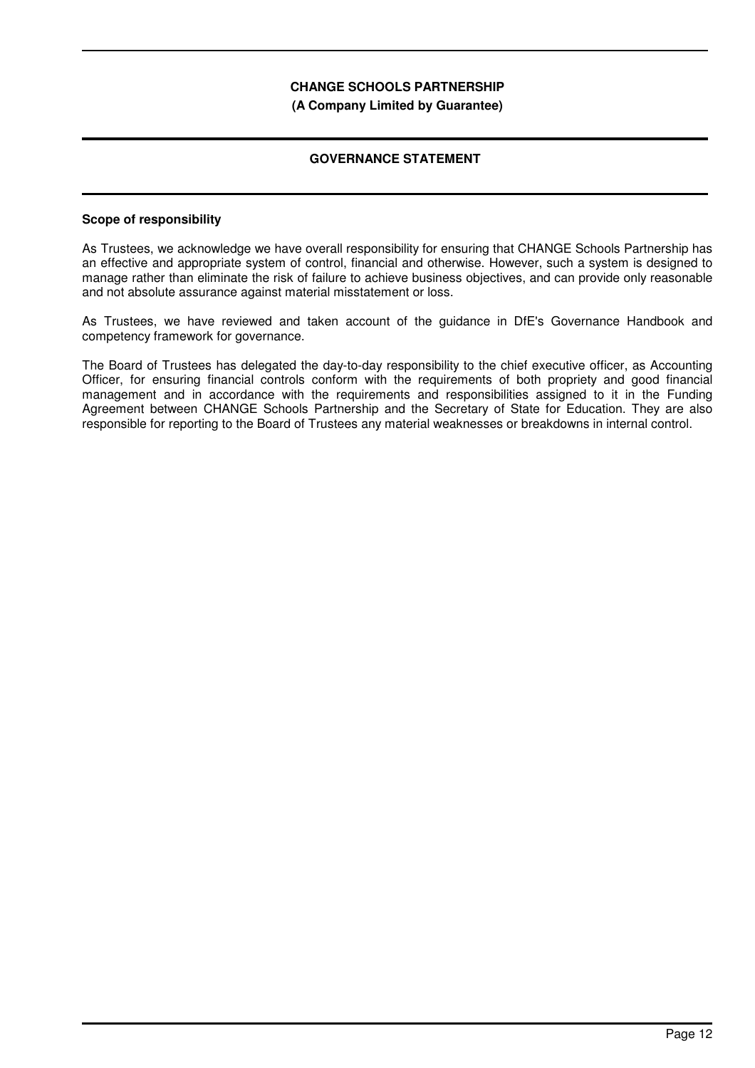# CHANGE SCHOOLS PARTNERSHIP

**(A Company Limited by Guarantee)**

## GOVERNANCE STATEMENT

### Scope of responsibility

As Trustees, we acknowledge we have overall responsibility for ensuring that CHANGE Schools Partnership has an effective and appropriate system of control, financial and otherwise. However, such a system is designed to manage rather than eliminate the risk of failure to achieve business objectives, and can provide only reasonable and not absolute assurance against material misstatement or loss.

As Trustees, we have reviewed and taken account of the guidance in DfE's Governance Handbook and competency framework for governance.

The Board of Trustees has delegated the day-to-day responsibility to the chief executive officer, as Accounting Officer, for ensuring financial controls conform with the requirements of both propriety and good financial management and in accordance with the requirements and responsibilities assigned to it in the Funding Agreement between CHANGE Schools Partnership and the Secretary of State for Education. They are also responsible for reporting to the Board of Trustees any material weaknesses or breakdowns in internal control.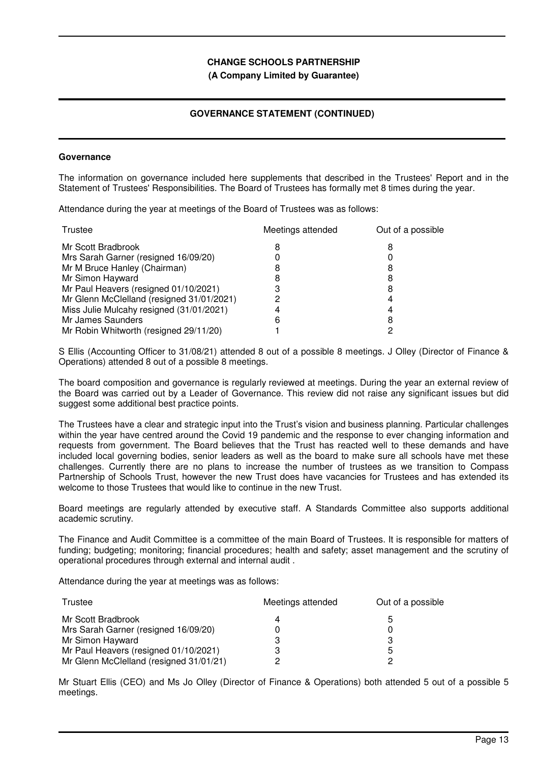**CHANGE SCHOOLS PARTNERSHIP**
**(A Company Limited by Guarantee)**

**GOVERNANCE STATEMENT (CONTINUED)**

**Governance**

The information on governance included here supplements that described in the Trustees' Report and in the Statement of Trustees' Responsibilities. The Board of Trustees has formally met 8 times during the year.

Attendance during the year at meetings of the Board of Trustees was as follows:

| Trustee | Meetings attended | Out of a possible |
|---|---|---|
| Mr Scott Bradbrook | 8 | 8 |
| Mrs Sarah Garner (resigned 16/09/20) | 0 | 0 |
| Mr M Bruce Hanley (Chairman) | 8 | 8 |
| Mr Simon Hayward | 8 | 8 |
| Mr Paul Heavers (resigned 01/10/2021) | 3 | 8 |
| Mr Glenn McClelland (resigned 31/01/2021) | 2 | 4 |
| Miss Julie Mulcahy resigned (31/01/2021) | 4 | 4 |
| Mr James Saunders | 6 | 8 |
| Mr Robin Whitworth (resigned 29/11/20) | 1 | 2 |

S Ellis (Accounting Officer to 31/08/21) attended 8 out of a possible 8 meetings. J Olley (Director of Finance & Operations) attended 8 out of a possible 8 meetings.

The board composition and governance is regularly reviewed at meetings. During the year an external review of the Board was carried out by a Leader of Governance. This review did not raise any significant issues but did suggest some additional best practice points.

The Trustees have a clear and strategic input into the Trust's vision and business planning. Particular challenges within the year have centred around the Covid 19 pandemic and the response to ever changing information and requests from government. The Board believes that the Trust has reacted well to these demands and have included local governing bodies, senior leaders as well as the board to make sure all schools have met these challenges. Currently there are no plans to increase the number of trustees as we transition to Compass Partnership of Schools Trust, however the new Trust does have vacancies for Trustees and has extended its welcome to those Trustees that would like to continue in the new Trust.

Board meetings are regularly attended by executive staff. A Standards Committee also supports additional academic scrutiny.

The Finance and Audit Committee is a committee of the main Board of Trustees. It is responsible for matters of funding; budgeting; monitoring; financial procedures; health and safety; asset management and the scrutiny of operational procedures through external and internal audit .

Attendance during the year at meetings was as follows:

| Trustee | Meetings attended | Out of a possible |
|---|---|---|
| Mr Scott Bradbrook | 4 | 5 |
| Mrs Sarah Garner (resigned 16/09/20) | 0 | 0 |
| Mr Simon Hayward | 3 | 3 |
| Mr Paul Heavers (resigned 01/10/2021) | 3 | 5 |
| Mr Glenn McClelland (resigned 31/01/21) | 2 | 2 |

Mr Stuart Ellis (CEO) and Ms Jo Olley (Director of Finance & Operations) both attended 5 out of a possible 5 meetings.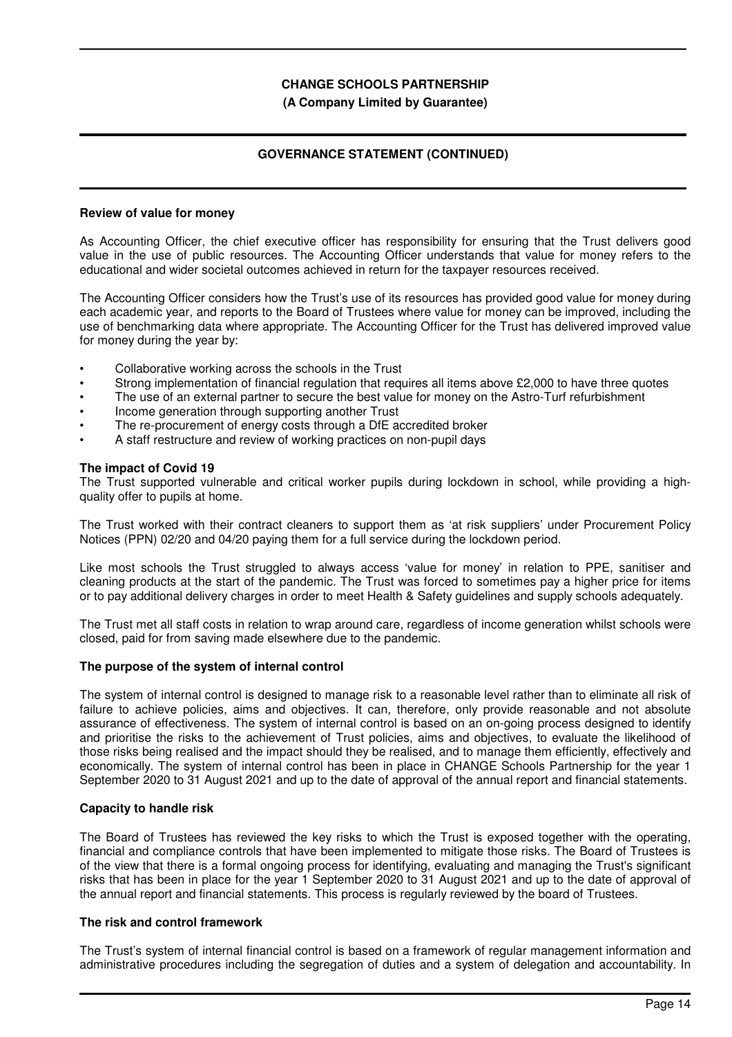## Review of value for money

As Accounting Officer, the chief executive officer has responsibility for ensuring that the Trust delivers good value in the use of public resources. The Accounting Officer understands that value for money refers to the educational and wider societal outcomes achieved in return for the taxpayer resources received.

The Accounting Officer considers how the Trust's use of its resources has provided good value for money during each academic year, and reports to the Board of Trustees where value for money can be improved, including the use of benchmarking data where appropriate. The Accounting Officer for the Trust has delivered improved value for money during the year by:

- Collaborative working across the schools in the Trust
- Strong implementation of financial regulation that requires all items above £2,000 to have three quotes
- The use of an external partner to secure the best value for money on the Astro-Turf refurbishment
- Income generation through supporting another Trust
- The re-procurement of energy costs through a DfE accredited broker
- A staff restructure and review of working practices on non-pupil days

## The impact of Covid 19

The Trust supported vulnerable and critical worker pupils during lockdown in school, while providing a high-quality offer to pupils at home.

The Trust worked with their contract cleaners to support them as 'at risk suppliers' under Procurement Policy Notices (PPN) 02/20 and 04/20 paying them for a full service during the lockdown period.

Like most schools the Trust struggled to always access 'value for money' in relation to PPE, sanitiser and cleaning products at the start of the pandemic. The Trust was forced to sometimes pay a higher price for items or to pay additional delivery charges in order to meet Health & Safety guidelines and supply schools adequately.

The Trust met all staff costs in relation to wrap around care, regardless of income generation whilst schools were closed, paid for from saving made elsewhere due to the pandemic.

## The purpose of the system of internal control

The system of internal control is designed to manage risk to a reasonable level rather than to eliminate all risk of failure to achieve policies, aims and objectives. It can, therefore, only provide reasonable and not absolute assurance of effectiveness. The system of internal control is based on an on-going process designed to identify and prioritise the risks to the achievement of Trust policies, aims and objectives, to evaluate the likelihood of those risks being realised and the impact should they be realised, and to manage them efficiently, effectively and economically. The system of internal control has been in place in CHANGE Schools Partnership for the year 1 September 2020 to 31 August 2021 and up to the date of approval of the annual report and financial statements.

## Capacity to handle risk

The Board of Trustees has reviewed the key risks to which the Trust is exposed together with the operating, financial and compliance controls that have been implemented to mitigate those risks. The Board of Trustees is of the view that there is a formal ongoing process for identifying, evaluating and managing the Trust's significant risks that has been in place for the year 1 September 2020 to 31 August 2021 and up to the date of approval of the annual report and financial statements. This process is regularly reviewed by the board of Trustees.

## The risk and control framework

The Trust's system of internal financial control is based on a framework of regular management information and administrative procedures including the segregation of duties and a system of delegation and accountability. In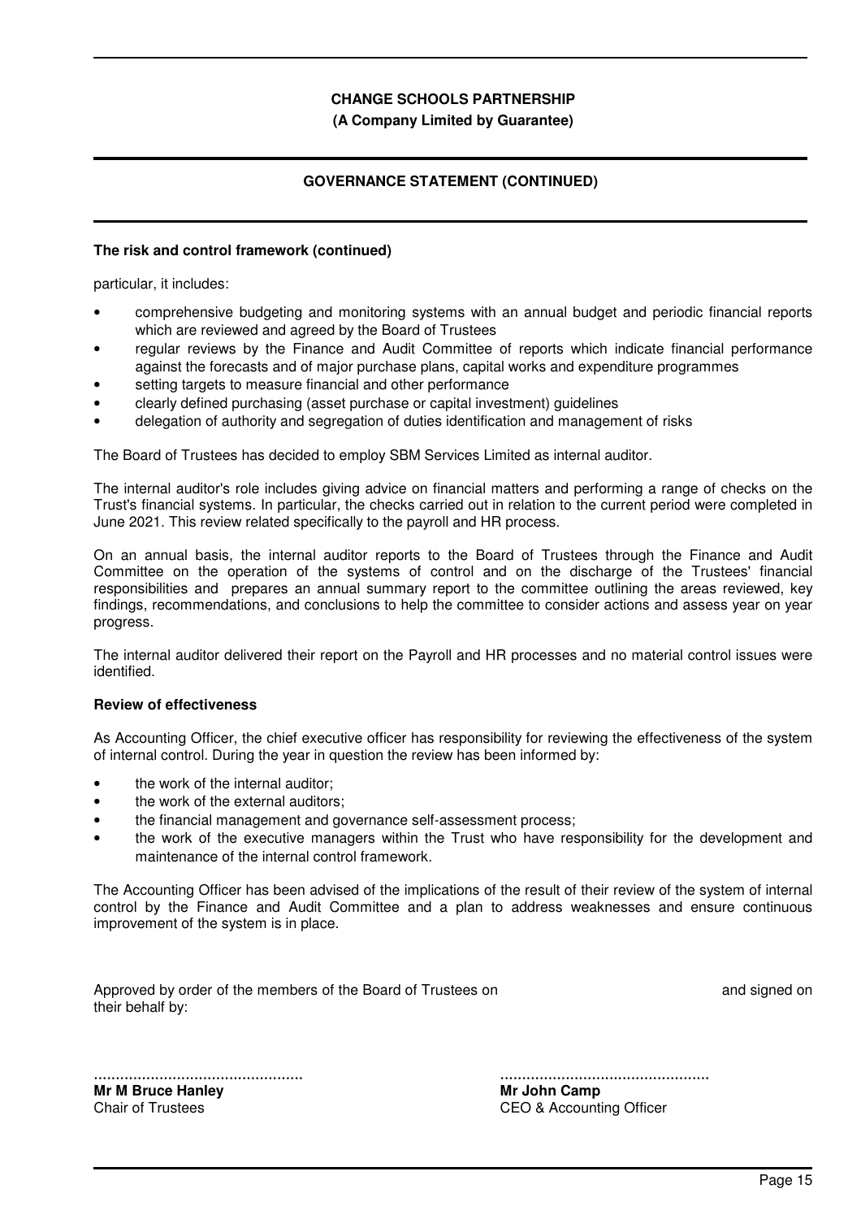## The risk and control framework (continued)

particular, it includes:

- comprehensive budgeting and monitoring systems with an annual budget and periodic financial reports which are reviewed and agreed by the Board of Trustees
- regular reviews by the Finance and Audit Committee of reports which indicate financial performance against the forecasts and of major purchase plans, capital works and expenditure programmes
- setting targets to measure financial and other performance
- clearly defined purchasing (asset purchase or capital investment) guidelines
- delegation of authority and segregation of duties identification and management of risks

The Board of Trustees has decided to employ SBM Services Limited as internal auditor.

The internal auditor's role includes giving advice on financial matters and performing a range of checks on the Trust's financial systems. In particular, the checks carried out in relation to the current period were completed in June 2021. This review related specifically to the payroll and HR process.

On an annual basis, the internal auditor reports to the Board of Trustees through the Finance and Audit Committee on the operation of the systems of control and on the discharge of the Trustees' financial responsibilities and prepares an annual summary report to the committee outlining the areas reviewed, key findings, recommendations, and conclusions to help the committee to consider actions and assess year on year progress.

The internal auditor delivered their report on the Payroll and HR processes and no material control issues were identified.

## Review of effectiveness

As Accounting Officer, the chief executive officer has responsibility for reviewing the effectiveness of the system of internal control. During the year in question the review has been informed by:

- the work of the internal auditor;
- the work of the external auditors;
- the financial management and governance self-assessment process;
- the work of the executive managers within the Trust who have responsibility for the development and maintenance of the internal control framework.

The Accounting Officer has been advised of the implications of the result of their review of the system of internal control by the Finance and Audit Committee and a plan to address weaknesses and ensure continuous improvement of the system is in place.

Approved by order of the members of the Board of Trustees on and signed on their behalf by:

................................................
**Mr M Bruce Hanley**
Chair of Trustees

................................................
**Mr John Camp**
CEO & Accounting Officer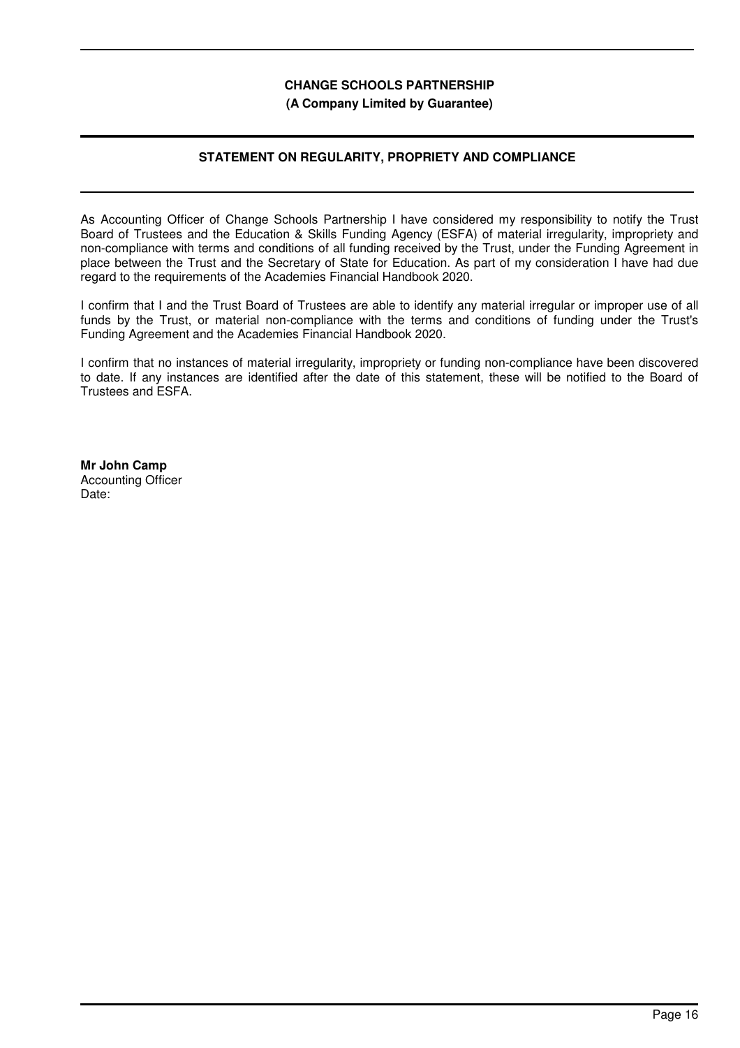**CHANGE SCHOOLS PARTNERSHIP**
**(A Company Limited by Guarantee)**

## STATEMENT ON REGULARITY, PROPRIETY AND COMPLIANCE

As Accounting Officer of Change Schools Partnership I have considered my responsibility to notify the Trust Board of Trustees and the Education & Skills Funding Agency (ESFA) of material irregularity, impropriety and non-compliance with terms and conditions of all funding received by the Trust, under the Funding Agreement in place between the Trust and the Secretary of State for Education. As part of my consideration I have had due regard to the requirements of the Academies Financial Handbook 2020.

I confirm that I and the Trust Board of Trustees are able to identify any material irregular or improper use of all funds by the Trust, or material non-compliance with the terms and conditions of funding under the Trust's Funding Agreement and the Academies Financial Handbook 2020.

I confirm that no instances of material irregularity, impropriety or funding non-compliance have been discovered to date. If any instances are identified after the date of this statement, these will be notified to the Board of Trustees and ESFA.

**Mr John Camp**
Accounting Officer
Date: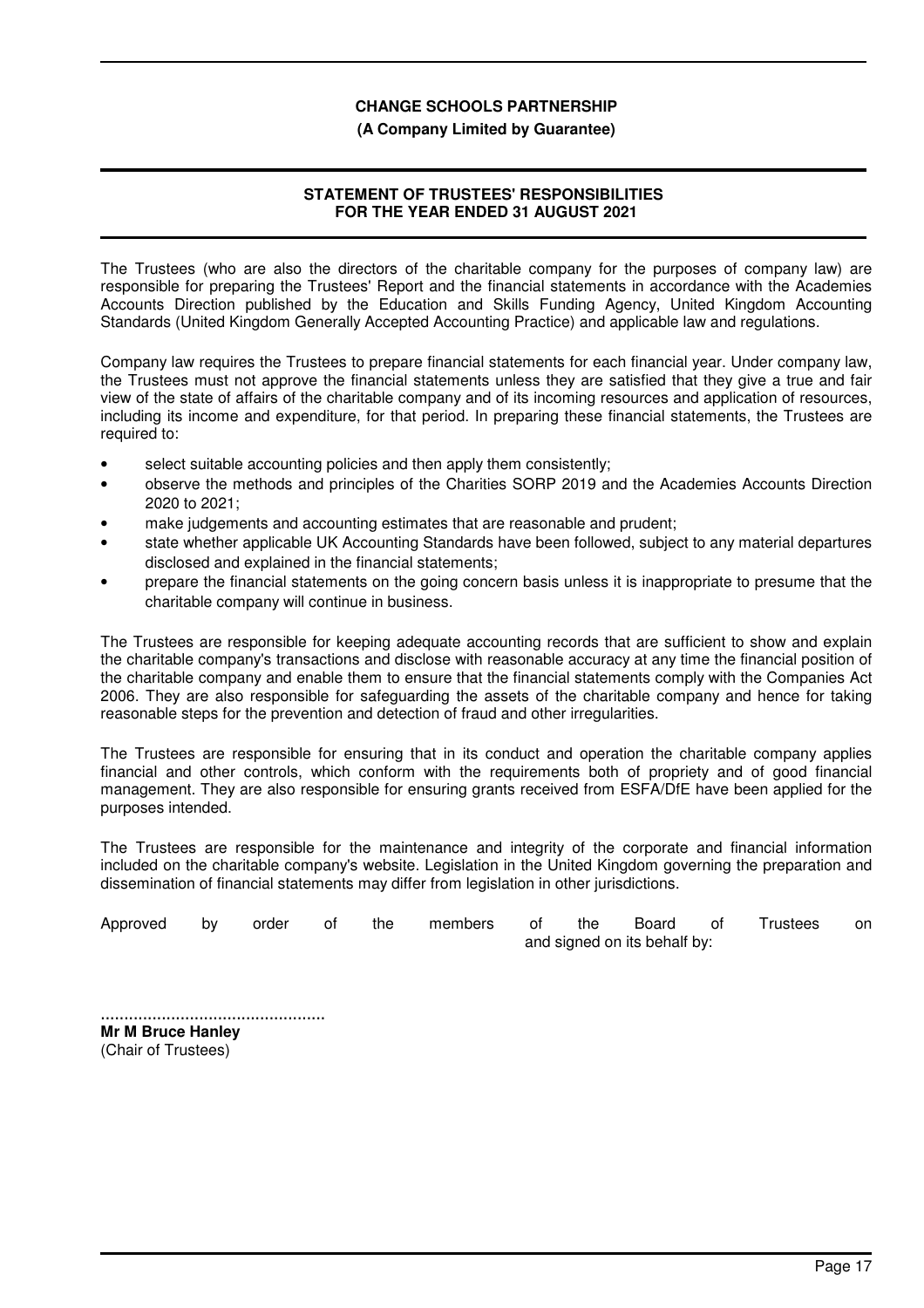**CHANGE SCHOOLS PARTNERSHIP**

**(A Company Limited by Guarantee)**

**STATEMENT OF TRUSTEES' RESPONSIBILITIES FOR THE YEAR ENDED 31 AUGUST 2021**

The Trustees (who are also the directors of the charitable company for the purposes of company law) are responsible for preparing the Trustees' Report and the financial statements in accordance with the Academies Accounts Direction published by the Education and Skills Funding Agency, United Kingdom Accounting Standards (United Kingdom Generally Accepted Accounting Practice) and applicable law and regulations.

Company law requires the Trustees to prepare financial statements for each financial year. Under company law, the Trustees must not approve the financial statements unless they are satisfied that they give a true and fair view of the state of affairs of the charitable company and of its incoming resources and application of resources, including its income and expenditure, for that period. In preparing these financial statements, the Trustees are required to:

- select suitable accounting policies and then apply them consistently;
- observe the methods and principles of the Charities SORP 2019 and the Academies Accounts Direction 2020 to 2021;
- make judgements and accounting estimates that are reasonable and prudent;
- state whether applicable UK Accounting Standards have been followed, subject to any material departures disclosed and explained in the financial statements;
- prepare the financial statements on the going concern basis unless it is inappropriate to presume that the charitable company will continue in business.

The Trustees are responsible for keeping adequate accounting records that are sufficient to show and explain the charitable company's transactions and disclose with reasonable accuracy at any time the financial position of the charitable company and enable them to ensure that the financial statements comply with the Companies Act 2006. They are also responsible for safeguarding the assets of the charitable company and hence for taking reasonable steps for the prevention and detection of fraud and other irregularities.

The Trustees are responsible for ensuring that in its conduct and operation the charitable company applies financial and other controls, which conform with the requirements both of propriety and of good financial management. They are also responsible for ensuring grants received from ESFA/DfE have been applied for the purposes intended.

The Trustees are responsible for the maintenance and integrity of the corporate and financial information included on the charitable company's website. Legislation in the United Kingdom governing the preparation and dissemination of financial statements may differ from legislation in other jurisdictions.

Approved by order of the members of the Board of Trustees on and signed on its behalf by:

................................................

**Mr M Bruce Hanley**
(Chair of Trustees)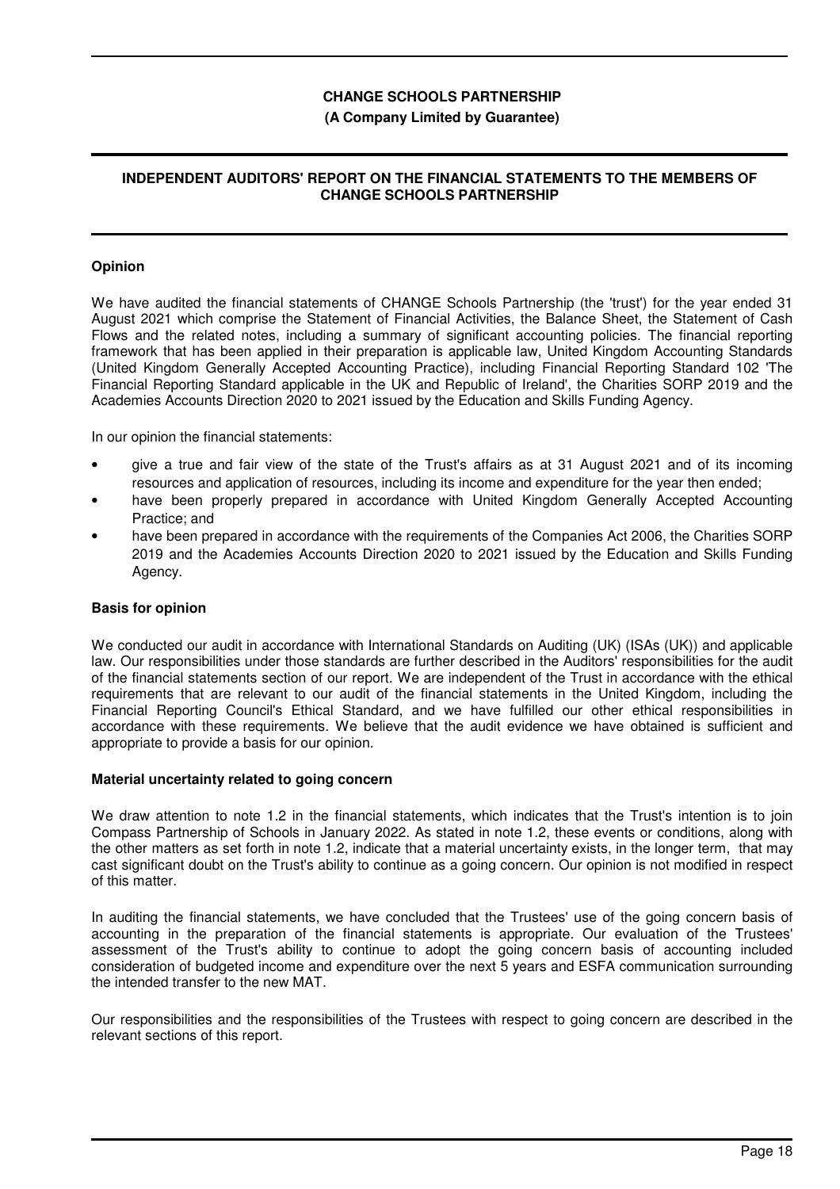# CHANGE SCHOOLS PARTNERSHIP

**(A Company Limited by Guarantee)**

## INDEPENDENT AUDITORS' REPORT ON THE FINANCIAL STATEMENTS TO THE MEMBERS OF CHANGE SCHOOLS PARTNERSHIP

### Opinion

We have audited the financial statements of CHANGE Schools Partnership (the 'trust') for the year ended 31 August 2021 which comprise the Statement of Financial Activities, the Balance Sheet, the Statement of Cash Flows and the related notes, including a summary of significant accounting policies. The financial reporting framework that has been applied in their preparation is applicable law, United Kingdom Accounting Standards (United Kingdom Generally Accepted Accounting Practice), including Financial Reporting Standard 102 'The Financial Reporting Standard applicable in the UK and Republic of Ireland', the Charities SORP 2019 and the Academies Accounts Direction 2020 to 2021 issued by the Education and Skills Funding Agency.

In our opinion the financial statements:

- give a true and fair view of the state of the Trust's affairs as at 31 August 2021 and of its incoming resources and application of resources, including its income and expenditure for the year then ended;
- have been properly prepared in accordance with United Kingdom Generally Accepted Accounting Practice; and
- have been prepared in accordance with the requirements of the Companies Act 2006, the Charities SORP 2019 and the Academies Accounts Direction 2020 to 2021 issued by the Education and Skills Funding Agency.

### Basis for opinion

We conducted our audit in accordance with International Standards on Auditing (UK) (ISAs (UK)) and applicable law. Our responsibilities under those standards are further described in the Auditors' responsibilities for the audit of the financial statements section of our report. We are independent of the Trust in accordance with the ethical requirements that are relevant to our audit of the financial statements in the United Kingdom, including the Financial Reporting Council's Ethical Standard, and we have fulfilled our other ethical responsibilities in accordance with these requirements. We believe that the audit evidence we have obtained is sufficient and appropriate to provide a basis for our opinion.

### Material uncertainty related to going concern

We draw attention to note 1.2 in the financial statements, which indicates that the Trust's intention is to join Compass Partnership of Schools in January 2022. As stated in note 1.2, these events or conditions, along with the other matters as set forth in note 1.2, indicate that a material uncertainty exists, in the longer term, that may cast significant doubt on the Trust's ability to continue as a going concern. Our opinion is not modified in respect of this matter.

In auditing the financial statements, we have concluded that the Trustees' use of the going concern basis of accounting in the preparation of the financial statements is appropriate. Our evaluation of the Trustees' assessment of the Trust's ability to continue to adopt the going concern basis of accounting included consideration of budgeted income and expenditure over the next 5 years and ESFA communication surrounding the intended transfer to the new MAT.

Our responsibilities and the responsibilities of the Trustees with respect to going concern are described in the relevant sections of this report.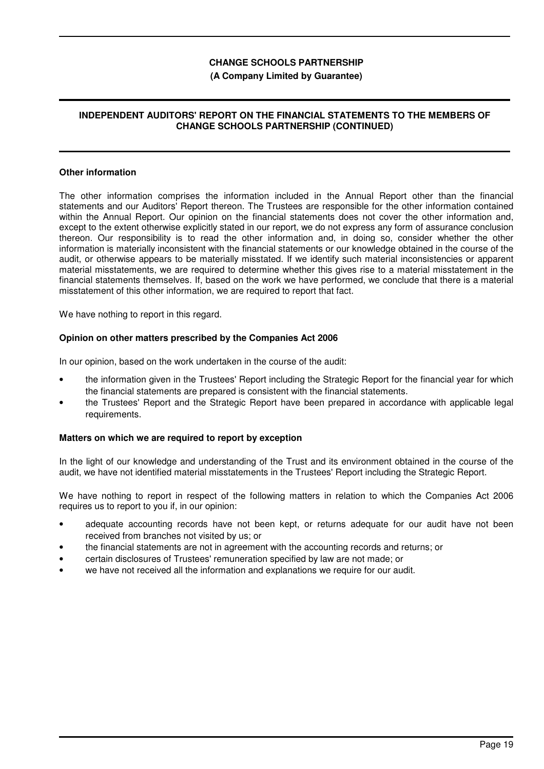**CHANGE SCHOOLS PARTNERSHIP**

**(A Company Limited by Guarantee)**

**INDEPENDENT AUDITORS' REPORT ON THE FINANCIAL STATEMENTS TO THE MEMBERS OF CHANGE SCHOOLS PARTNERSHIP (CONTINUED)**

### Other information

The other information comprises the information included in the Annual Report other than the financial statements and our Auditors' Report thereon. The Trustees are responsible for the other information contained within the Annual Report. Our opinion on the financial statements does not cover the other information and, except to the extent otherwise explicitly stated in our report, we do not express any form of assurance conclusion thereon. Our responsibility is to read the other information and, in doing so, consider whether the other information is materially inconsistent with the financial statements or our knowledge obtained in the course of the audit, or otherwise appears to be materially misstated. If we identify such material inconsistencies or apparent material misstatements, we are required to determine whether this gives rise to a material misstatement in the financial statements themselves. If, based on the work we have performed, we conclude that there is a material misstatement of this other information, we are required to report that fact.

We have nothing to report in this regard.

### Opinion on other matters prescribed by the Companies Act 2006

In our opinion, based on the work undertaken in the course of the audit:

- the information given in the Trustees' Report including the Strategic Report for the financial year for which the financial statements are prepared is consistent with the financial statements.
- the Trustees' Report and the Strategic Report have been prepared in accordance with applicable legal requirements.

### Matters on which we are required to report by exception

In the light of our knowledge and understanding of the Trust and its environment obtained in the course of the audit, we have not identified material misstatements in the Trustees' Report including the Strategic Report.

We have nothing to report in respect of the following matters in relation to which the Companies Act 2006 requires us to report to you if, in our opinion:

- adequate accounting records have not been kept, or returns adequate for our audit have not been received from branches not visited by us; or
- the financial statements are not in agreement with the accounting records and returns; or
- certain disclosures of Trustees' remuneration specified by law are not made; or
- we have not received all the information and explanations we require for our audit.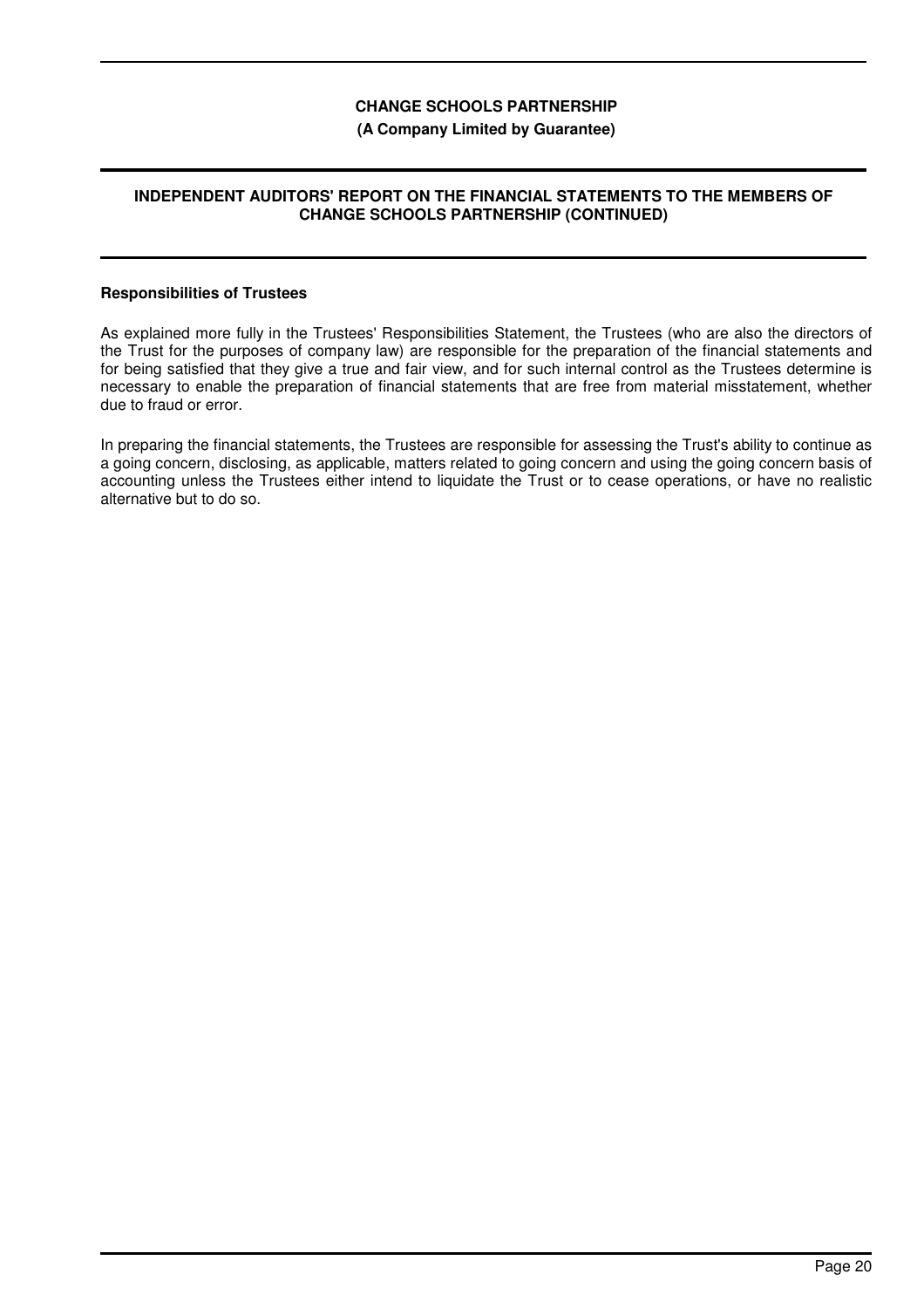## Responsibilities of Trustees

As explained more fully in the Trustees' Responsibilities Statement, the Trustees (who are also the directors of the Trust for the purposes of company law) are responsible for the preparation of the financial statements and for being satisfied that they give a true and fair view, and for such internal control as the Trustees determine is necessary to enable the preparation of financial statements that are free from material misstatement, whether due to fraud or error.

In preparing the financial statements, the Trustees are responsible for assessing the Trust's ability to continue as a going concern, disclosing, as applicable, matters related to going concern and using the going concern basis of accounting unless the Trustees either intend to liquidate the Trust or to cease operations, or have no realistic alternative but to do so.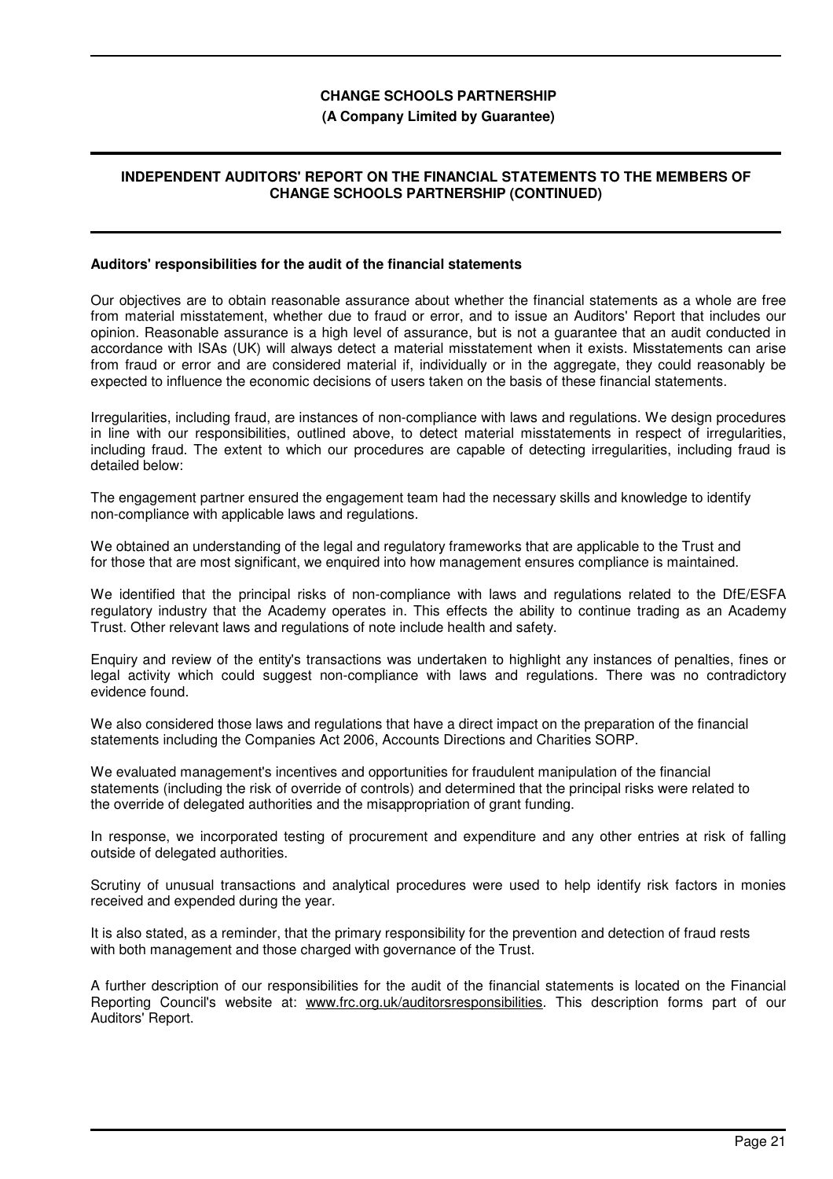**CHANGE SCHOOLS PARTNERSHIP**
**(A Company Limited by Guarantee)**

**INDEPENDENT AUDITORS' REPORT ON THE FINANCIAL STATEMENTS TO THE MEMBERS OF CHANGE SCHOOLS PARTNERSHIP (CONTINUED)**

**Auditors' responsibilities for the audit of the financial statements**

Our objectives are to obtain reasonable assurance about whether the financial statements as a whole are free from material misstatement, whether due to fraud or error, and to issue an Auditors' Report that includes our opinion. Reasonable assurance is a high level of assurance, but is not a guarantee that an audit conducted in accordance with ISAs (UK) will always detect a material misstatement when it exists. Misstatements can arise from fraud or error and are considered material if, individually or in the aggregate, they could reasonably be expected to influence the economic decisions of users taken on the basis of these financial statements.

Irregularities, including fraud, are instances of non-compliance with laws and regulations. We design procedures in line with our responsibilities, outlined above, to detect material misstatements in respect of irregularities, including fraud. The extent to which our procedures are capable of detecting irregularities, including fraud is detailed below:

The engagement partner ensured the engagement team had the necessary skills and knowledge to identify non-compliance with applicable laws and regulations.

We obtained an understanding of the legal and regulatory frameworks that are applicable to the Trust and for those that are most significant, we enquired into how management ensures compliance is maintained.

We identified that the principal risks of non-compliance with laws and regulations related to the DfE/ESFA regulatory industry that the Academy operates in. This effects the ability to continue trading as an Academy Trust. Other relevant laws and regulations of note include health and safety.

Enquiry and review of the entity's transactions was undertaken to highlight any instances of penalties, fines or legal activity which could suggest non-compliance with laws and regulations. There was no contradictory evidence found.

We also considered those laws and regulations that have a direct impact on the preparation of the financial statements including the Companies Act 2006, Accounts Directions and Charities SORP.

We evaluated management's incentives and opportunities for fraudulent manipulation of the financial statements (including the risk of override of controls) and determined that the principal risks were related to the override of delegated authorities and the misappropriation of grant funding.

In response, we incorporated testing of procurement and expenditure and any other entries at risk of falling outside of delegated authorities.

Scrutiny of unusual transactions and analytical procedures were used to help identify risk factors in monies received and expended during the year.

It is also stated, as a reminder, that the primary responsibility for the prevention and detection of fraud rests with both management and those charged with governance of the Trust.

A further description of our responsibilities for the audit of the financial statements is located on the Financial Reporting Council's website at: www.frc.org.uk/auditorsresponsibilities. This description forms part of our Auditors' Report.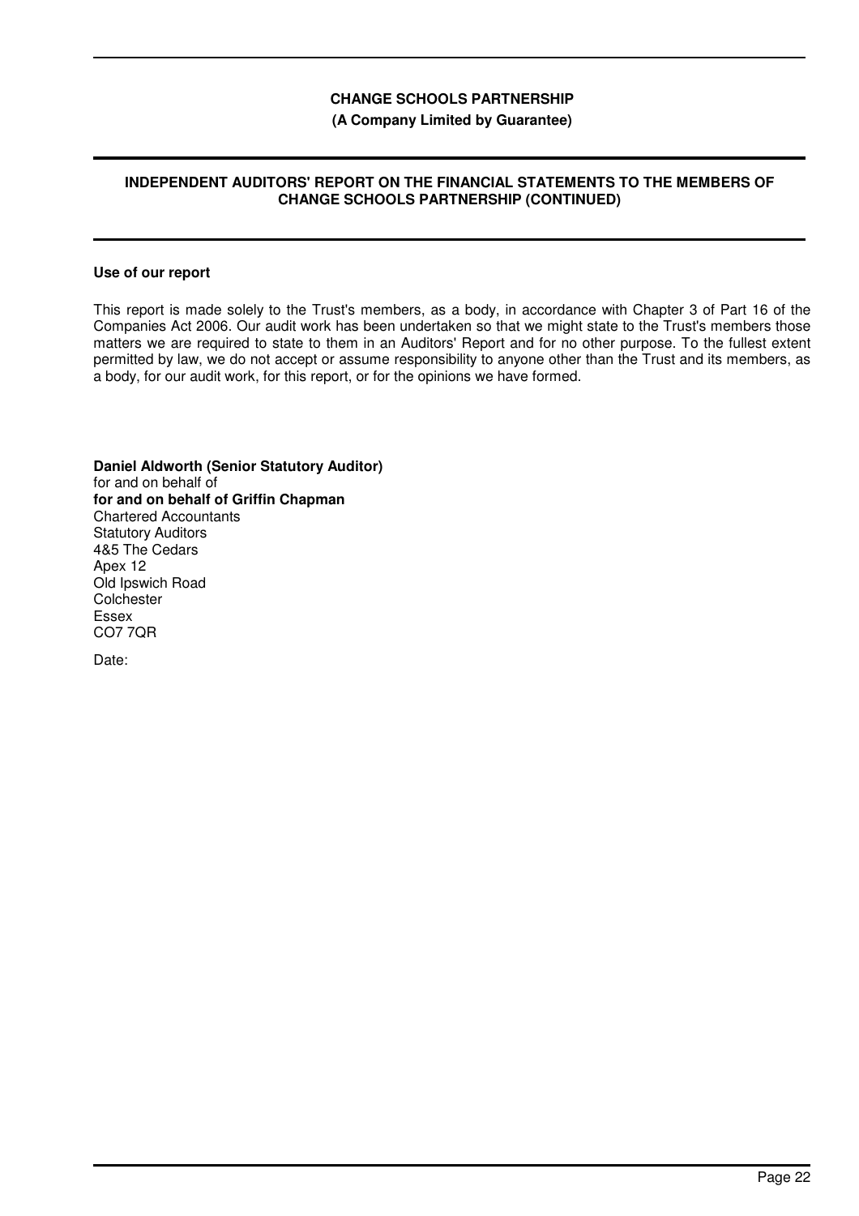**CHANGE SCHOOLS PARTNERSHIP**
**(A Company Limited by Guarantee)**

**INDEPENDENT AUDITORS' REPORT ON THE FINANCIAL STATEMENTS TO THE MEMBERS OF CHANGE SCHOOLS PARTNERSHIP (CONTINUED)**

**Use of our report**

This report is made solely to the Trust's members, as a body, in accordance with Chapter 3 of Part 16 of the Companies Act 2006. Our audit work has been undertaken so that we might state to the Trust's members those matters we are required to state to them in an Auditors' Report and for no other purpose. To the fullest extent permitted by law, we do not accept or assume responsibility to anyone other than the Trust and its members, as a body, for our audit work, for this report, or for the opinions we have formed.

**Daniel Aldworth (Senior Statutory Auditor)**
for and on behalf of
**for and on behalf of Griffin Chapman**
Chartered Accountants
Statutory Auditors
4&5 The Cedars
Apex 12
Old Ipswich Road
Colchester
Essex
CO7 7QR

Date: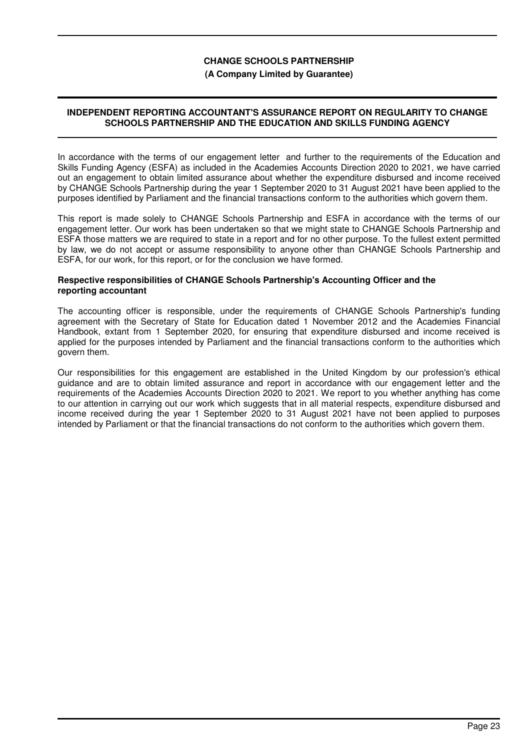**CHANGE SCHOOLS PARTNERSHIP**

**(A Company Limited by Guarantee)**

## INDEPENDENT REPORTING ACCOUNTANT'S ASSURANCE REPORT ON REGULARITY TO CHANGE SCHOOLS PARTNERSHIP AND THE EDUCATION AND SKILLS FUNDING AGENCY

In accordance with the terms of our engagement letter and further to the requirements of the Education and Skills Funding Agency (ESFA) as included in the Academies Accounts Direction 2020 to 2021, we have carried out an engagement to obtain limited assurance about whether the expenditure disbursed and income received by CHANGE Schools Partnership during the year 1 September 2020 to 31 August 2021 have been applied to the purposes identified by Parliament and the financial transactions conform to the authorities which govern them.

This report is made solely to CHANGE Schools Partnership and ESFA in accordance with the terms of our engagement letter. Our work has been undertaken so that we might state to CHANGE Schools Partnership and ESFA those matters we are required to state in a report and for no other purpose. To the fullest extent permitted by law, we do not accept or assume responsibility to anyone other than CHANGE Schools Partnership and ESFA, for our work, for this report, or for the conclusion we have formed.

### Respective responsibilities of CHANGE Schools Partnership's Accounting Officer and the reporting accountant

The accounting officer is responsible, under the requirements of CHANGE Schools Partnership's funding agreement with the Secretary of State for Education dated 1 November 2012 and the Academies Financial Handbook, extant from 1 September 2020, for ensuring that expenditure disbursed and income received is applied for the purposes intended by Parliament and the financial transactions conform to the authorities which govern them.

Our responsibilities for this engagement are established in the United Kingdom by our profession's ethical guidance and are to obtain limited assurance and report in accordance with our engagement letter and the requirements of the Academies Accounts Direction 2020 to 2021. We report to you whether anything has come to our attention in carrying out our work which suggests that in all material respects, expenditure disbursed and income received during the year 1 September 2020 to 31 August 2021 have not been applied to purposes intended by Parliament or that the financial transactions do not conform to the authorities which govern them.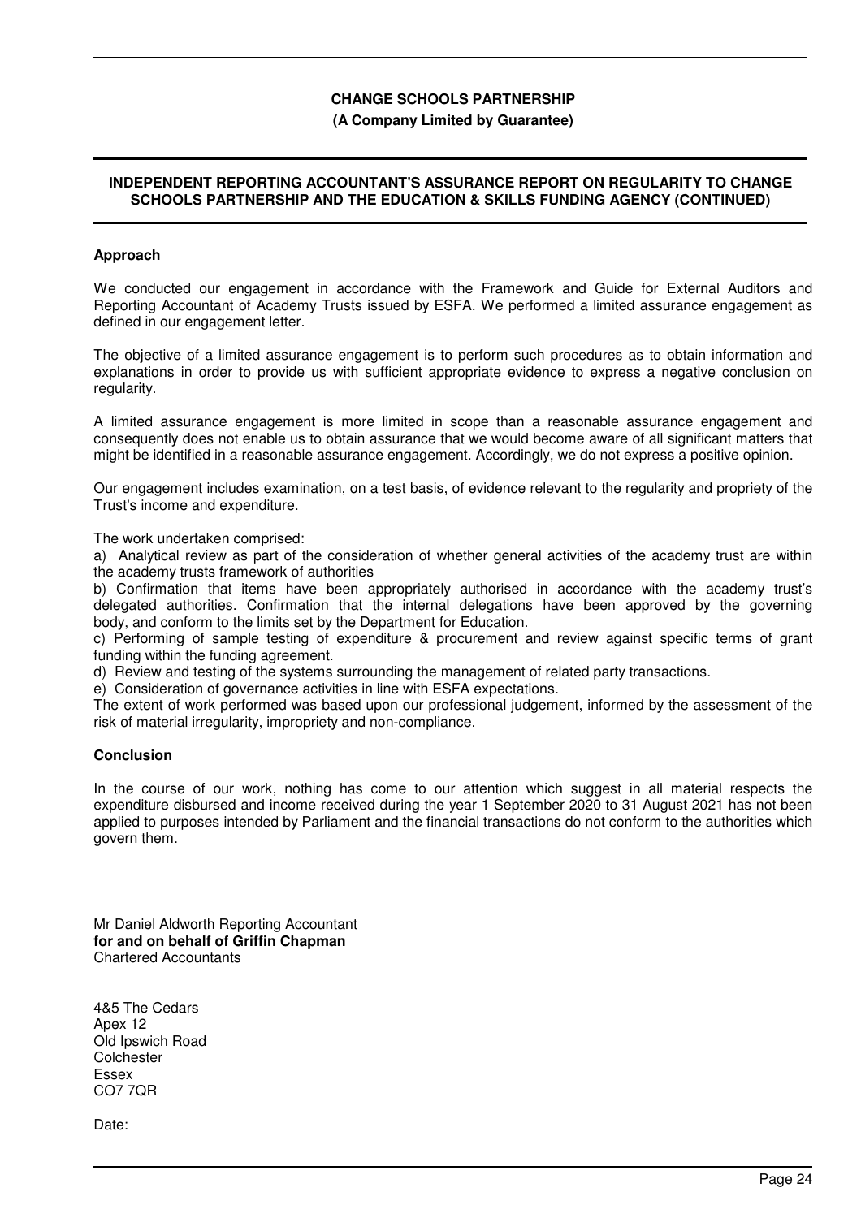**CHANGE SCHOOLS PARTNERSHIP**

**(A Company Limited by Guarantee)**

**INDEPENDENT REPORTING ACCOUNTANT'S ASSURANCE REPORT ON REGULARITY TO CHANGE SCHOOLS PARTNERSHIP AND THE EDUCATION & SKILLS FUNDING AGENCY (CONTINUED)**

**Approach**

We conducted our engagement in accordance with the Framework and Guide for External Auditors and Reporting Accountant of Academy Trusts issued by ESFA. We performed a limited assurance engagement as defined in our engagement letter.

The objective of a limited assurance engagement is to perform such procedures as to obtain information and explanations in order to provide us with sufficient appropriate evidence to express a negative conclusion on regularity.

A limited assurance engagement is more limited in scope than a reasonable assurance engagement and consequently does not enable us to obtain assurance that we would become aware of all significant matters that might be identified in a reasonable assurance engagement. Accordingly, we do not express a positive opinion.

Our engagement includes examination, on a test basis, of evidence relevant to the regularity and propriety of the Trust's income and expenditure.

The work undertaken comprised:

a) Analytical review as part of the consideration of whether general activities of the academy trust are within the academy trusts framework of authorities

b) Confirmation that items have been appropriately authorised in accordance with the academy trust's delegated authorities. Confirmation that the internal delegations have been approved by the governing body, and conform to the limits set by the Department for Education.

c) Performing of sample testing of expenditure & procurement and review against specific terms of grant funding within the funding agreement.

d) Review and testing of the systems surrounding the management of related party transactions.

e) Consideration of governance activities in line with ESFA expectations.

The extent of work performed was based upon our professional judgement, informed by the assessment of the risk of material irregularity, impropriety and non-compliance.

**Conclusion**

In the course of our work, nothing has come to our attention which suggest in all material respects the expenditure disbursed and income received during the year 1 September 2020 to 31 August 2021 has not been applied to purposes intended by Parliament and the financial transactions do not conform to the authorities which govern them.

Mr Daniel Aldworth Reporting Accountant
**for and on behalf of Griffin Chapman**
Chartered Accountants

4&5 The Cedars
Apex 12
Old Ipswich Road
Colchester
Essex
CO7 7QR

Date: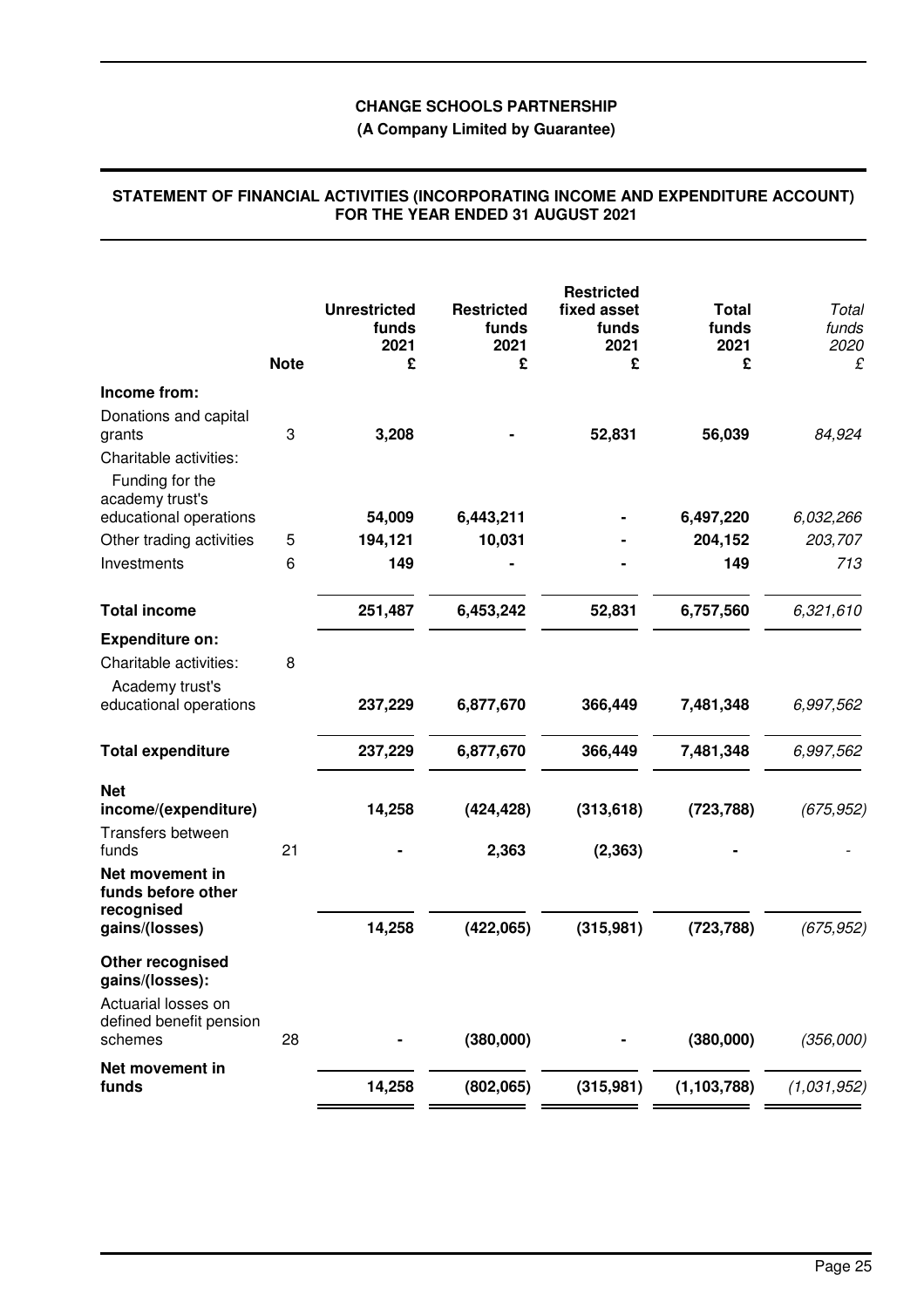**CHANGE SCHOOLS PARTNERSHIP**

**(A Company Limited by Guarantee)**

**STATEMENT OF FINANCIAL ACTIVITIES (INCORPORATING INCOME AND EXPENDITURE ACCOUNT) FOR THE YEAR ENDED 31 AUGUST 2021**

| | Note | Unrestricted funds 2021 £ | Restricted funds 2021 £ | Restricted fixed asset funds 2021 £ | Total funds 2021 £ | *Total funds 2020 £* |
|---|---|---|---|---|---|---|
| **Income from:** | | | | | | |
| Donations and capital grants | 3 | **3,208** | **-** | **52,831** | **56,039** | *84,924* |
| Charitable activities: | | | | | | |
| Funding for the academy trust's educational operations | | **54,009** | **6,443,211** | **-** | **6,497,220** | *6,032,266* |
| Other trading activities | 5 | **194,121** | **10,031** | **-** | **204,152** | *203,707* |
| Investments | 6 | **149** | **-** | **-** | **149** | *713* |
| **Total income** | | **251,487** | **6,453,242** | **52,831** | **6,757,560** | *6,321,610* |
| **Expenditure on:** | | | | | | |
| Charitable activities: | 8 | | | | | |
| Academy trust's educational operations | | **237,229** | **6,877,670** | **366,449** | **7,481,348** | *6,997,562* |
| **Total expenditure** | | **237,229** | **6,877,670** | **366,449** | **7,481,348** | *6,997,562* |
| **Net income/(expenditure)** | | **14,258** | **(424,428)** | **(313,618)** | **(723,788)** | *(675,952)* |
| Transfers between funds | 21 | **-** | **2,363** | **(2,363)** | **-** | *-* |
| **Net movement in funds before other recognised gains/(losses)** | | **14,258** | **(422,065)** | **(315,981)** | **(723,788)** | *(675,952)* |
| **Other recognised gains/(losses):** | | | | | | |
| Actuarial losses on defined benefit pension schemes | 28 | **-** | **(380,000)** | **-** | **(380,000)** | *(356,000)* |
| **Net movement in funds** | | **14,258** | **(802,065)** | **(315,981)** | **(1,103,788)** | *(1,031,952)* |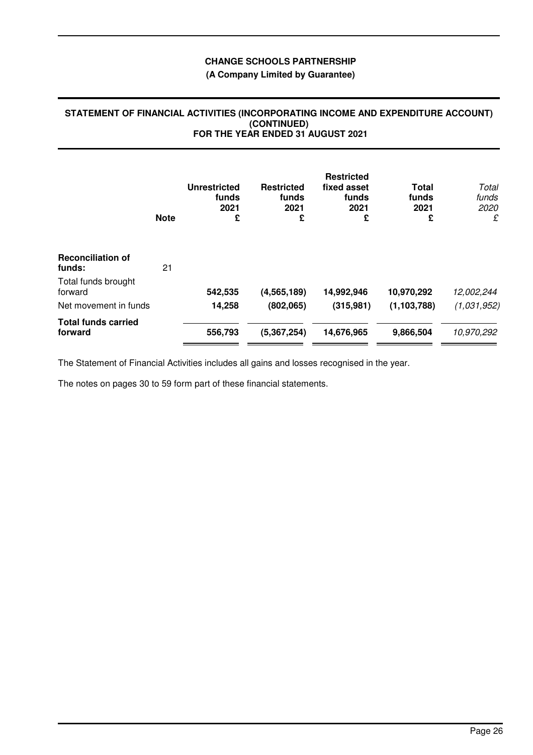**CHANGE SCHOOLS PARTNERSHIP**

**(A Company Limited by Guarantee)**

**STATEMENT OF FINANCIAL ACTIVITIES (INCORPORATING INCOME AND EXPENDITURE ACCOUNT) (CONTINUED) FOR THE YEAR ENDED 31 AUGUST 2021**

| | Note | Unrestricted funds 2021 £ | Restricted funds 2021 £ | Restricted fixed asset funds 2021 £ | Total funds 2021 £ | *Total funds 2020 £* |
|---|---|---|---|---|---|---|
| **Reconciliation of funds:** | 21 | | | | | |
| Total funds brought forward | | **542,535** | **(4,565,189)** | **14,992,946** | **10,970,292** | *12,002,244* |
| Net movement in funds | | **14,258** | **(802,065)** | **(315,981)** | **(1,103,788)** | *(1,031,952)* |
| **Total funds carried forward** | | **556,793** | **(5,367,254)** | **14,676,965** | **9,866,504** | *10,970,292* |

The Statement of Financial Activities includes all gains and losses recognised in the year.

The notes on pages 30 to 59 form part of these financial statements.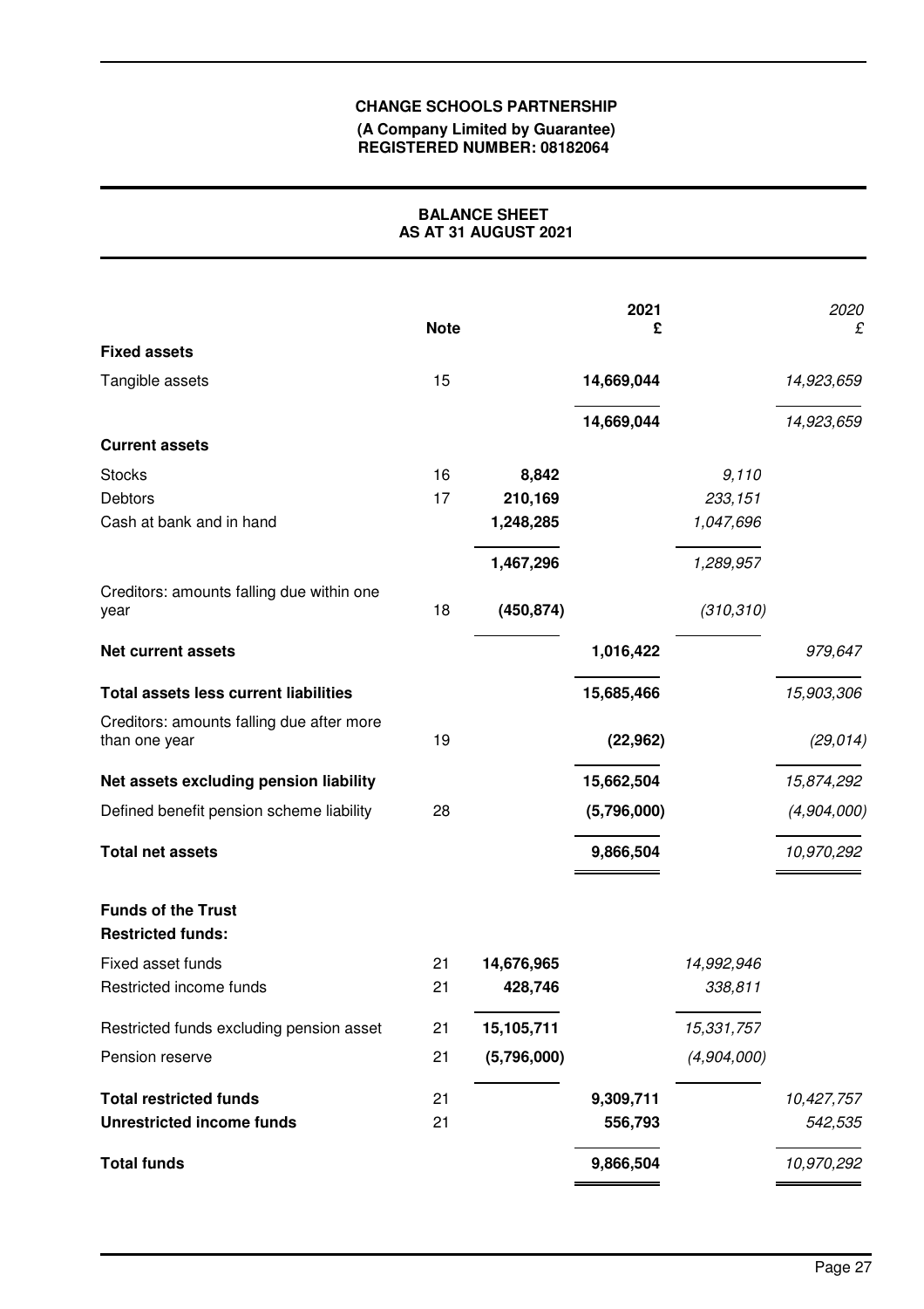**CHANGE SCHOOLS PARTNERSHIP**
**(A Company Limited by Guarantee)**
**REGISTERED NUMBER: 08182064**

# BALANCE SHEET
## AS AT 31 AUGUST 2021

| | Note | | 2021 £ | | *2020 £* |
|---|---|---|---|---|---|
| **Fixed assets** | | | | | |
| Tangible assets | 15 | | 14,669,044 | | *14,923,659* |
| | | | 14,669,044 | | *14,923,659* |
| **Current assets** | | | | | |
| Stocks | 16 | 8,842 | | *9,110* | |
| Debtors | 17 | 210,169 | | *233,151* | |
| Cash at bank and in hand | | 1,248,285 | | *1,047,696* | |
| | | 1,467,296 | | *1,289,957* | |
| Creditors: amounts falling due within one year | 18 | (450,874) | | *(310,310)* | |
| **Net current assets** | | | 1,016,422 | | *979,647* |
| **Total assets less current liabilities** | | | 15,685,466 | | *15,903,306* |
| Creditors: amounts falling due after more than one year | 19 | | (22,962) | | *(29,014)* |
| **Net assets excluding pension liability** | | | 15,662,504 | | *15,874,292* |
| Defined benefit pension scheme liability | 28 | | (5,796,000) | | *(4,904,000)* |
| **Total net assets** | | | 9,866,504 | | *10,970,292* |
| **Funds of the Trust** | | | | | |
| **Restricted funds:** | | | | | |
| Fixed asset funds | 21 | 14,676,965 | | *14,992,946* | |
| Restricted income funds | 21 | 428,746 | | *338,811* | |
| Restricted funds excluding pension asset | 21 | 15,105,711 | | *15,331,757* | |
| Pension reserve | 21 | (5,796,000) | | *(4,904,000)* | |
| **Total restricted funds** | 21 | | 9,309,711 | | *10,427,757* |
| **Unrestricted income funds** | 21 | | 556,793 | | *542,535* |
| **Total funds** | | | 9,866,504 | | *10,970,292* |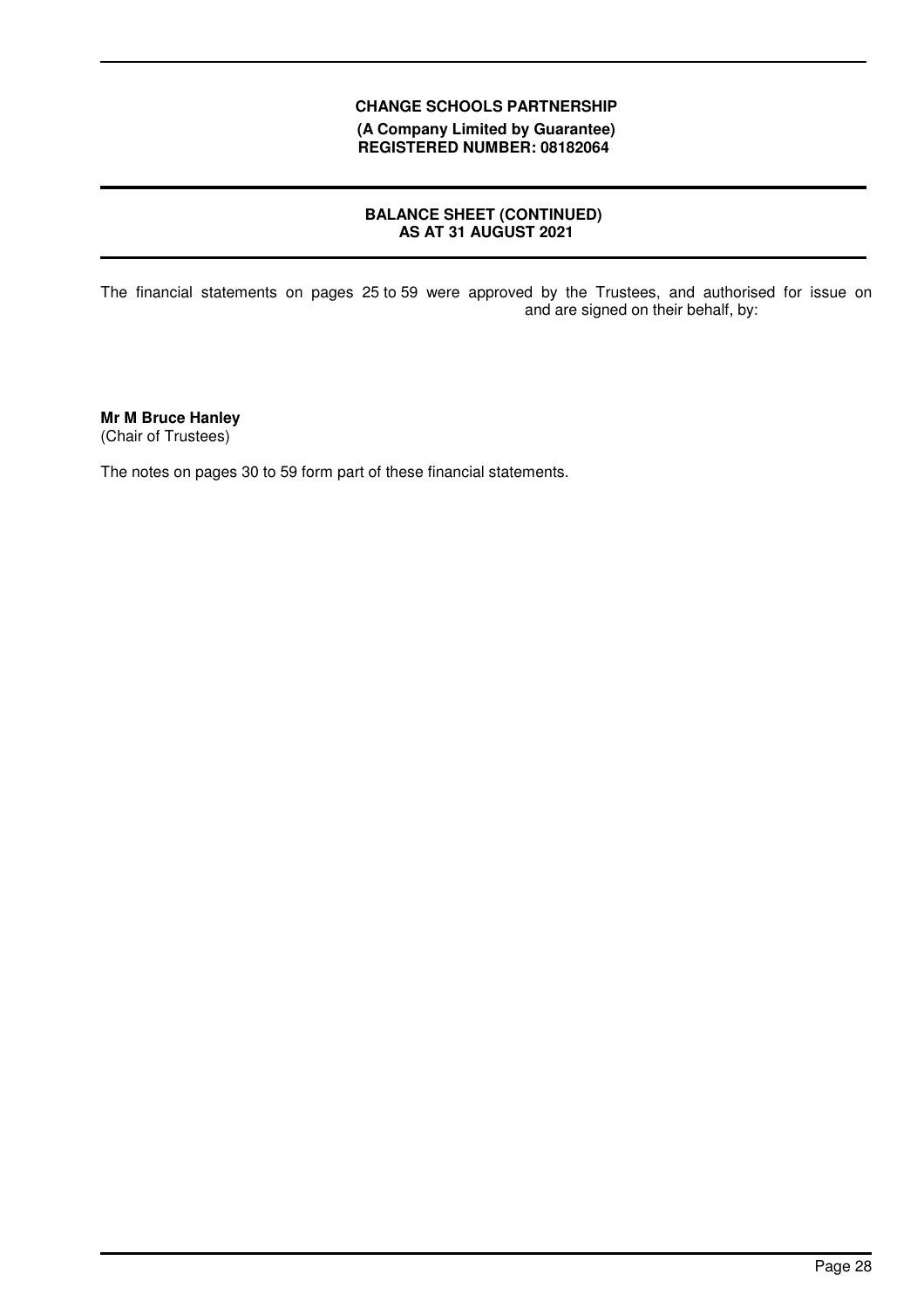**CHANGE SCHOOLS PARTNERSHIP**
**(A Company Limited by Guarantee)**
**REGISTERED NUMBER: 08182064**

## BALANCE SHEET (CONTINUED) AS AT 31 AUGUST 2021

The financial statements on pages 25 to 59 were approved by the Trustees, and authorised for issue on and are signed on their behalf, by:

**Mr M Bruce Hanley**
(Chair of Trustees)

The notes on pages 30 to 59 form part of these financial statements.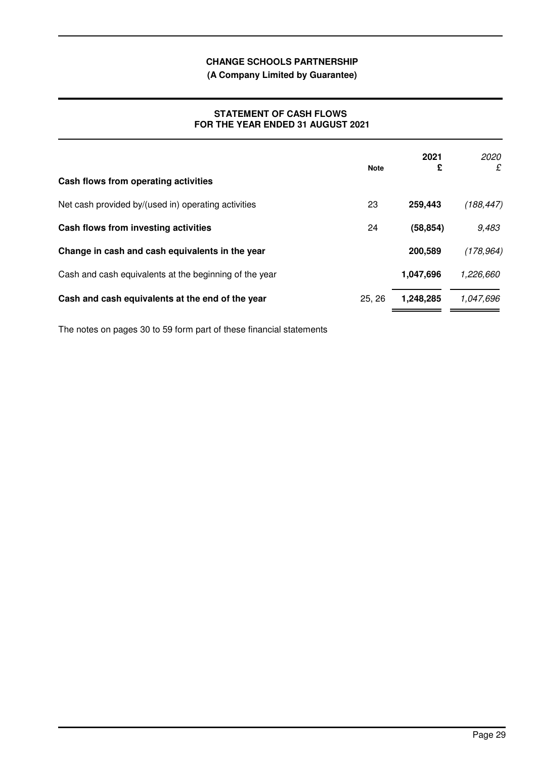**CHANGE SCHOOLS PARTNERSHIP**

**(A Company Limited by Guarantee)**

# STATEMENT OF CASH FLOWS FOR THE YEAR ENDED 31 AUGUST 2021

| | Note | 2021 £ | *2020 £* |
|---|---|---|---|
| **Cash flows from operating activities** | | | |
| Net cash provided by/(used in) operating activities | 23 | **259,443** | *(188,447)* |
| **Cash flows from investing activities** | 24 | **(58,854)** | *9,483* |
| **Change in cash and cash equivalents in the year** | | **200,589** | *(178,964)* |
| Cash and cash equivalents at the beginning of the year | | **1,047,696** | *1,226,660* |
| **Cash and cash equivalents at the end of the year** | 25, 26 | **1,248,285** | *1,047,696* |

The notes on pages 30 to 59 form part of these financial statements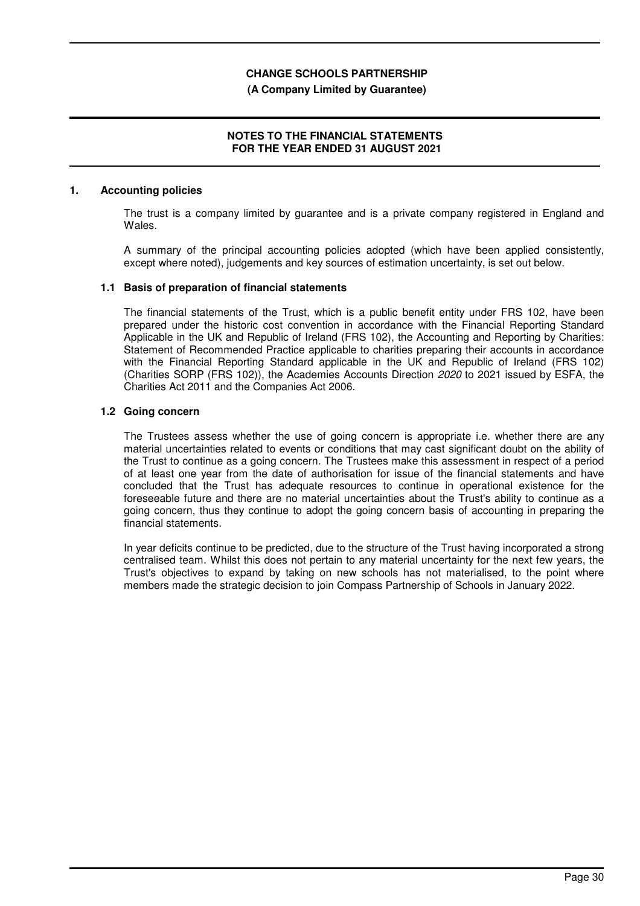**CHANGE SCHOOLS PARTNERSHIP**
**(A Company Limited by Guarantee)**

**NOTES TO THE FINANCIAL STATEMENTS**
**FOR THE YEAR ENDED 31 AUGUST 2021**

## 1. Accounting policies

The trust is a company limited by guarantee and is a private company registered in England and Wales.

A summary of the principal accounting policies adopted (which have been applied consistently, except where noted), judgements and key sources of estimation uncertainty, is set out below.

### 1.1 Basis of preparation of financial statements

The financial statements of the Trust, which is a public benefit entity under FRS 102, have been prepared under the historic cost convention in accordance with the Financial Reporting Standard Applicable in the UK and Republic of Ireland (FRS 102), the Accounting and Reporting by Charities: Statement of Recommended Practice applicable to charities preparing their accounts in accordance with the Financial Reporting Standard applicable in the UK and Republic of Ireland (FRS 102) (Charities SORP (FRS 102)), the Academies Accounts Direction *2020* to 2021 issued by ESFA, the Charities Act 2011 and the Companies Act 2006.

### 1.2 Going concern

The Trustees assess whether the use of going concern is appropriate i.e. whether there are any material uncertainties related to events or conditions that may cast significant doubt on the ability of the Trust to continue as a going concern. The Trustees make this assessment in respect of a period of at least one year from the date of authorisation for issue of the financial statements and have concluded that the Trust has adequate resources to continue in operational existence for the foreseeable future and there are no material uncertainties about the Trust's ability to continue as a going concern, thus they continue to adopt the going concern basis of accounting in preparing the financial statements.

In year deficits continue to be predicted, due to the structure of the Trust having incorporated a strong centralised team. Whilst this does not pertain to any material uncertainty for the next few years, the Trust's objectives to expand by taking on new schools has not materialised, to the point where members made the strategic decision to join Compass Partnership of Schools in January 2022.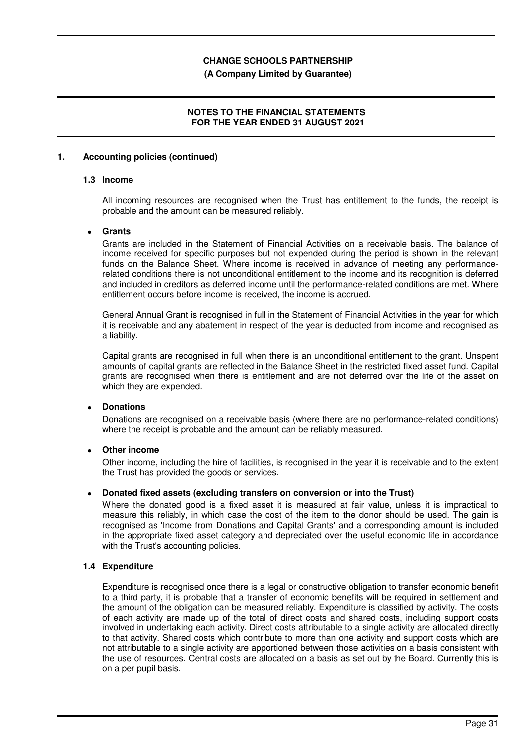## 1. Accounting policies (continued)

### 1.3 Income

All incoming resources are recognised when the Trust has entitlement to the funds, the receipt is probable and the amount can be measured reliably.

- **Grants**

Grants are included in the Statement of Financial Activities on a receivable basis. The balance of income received for specific purposes but not expended during the period is shown in the relevant funds on the Balance Sheet. Where income is received in advance of meeting any performance-related conditions there is not unconditional entitlement to the income and its recognition is deferred and included in creditors as deferred income until the performance-related conditions are met. Where entitlement occurs before income is received, the income is accrued.

General Annual Grant is recognised in full in the Statement of Financial Activities in the year for which it is receivable and any abatement in respect of the year is deducted from income and recognised as a liability.

Capital grants are recognised in full when there is an unconditional entitlement to the grant. Unspent amounts of capital grants are reflected in the Balance Sheet in the restricted fixed asset fund. Capital grants are recognised when there is entitlement and are not deferred over the life of the asset on which they are expended.

- **Donations**

Donations are recognised on a receivable basis (where there are no performance-related conditions) where the receipt is probable and the amount can be reliably measured.

- **Other income**

Other income, including the hire of facilities, is recognised in the year it is receivable and to the extent the Trust has provided the goods or services.

- **Donated fixed assets (excluding transfers on conversion or into the Trust)**

Where the donated good is a fixed asset it is measured at fair value, unless it is impractical to measure this reliably, in which case the cost of the item to the donor should be used. The gain is recognised as 'Income from Donations and Capital Grants' and a corresponding amount is included in the appropriate fixed asset category and depreciated over the useful economic life in accordance with the Trust's accounting policies.

### 1.4 Expenditure

Expenditure is recognised once there is a legal or constructive obligation to transfer economic benefit to a third party, it is probable that a transfer of economic benefits will be required in settlement and the amount of the obligation can be measured reliably. Expenditure is classified by activity. The costs of each activity are made up of the total of direct costs and shared costs, including support costs involved in undertaking each activity. Direct costs attributable to a single activity are allocated directly to that activity. Shared costs which contribute to more than one activity and support costs which are not attributable to a single activity are apportioned between those activities on a basis consistent with the use of resources. Central costs are allocated on a basis as set out by the Board. Currently this is on a per pupil basis.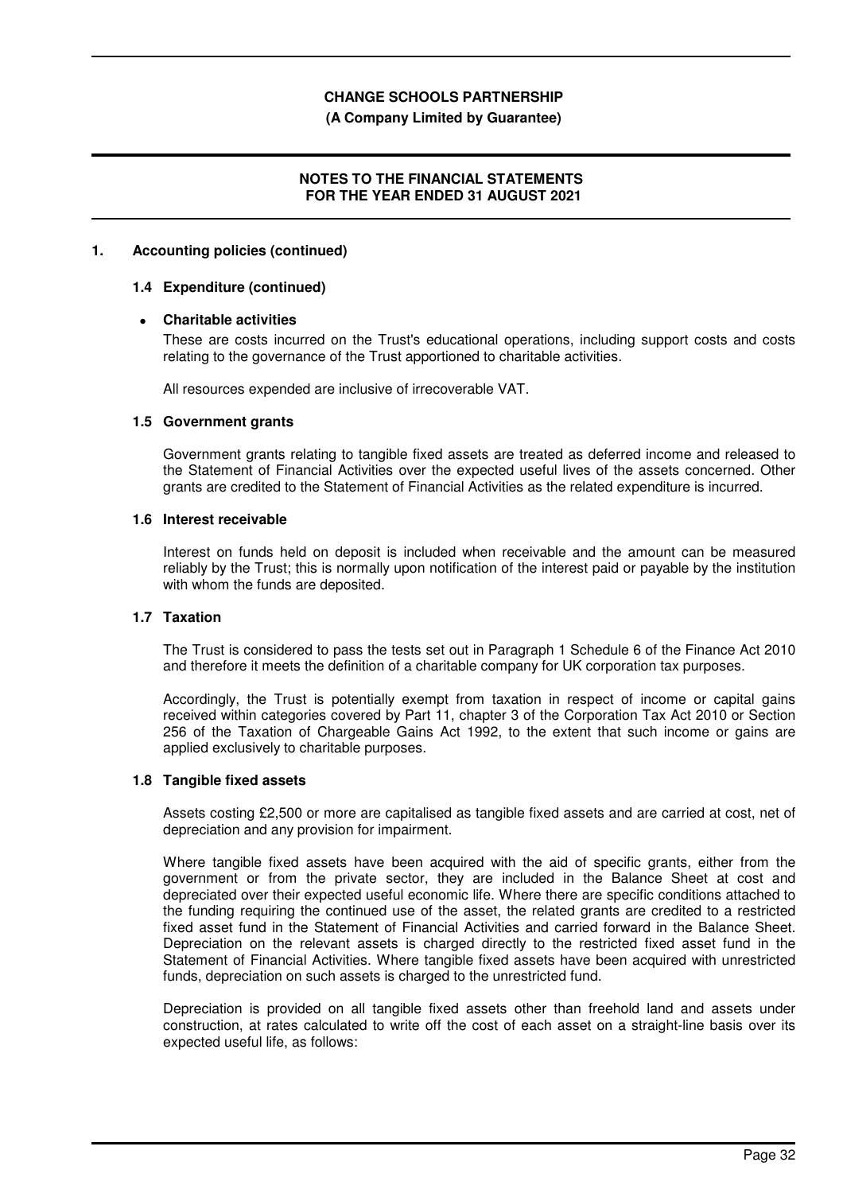## 1. Accounting policies (continued)

### 1.4 Expenditure (continued)

- **Charitable activities**

  These are costs incurred on the Trust's educational operations, including support costs and costs relating to the governance of the Trust apportioned to charitable activities.

  All resources expended are inclusive of irrecoverable VAT.

### 1.5 Government grants

Government grants relating to tangible fixed assets are treated as deferred income and released to the Statement of Financial Activities over the expected useful lives of the assets concerned. Other grants are credited to the Statement of Financial Activities as the related expenditure is incurred.

### 1.6 Interest receivable

Interest on funds held on deposit is included when receivable and the amount can be measured reliably by the Trust; this is normally upon notification of the interest paid or payable by the institution with whom the funds are deposited.

### 1.7 Taxation

The Trust is considered to pass the tests set out in Paragraph 1 Schedule 6 of the Finance Act 2010 and therefore it meets the definition of a charitable company for UK corporation tax purposes.

Accordingly, the Trust is potentially exempt from taxation in respect of income or capital gains received within categories covered by Part 11, chapter 3 of the Corporation Tax Act 2010 or Section 256 of the Taxation of Chargeable Gains Act 1992, to the extent that such income or gains are applied exclusively to charitable purposes.

### 1.8 Tangible fixed assets

Assets costing £2,500 or more are capitalised as tangible fixed assets and are carried at cost, net of depreciation and any provision for impairment.

Where tangible fixed assets have been acquired with the aid of specific grants, either from the government or from the private sector, they are included in the Balance Sheet at cost and depreciated over their expected useful economic life. Where there are specific conditions attached to the funding requiring the continued use of the asset, the related grants are credited to a restricted fixed asset fund in the Statement of Financial Activities and carried forward in the Balance Sheet. Depreciation on the relevant assets is charged directly to the restricted fixed asset fund in the Statement of Financial Activities. Where tangible fixed assets have been acquired with unrestricted funds, depreciation on such assets is charged to the unrestricted fund.

Depreciation is provided on all tangible fixed assets other than freehold land and assets under construction, at rates calculated to write off the cost of each asset on a straight-line basis over its expected useful life, as follows: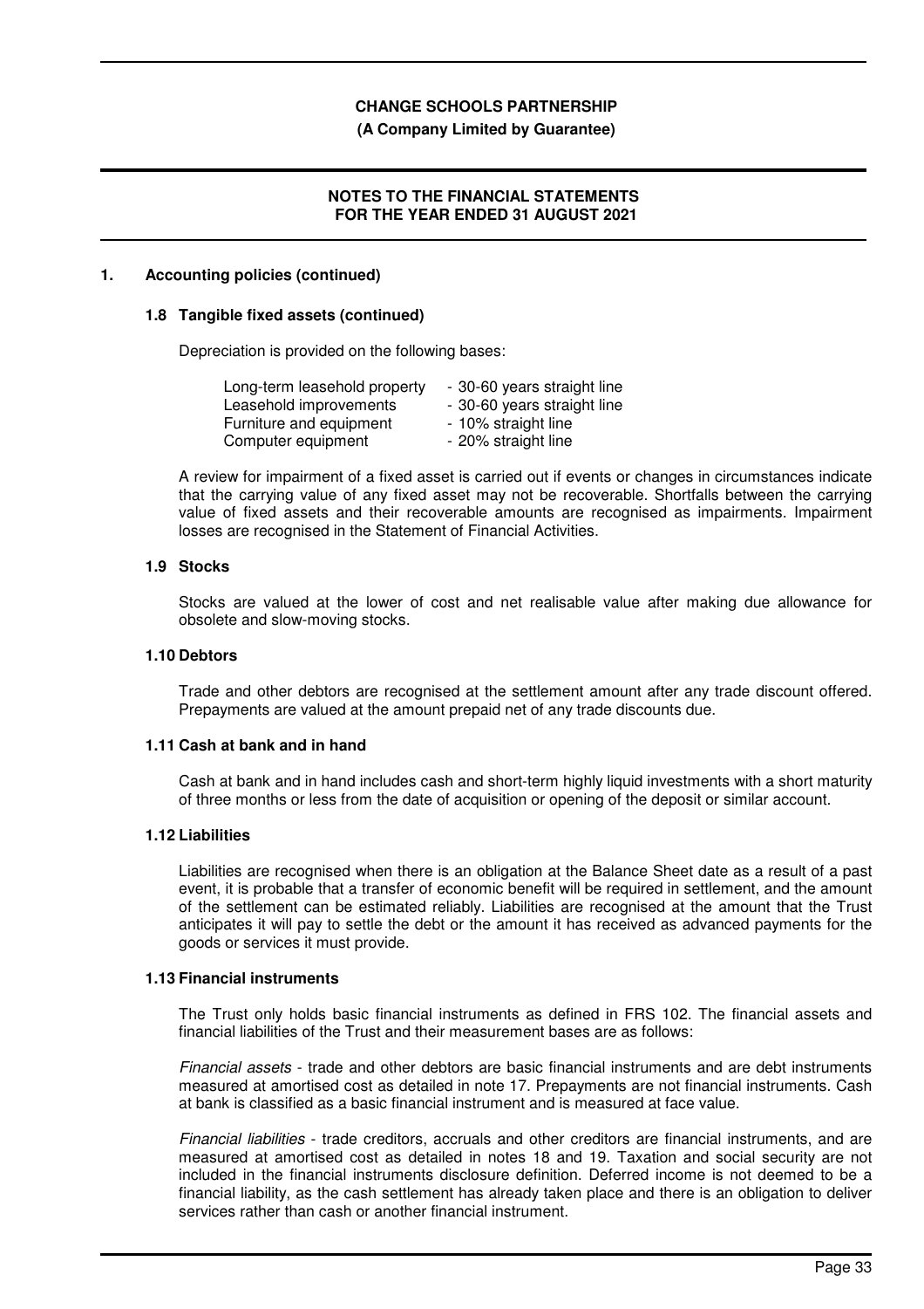## 1. Accounting policies (continued)

### 1.8 Tangible fixed assets (continued)

Depreciation is provided on the following bases:

| | |
|---|---|
| Long-term leasehold property | - 30-60 years straight line |
| Leasehold improvements | - 30-60 years straight line |
| Furniture and equipment | - 10% straight line |
| Computer equipment | - 20% straight line |

A review for impairment of a fixed asset is carried out if events or changes in circumstances indicate that the carrying value of any fixed asset may not be recoverable. Shortfalls between the carrying value of fixed assets and their recoverable amounts are recognised as impairments. Impairment losses are recognised in the Statement of Financial Activities.

### 1.9 Stocks

Stocks are valued at the lower of cost and net realisable value after making due allowance for obsolete and slow-moving stocks.

### 1.10 Debtors

Trade and other debtors are recognised at the settlement amount after any trade discount offered. Prepayments are valued at the amount prepaid net of any trade discounts due.

### 1.11 Cash at bank and in hand

Cash at bank and in hand includes cash and short-term highly liquid investments with a short maturity of three months or less from the date of acquisition or opening of the deposit or similar account.

### 1.12 Liabilities

Liabilities are recognised when there is an obligation at the Balance Sheet date as a result of a past event, it is probable that a transfer of economic benefit will be required in settlement, and the amount of the settlement can be estimated reliably. Liabilities are recognised at the amount that the Trust anticipates it will pay to settle the debt or the amount it has received as advanced payments for the goods or services it must provide.

### 1.13 Financial instruments

The Trust only holds basic financial instruments as defined in FRS 102. The financial assets and financial liabilities of the Trust and their measurement bases are as follows:

*Financial assets* - trade and other debtors are basic financial instruments and are debt instruments measured at amortised cost as detailed in note 17. Prepayments are not financial instruments. Cash at bank is classified as a basic financial instrument and is measured at face value.

*Financial liabilities* - trade creditors, accruals and other creditors are financial instruments, and are measured at amortised cost as detailed in notes 18 and 19. Taxation and social security are not included in the financial instruments disclosure definition. Deferred income is not deemed to be a financial liability, as the cash settlement has already taken place and there is an obligation to deliver services rather than cash or another financial instrument.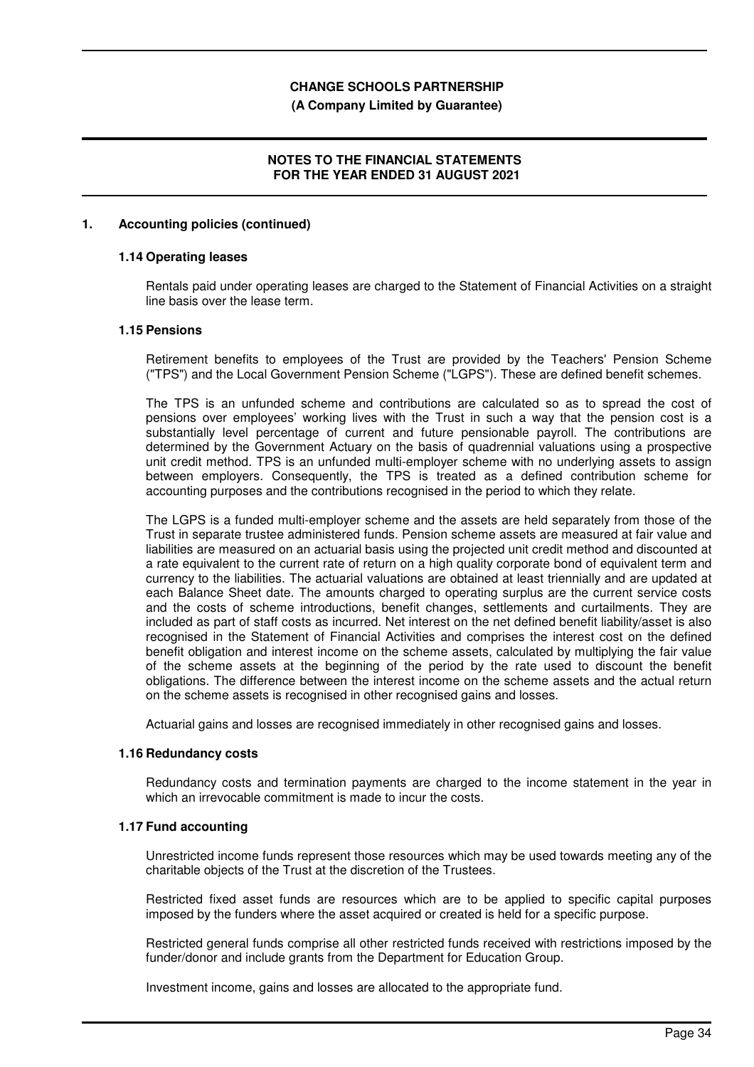## 1. Accounting policies (continued)

### 1.14 Operating leases

Rentals paid under operating leases are charged to the Statement of Financial Activities on a straight line basis over the lease term.

### 1.15 Pensions

Retirement benefits to employees of the Trust are provided by the Teachers' Pension Scheme ("TPS") and the Local Government Pension Scheme ("LGPS"). These are defined benefit schemes.

The TPS is an unfunded scheme and contributions are calculated so as to spread the cost of pensions over employees' working lives with the Trust in such a way that the pension cost is a substantially level percentage of current and future pensionable payroll. The contributions are determined by the Government Actuary on the basis of quadrennial valuations using a prospective unit credit method. TPS is an unfunded multi-employer scheme with no underlying assets to assign between employers. Consequently, the TPS is treated as a defined contribution scheme for accounting purposes and the contributions recognised in the period to which they relate.

The LGPS is a funded multi-employer scheme and the assets are held separately from those of the Trust in separate trustee administered funds. Pension scheme assets are measured at fair value and liabilities are measured on an actuarial basis using the projected unit credit method and discounted at a rate equivalent to the current rate of return on a high quality corporate bond of equivalent term and currency to the liabilities. The actuarial valuations are obtained at least triennially and are updated at each Balance Sheet date. The amounts charged to operating surplus are the current service costs and the costs of scheme introductions, benefit changes, settlements and curtailments. They are included as part of staff costs as incurred. Net interest on the net defined benefit liability/asset is also recognised in the Statement of Financial Activities and comprises the interest cost on the defined benefit obligation and interest income on the scheme assets, calculated by multiplying the fair value of the scheme assets at the beginning of the period by the rate used to discount the benefit obligations. The difference between the interest income on the scheme assets and the actual return on the scheme assets is recognised in other recognised gains and losses.

Actuarial gains and losses are recognised immediately in other recognised gains and losses.

### 1.16 Redundancy costs

Redundancy costs and termination payments are charged to the income statement in the year in which an irrevocable commitment is made to incur the costs.

### 1.17 Fund accounting

Unrestricted income funds represent those resources which may be used towards meeting any of the charitable objects of the Trust at the discretion of the Trustees.

Restricted fixed asset funds are resources which are to be applied to specific capital purposes imposed by the funders where the asset acquired or created is held for a specific purpose.

Restricted general funds comprise all other restricted funds received with restrictions imposed by the funder/donor and include grants from the Department for Education Group.

Investment income, gains and losses are allocated to the appropriate fund.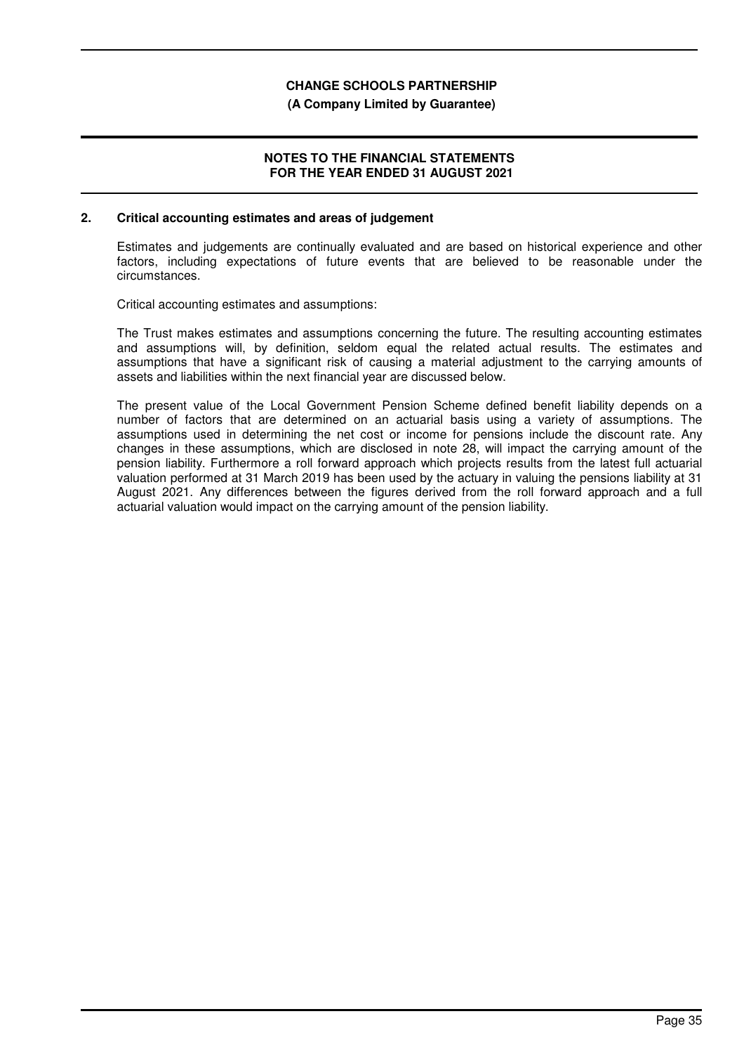## 2. Critical accounting estimates and areas of judgement

Estimates and judgements are continually evaluated and are based on historical experience and other factors, including expectations of future events that are believed to be reasonable under the circumstances.

Critical accounting estimates and assumptions:

The Trust makes estimates and assumptions concerning the future. The resulting accounting estimates and assumptions will, by definition, seldom equal the related actual results. The estimates and assumptions that have a significant risk of causing a material adjustment to the carrying amounts of assets and liabilities within the next financial year are discussed below.

The present value of the Local Government Pension Scheme defined benefit liability depends on a number of factors that are determined on an actuarial basis using a variety of assumptions. The assumptions used in determining the net cost or income for pensions include the discount rate. Any changes in these assumptions, which are disclosed in note 28, will impact the carrying amount of the pension liability. Furthermore a roll forward approach which projects results from the latest full actuarial valuation performed at 31 March 2019 has been used by the actuary in valuing the pensions liability at 31 August 2021. Any differences between the figures derived from the roll forward approach and a full actuarial valuation would impact on the carrying amount of the pension liability.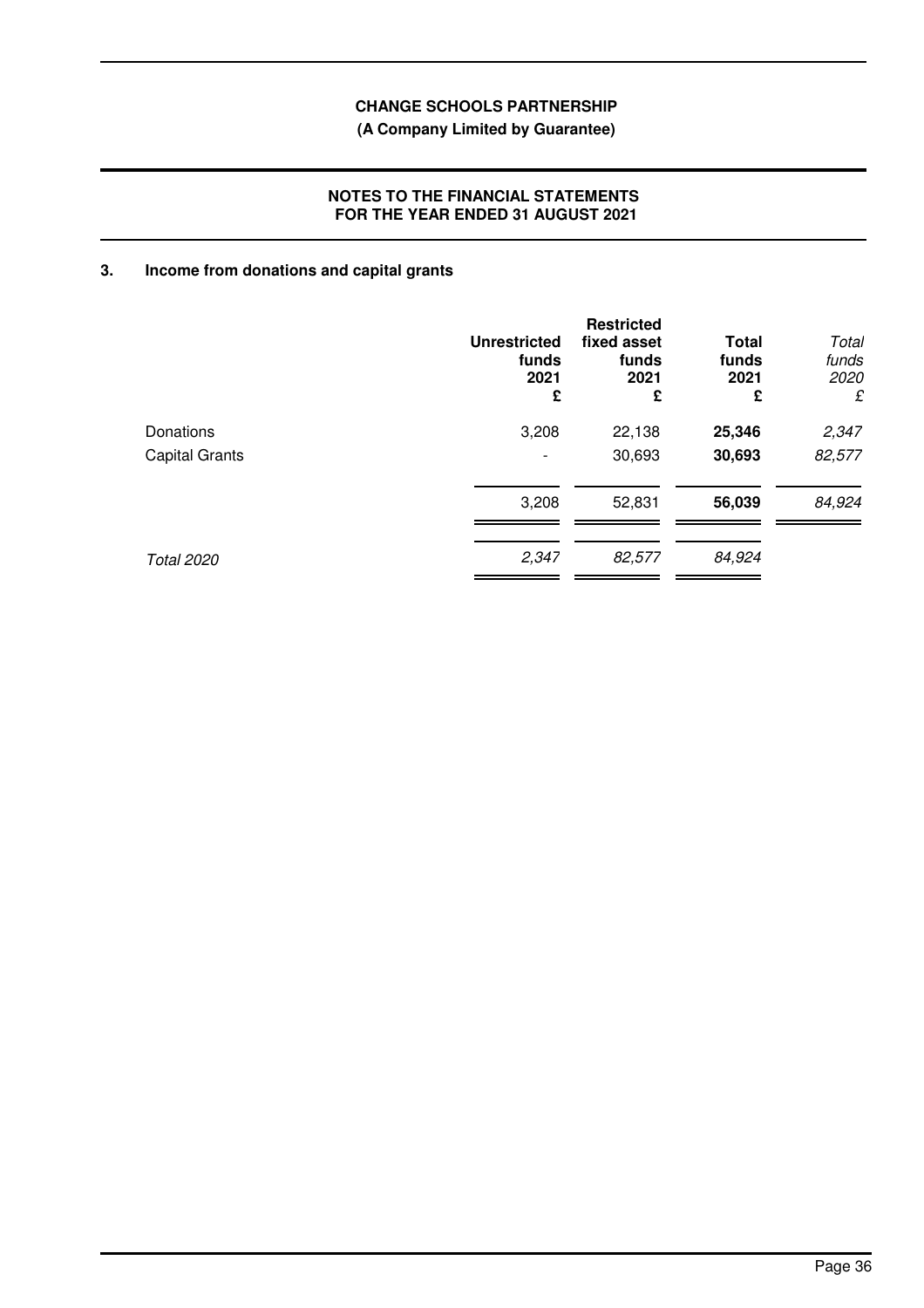**CHANGE SCHOOLS PARTNERSHIP**

**(A Company Limited by Guarantee)**

**NOTES TO THE FINANCIAL STATEMENTS FOR THE YEAR ENDED 31 AUGUST 2021**

## 3. Income from donations and capital grants

| | Unrestricted funds 2021 £ | Restricted fixed asset funds 2021 £ | Total funds 2021 £ | *Total funds 2020 £* |
|---|---|---|---|---|
| Donations | 3,208 | 22,138 | **25,346** | *2,347* |
| Capital Grants | - | 30,693 | **30,693** | *82,577* |
| | 3,208 | 52,831 | **56,039** | *84,924* |
| *Total 2020* | *2,347* | *82,577* | *84,924* | |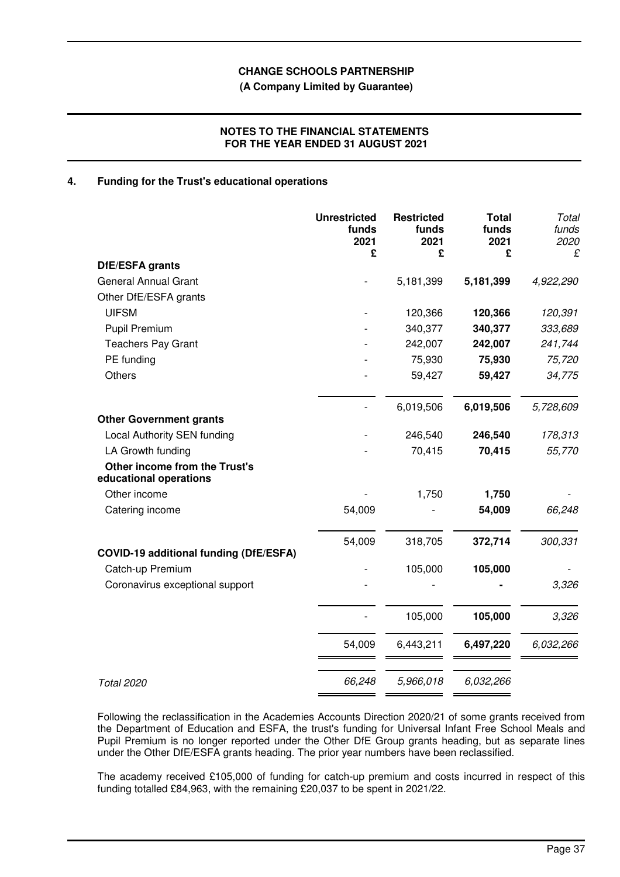**CHANGE SCHOOLS PARTNERSHIP**
**(A Company Limited by Guarantee)**

**NOTES TO THE FINANCIAL STATEMENTS**
**FOR THE YEAR ENDED 31 AUGUST 2021**

## 4. Funding for the Trust's educational operations

| | Unrestricted funds 2021 £ | Restricted funds 2021 £ | Total funds 2021 £ | *Total funds 2020 £* |
|---|---|---|---|---|
| **DfE/ESFA grants** | | | | |
| General Annual Grant | - | 5,181,399 | **5,181,399** | *4,922,290* |
| Other DfE/ESFA grants | | | | |
| UIFSM | - | 120,366 | **120,366** | *120,391* |
| Pupil Premium | - | 340,377 | **340,377** | *333,689* |
| Teachers Pay Grant | - | 242,007 | **242,007** | *241,744* |
| PE funding | - | 75,930 | **75,930** | *75,720* |
| Others | - | 59,427 | **59,427** | *34,775* |
| | - | 6,019,506 | **6,019,506** | *5,728,609* |
| **Other Government grants** | | | | |
| Local Authority SEN funding | - | 246,540 | **246,540** | *178,313* |
| LA Growth funding | - | 70,415 | **70,415** | *55,770* |
| **Other income from the Trust's educational operations** | | | | |
| Other income | - | 1,750 | **1,750** | *-* |
| Catering income | 54,009 | - | **54,009** | *66,248* |
| | 54,009 | 318,705 | **372,714** | *300,331* |
| **COVID-19 additional funding (DfE/ESFA)** | | | | |
| Catch-up Premium | - | 105,000 | **105,000** | *-* |
| Coronavirus exceptional support | - | - | **-** | *3,326* |
| | - | 105,000 | **105,000** | *3,326* |
| | 54,009 | 6,443,211 | **6,497,220** | *6,032,266* |
| *Total 2020* | *66,248* | *5,966,018* | *6,032,266* | |

Following the reclassification in the Academies Accounts Direction 2020/21 of some grants received from the Department of Education and ESFA, the trust's funding for Universal Infant Free School Meals and Pupil Premium is no longer reported under the Other DfE Group grants heading, but as separate lines under the Other DfE/ESFA grants heading. The prior year numbers have been reclassified.

The academy received £105,000 of funding for catch-up premium and costs incurred in respect of this funding totalled £84,963, with the remaining £20,037 to be spent in 2021/22.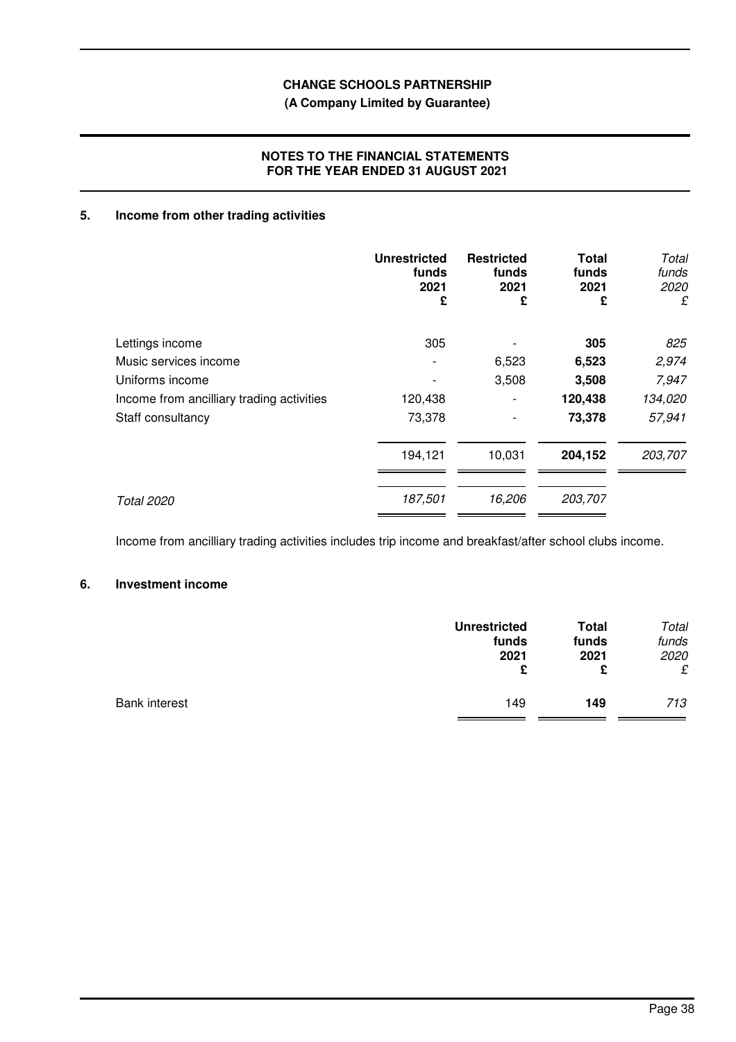## 5. Income from other trading activities

| | Unrestricted funds 2021 £ | Restricted funds 2021 £ | Total funds 2021 £ | *Total funds 2020 £* |
|---|---|---|---|---|
| Lettings income | 305 | - | **305** | *825* |
| Music services income | - | 6,523 | **6,523** | *2,974* |
| Uniforms income | - | 3,508 | **3,508** | *7,947* |
| Income from ancilliary trading activities | 120,438 | - | **120,438** | *134,020* |
| Staff consultancy | 73,378 | - | **73,378** | *57,941* |
| | 194,121 | 10,031 | **204,152** | *203,707* |
| *Total 2020* | *187,501* | *16,206* | *203,707* | |

Income from ancilliary trading activities includes trip income and breakfast/after school clubs income.

## 6. Investment income

| | Unrestricted funds 2021 £ | Total funds 2021 £ | *Total funds 2020 £* |
|---|---|---|---|
| Bank interest | 149 | **149** | *713* |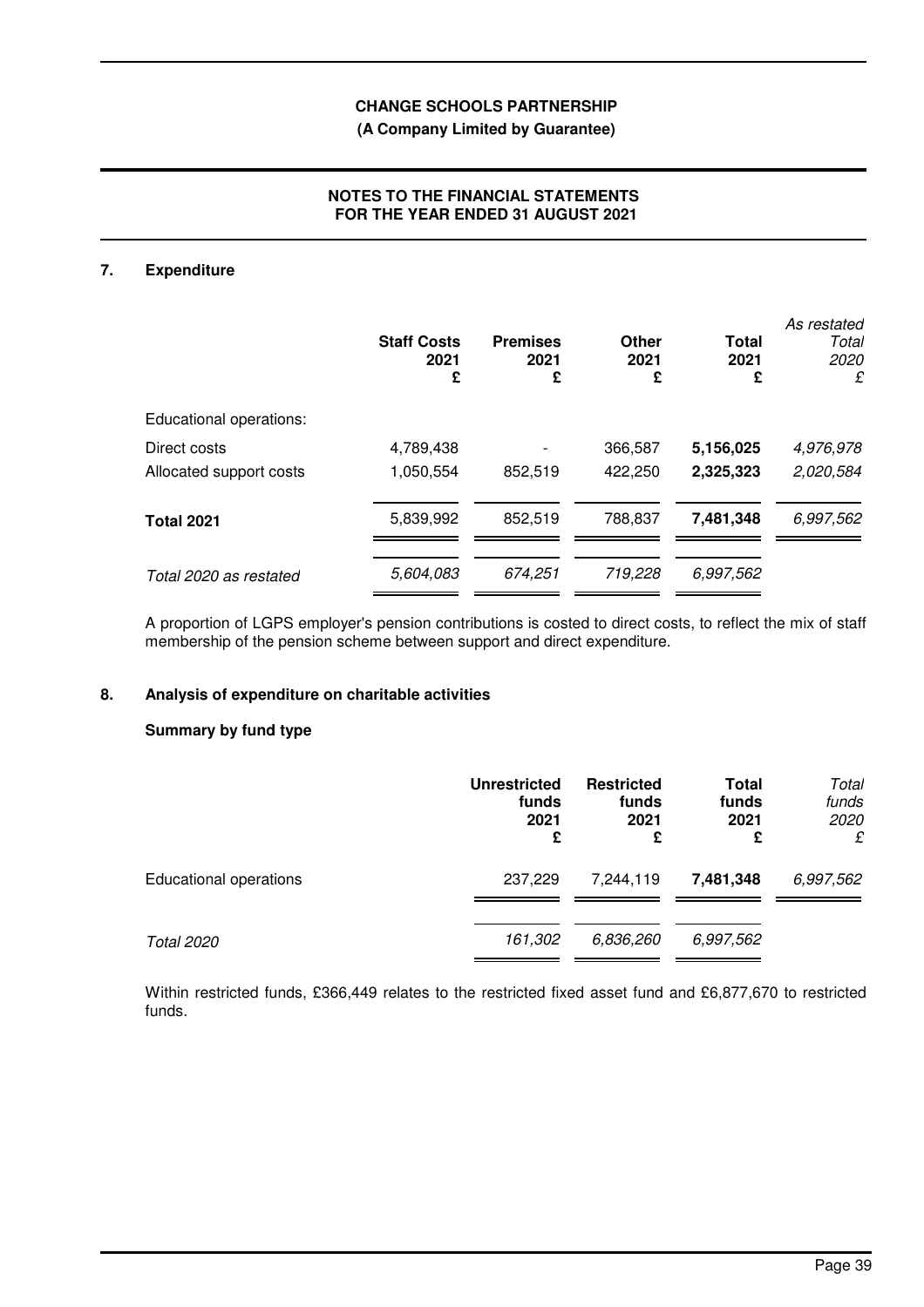**CHANGE SCHOOLS PARTNERSHIP**
**(A Company Limited by Guarantee)**

**NOTES TO THE FINANCIAL STATEMENTS**
**FOR THE YEAR ENDED 31 AUGUST 2021**

## 7. Expenditure

| | Staff Costs 2021 £ | Premises 2021 £ | Other 2021 £ | Total 2021 £ | *As restated Total 2020 £* |
|---|---|---|---|---|---|
| Educational operations: | | | | | |
| Direct costs | 4,789,438 | - | 366,587 | **5,156,025** | *4,976,978* |
| Allocated support costs | 1,050,554 | 852,519 | 422,250 | **2,325,323** | *2,020,584* |
| **Total 2021** | 5,839,992 | 852,519 | 788,837 | **7,481,348** | *6,997,562* |
| *Total 2020 as restated* | *5,604,083* | *674,251* | *719,228* | *6,997,562* | |

A proportion of LGPS employer's pension contributions is costed to direct costs, to reflect the mix of staff membership of the pension scheme between support and direct expenditure.

## 8. Analysis of expenditure on charitable activities

### Summary by fund type

| | Unrestricted funds 2021 £ | Restricted funds 2021 £ | Total funds 2021 £ | *Total funds 2020 £* |
|---|---|---|---|---|
| Educational operations | 237,229 | 7,244,119 | **7,481,348** | *6,997,562* |
| *Total 2020* | *161,302* | *6,836,260* | *6,997,562* | |

Within restricted funds, £366,449 relates to the restricted fixed asset fund and £6,877,670 to restricted funds.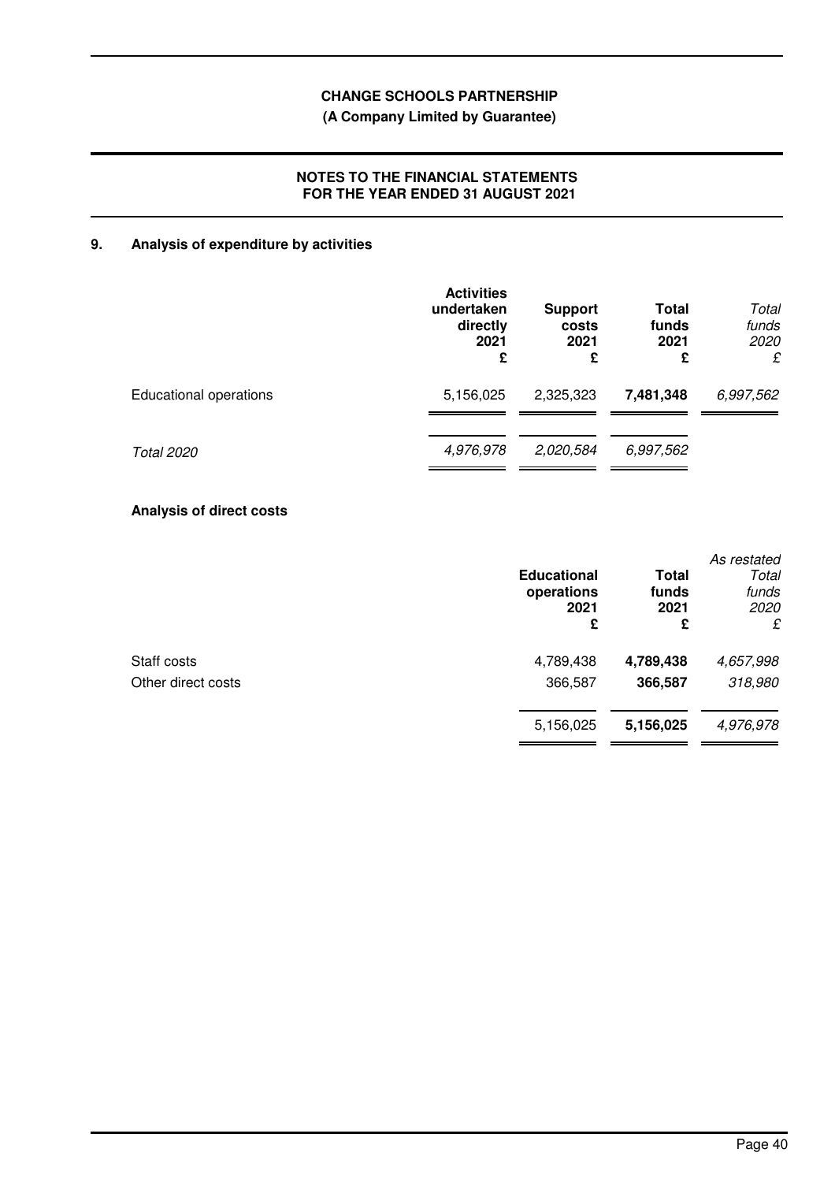**CHANGE SCHOOLS PARTNERSHIP**
**(A Company Limited by Guarantee)**

**NOTES TO THE FINANCIAL STATEMENTS**
**FOR THE YEAR ENDED 31 AUGUST 2021**

## 9. Analysis of expenditure by activities

| | Activities undertaken directly 2021 £ | Support costs 2021 £ | Total funds 2021 £ | *Total funds 2020 £* |
|---|---|---|---|---|
| Educational operations | 5,156,025 | 2,325,323 | **7,481,348** | *6,997,562* |
| *Total 2020* | *4,976,978* | *2,020,584* | *6,997,562* | |

### Analysis of direct costs

| | Educational operations 2021 £ | Total funds 2021 £ | *As restated Total funds 2020 £* |
|---|---|---|---|
| Staff costs | 4,789,438 | **4,789,438** | *4,657,998* |
| Other direct costs | 366,587 | **366,587** | *318,980* |
| | 5,156,025 | **5,156,025** | *4,976,978* |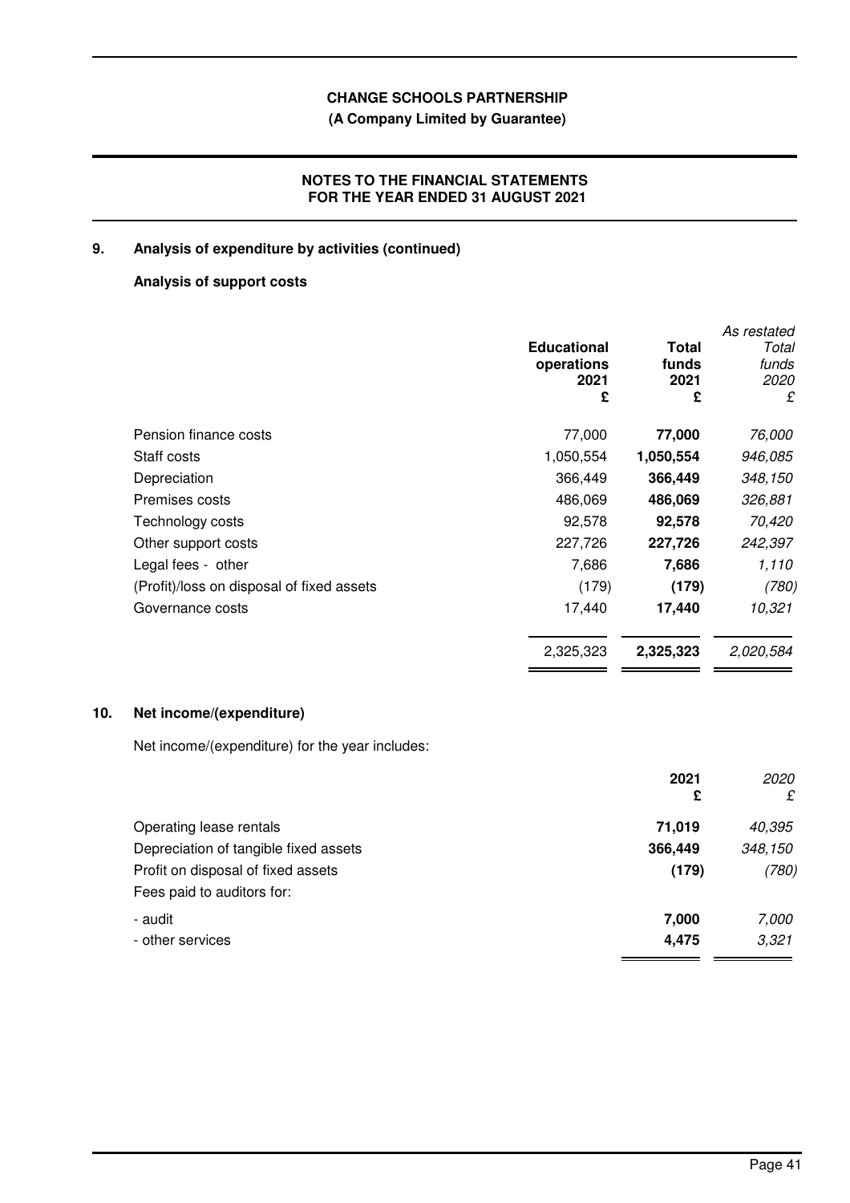**CHANGE SCHOOLS PARTNERSHIP**

**(A Company Limited by Guarantee)**

**NOTES TO THE FINANCIAL STATEMENTS**
**FOR THE YEAR ENDED 31 AUGUST 2021**

## 9. Analysis of expenditure by activities (continued)

### Analysis of support costs

| | Educational operations 2021 £ | Total funds 2021 £ | *As restated Total funds 2020 £* |
|---|---|---|---|
| Pension finance costs | 77,000 | **77,000** | *76,000* |
| Staff costs | 1,050,554 | **1,050,554** | *946,085* |
| Depreciation | 366,449 | **366,449** | *348,150* |
| Premises costs | 486,069 | **486,069** | *326,881* |
| Technology costs | 92,578 | **92,578** | *70,420* |
| Other support costs | 227,726 | **227,726** | *242,397* |
| Legal fees - other | 7,686 | **7,686** | *1,110* |
| (Profit)/loss on disposal of fixed assets | (179) | **(179)** | *(780)* |
| Governance costs | 17,440 | **17,440** | *10,321* |
| | 2,325,323 | **2,325,323** | *2,020,584* |

## 10. Net income/(expenditure)

Net income/(expenditure) for the year includes:

| | 2021 £ | *2020 £* |
|---|---|---|
| Operating lease rentals | **71,019** | *40,395* |
| Depreciation of tangible fixed assets | **366,449** | *348,150* |
| Profit on disposal of fixed assets | **(179)** | *(780)* |
| Fees paid to auditors for: | | |
| - audit | **7,000** | *7,000* |
| - other services | **4,475** | *3,321* |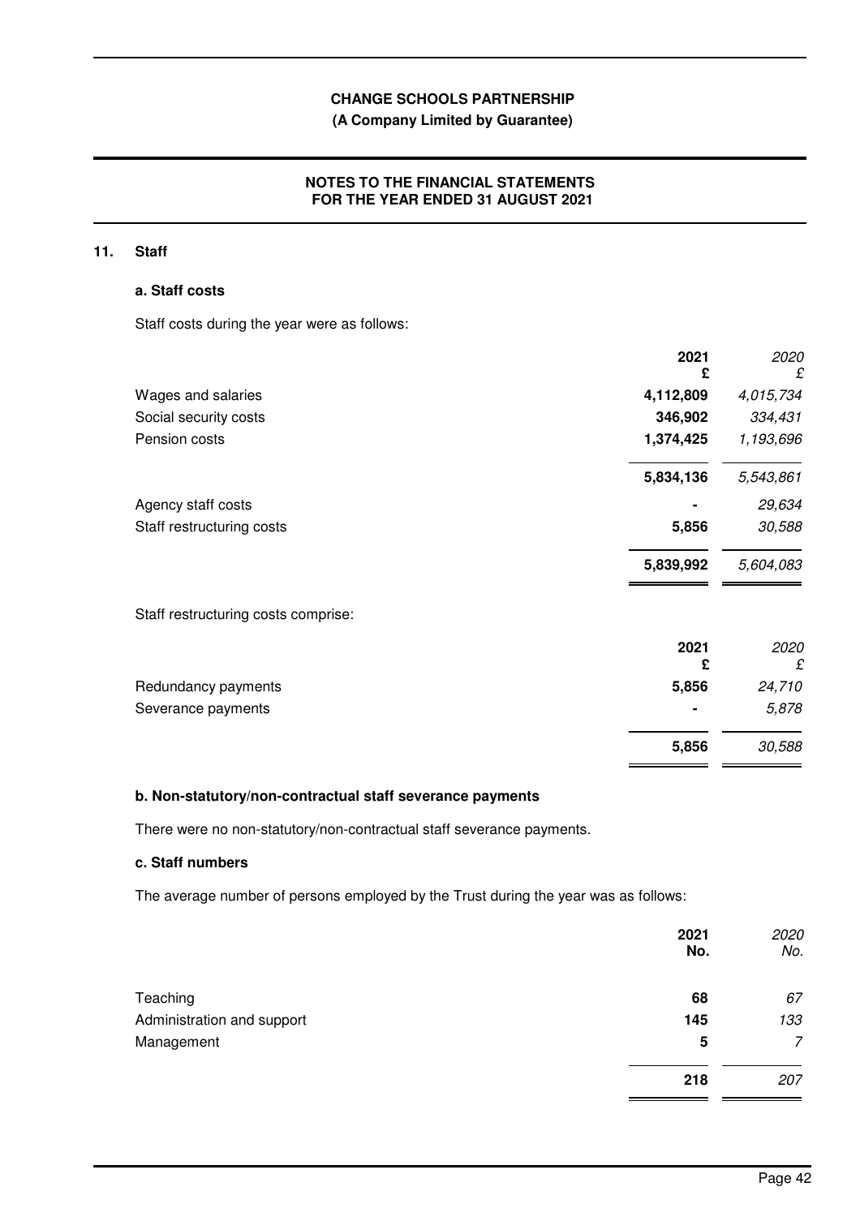## 11. Staff

### a. Staff costs

Staff costs during the year were as follows:

| | 2021 £ | 2020 £ |
|---|---|---|
| Wages and salaries | **4,112,809** | *4,015,734* |
| Social security costs | **346,902** | *334,431* |
| Pension costs | **1,374,425** | *1,193,696* |
| | **5,834,136** | *5,543,861* |
| Agency staff costs | **-** | *29,634* |
| Staff restructuring costs | **5,856** | *30,588* |
| | **5,839,992** | *5,604,083* |

Staff restructuring costs comprise:

| | 2021 £ | 2020 £ |
|---|---|---|
| Redundancy payments | **5,856** | *24,710* |
| Severance payments | **-** | *5,878* |
| | **5,856** | *30,588* |

### b. Non-statutory/non-contractual staff severance payments

There were no non-statutory/non-contractual staff severance payments.

### c. Staff numbers

The average number of persons employed by the Trust during the year was as follows:

| | 2021 No. | 2020 No. |
|---|---|---|
| Teaching | **68** | *67* |
| Administration and support | **145** | *133* |
| Management | **5** | *7* |
| | **218** | *207* |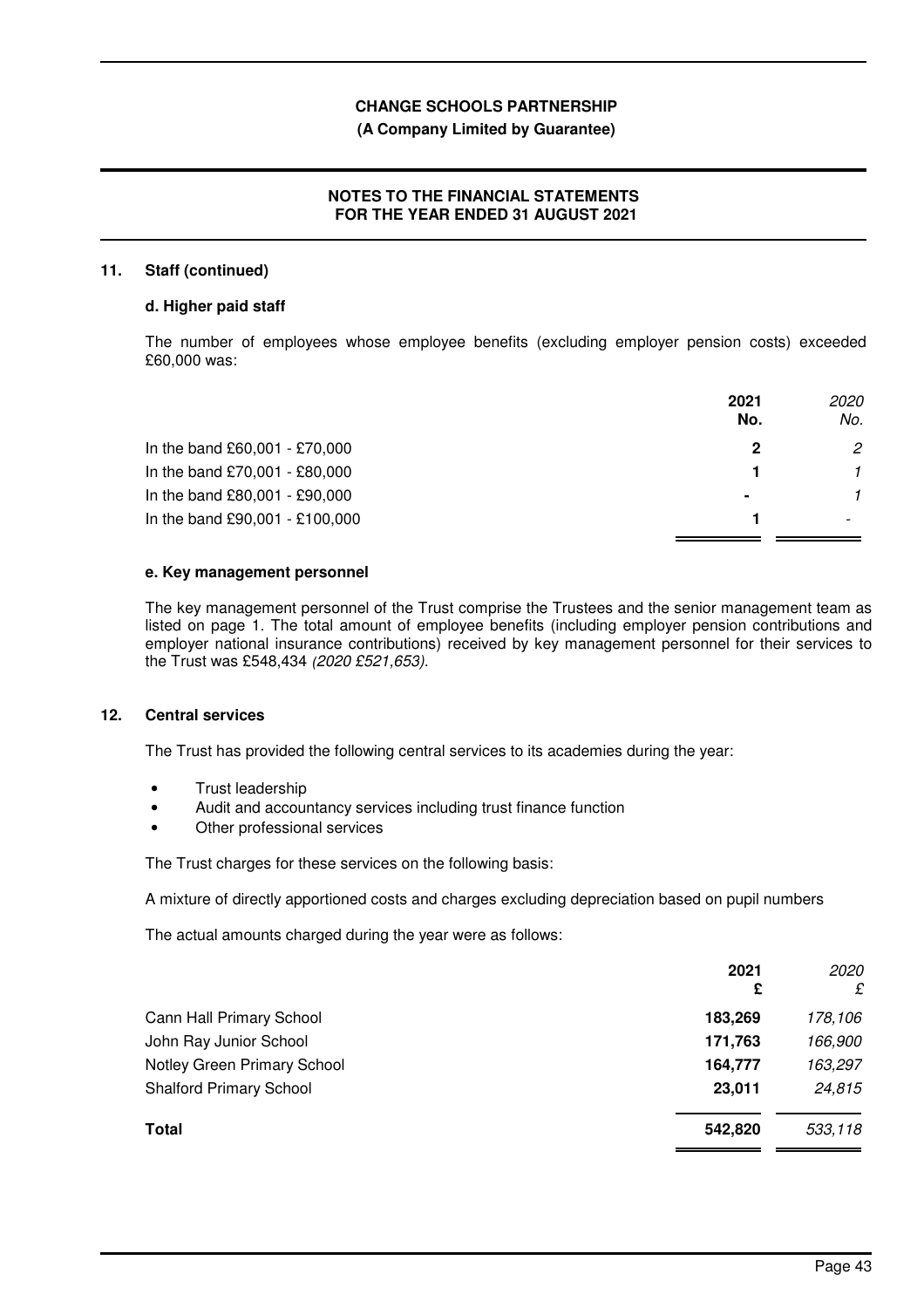## 11. Staff (continued)

### d. Higher paid staff

The number of employees whose employee benefits (excluding employer pension costs) exceeded £60,000 was:

| | **2021 No.** | *2020 No.* |
|---|---|---|
| In the band £60,001 - £70,000 | **2** | *2* |
| In the band £70,001 - £80,000 | **1** | *1* |
| In the band £80,001 - £90,000 | **-** | *1* |
| In the band £90,001 - £100,000 | **1** | *-* |

### e. Key management personnel

The key management personnel of the Trust comprise the Trustees and the senior management team as listed on page 1. The total amount of employee benefits (including employer pension contributions and employer national insurance contributions) received by key management personnel for their services to the Trust was £548,434 *(2020 £521,653)*.

## 12. Central services

The Trust has provided the following central services to its academies during the year:

- Trust leadership
- Audit and accountancy services including trust finance function
- Other professional services

The Trust charges for these services on the following basis:

A mixture of directly apportioned costs and charges excluding depreciation based on pupil numbers

The actual amounts charged during the year were as follows:

| | **2021 £** | *2020 £* |
|---|---|---|
| Cann Hall Primary School | **183,269** | *178,106* |
| John Ray Junior School | **171,763** | *166,900* |
| Notley Green Primary School | **164,777** | *163,297* |
| Shalford Primary School | **23,011** | *24,815* |
| **Total** | **542,820** | *533,118* |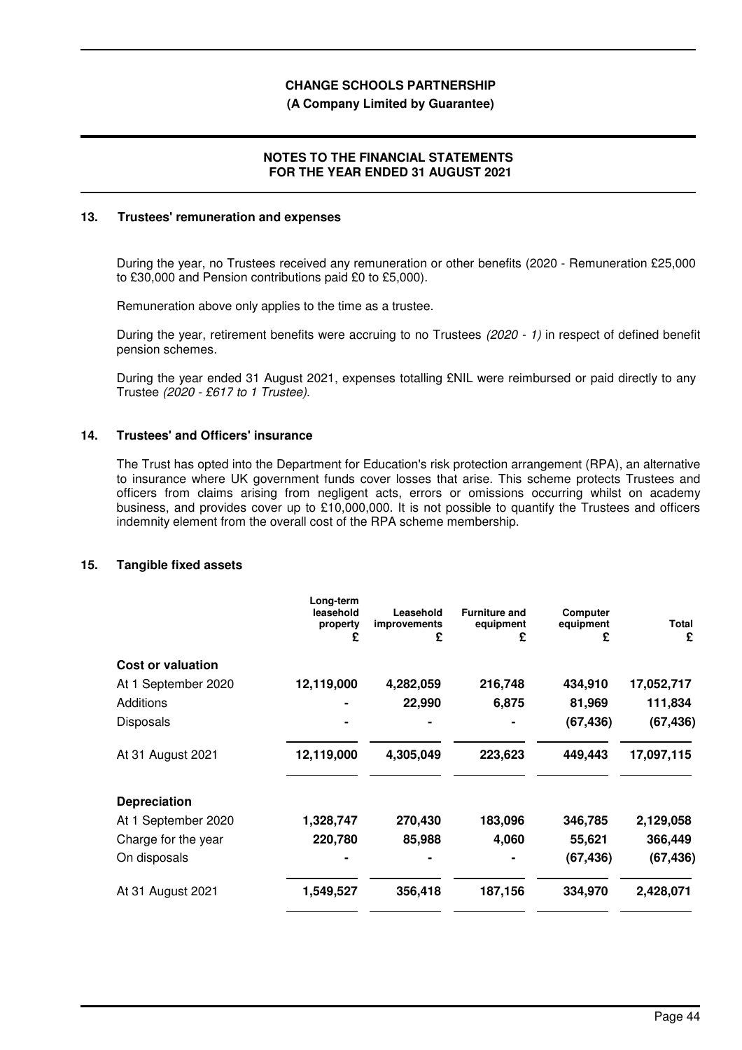### 13. Trustees' remuneration and expenses

During the year, no Trustees received any remuneration or other benefits (2020 - Remuneration £25,000 to £30,000 and Pension contributions paid £0 to £5,000).

Remuneration above only applies to the time as a trustee.

During the year, retirement benefits were accruing to no Trustees *(2020 - 1)* in respect of defined benefit pension schemes.

During the year ended 31 August 2021, expenses totalling £NIL were reimbursed or paid directly to any Trustee *(2020 - £617 to 1 Trustee)*.

### 14. Trustees' and Officers' insurance

The Trust has opted into the Department for Education's risk protection arrangement (RPA), an alternative to insurance where UK government funds cover losses that arise. This scheme protects Trustees and officers from claims arising from negligent acts, errors or omissions occurring whilst on academy business, and provides cover up to £10,000,000. It is not possible to quantify the Trustees and officers indemnity element from the overall cost of the RPA scheme membership.

### 15. Tangible fixed assets

| | Long-term leasehold property £ | Leasehold improvements £ | Furniture and equipment £ | Computer equipment £ | Total £ |
|---|---|---|---|---|---|
| **Cost or valuation** | | | | | |
| At 1 September 2020 | 12,119,000 | 4,282,059 | 216,748 | 434,910 | 17,052,717 |
| Additions | - | 22,990 | 6,875 | 81,969 | 111,834 |
| Disposals | - | - | - | (67,436) | (67,436) |
| At 31 August 2021 | 12,119,000 | 4,305,049 | 223,623 | 449,443 | 17,097,115 |
| **Depreciation** | | | | | |
| At 1 September 2020 | 1,328,747 | 270,430 | 183,096 | 346,785 | 2,129,058 |
| Charge for the year | 220,780 | 85,988 | 4,060 | 55,621 | 366,449 |
| On disposals | - | - | - | (67,436) | (67,436) |
| At 31 August 2021 | 1,549,527 | 356,418 | 187,156 | 334,970 | 2,428,071 |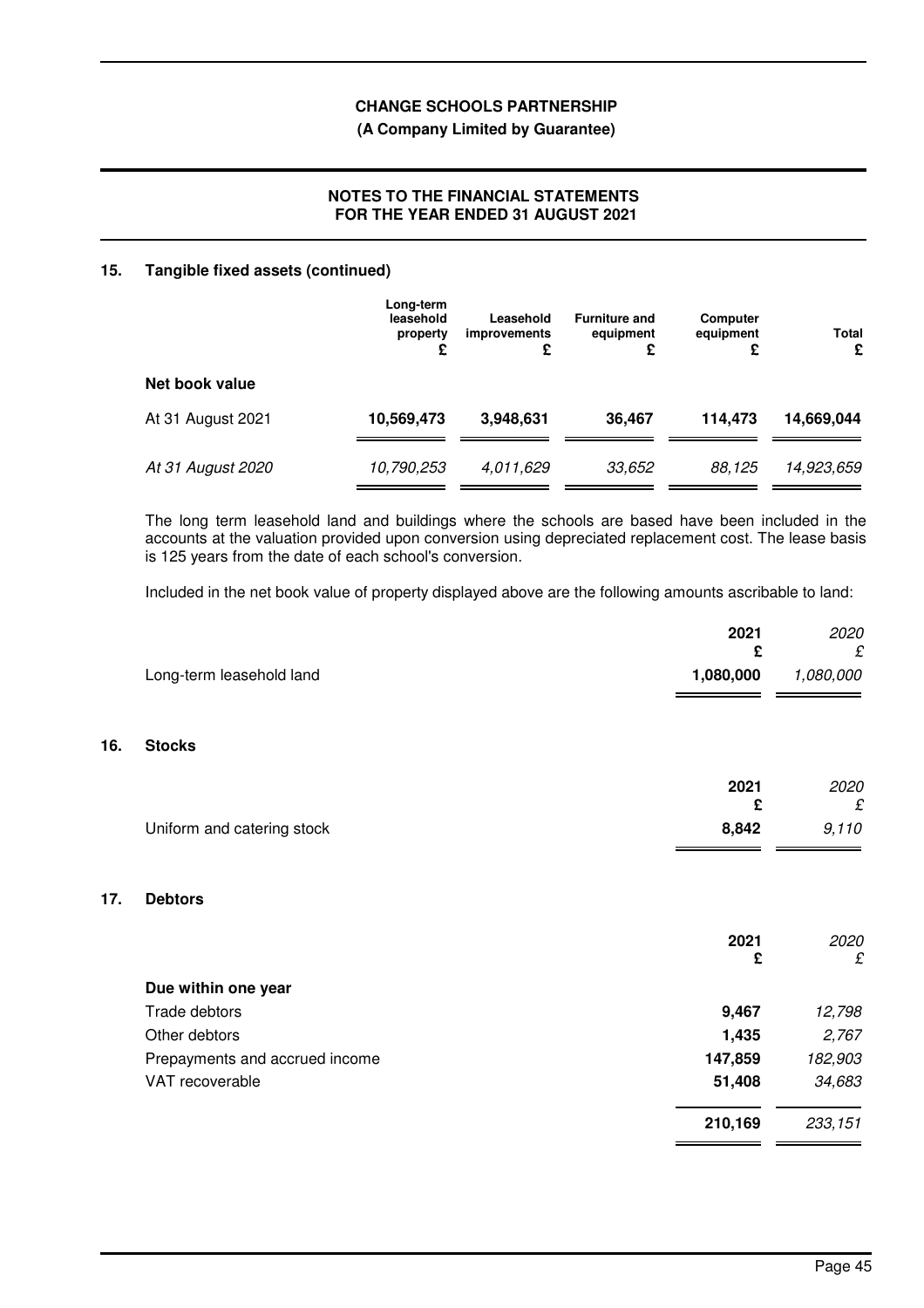## 15. Tangible fixed assets (continued)

| | Long-term leasehold property £ | Leasehold improvements £ | Furniture and equipment £ | Computer equipment £ | Total £ |
|---|---|---|---|---|---|
| **Net book value** | | | | | |
| At 31 August 2021 | **10,569,473** | **3,948,631** | **36,467** | **114,473** | **14,669,044** |
| *At 31 August 2020* | *10,790,253* | *4,011,629* | *33,652* | *88,125* | *14,923,659* |

The long term leasehold land and buildings where the schools are based have been included in the accounts at the valuation provided upon conversion using depreciated replacement cost. The lease basis is 125 years from the date of each school's conversion.

Included in the net book value of property displayed above are the following amounts ascribable to land:

| | 2021 £ | *2020 £* |
|---|---|---|
| Long-term leasehold land | **1,080,000** | *1,080,000* |

## 16. Stocks

| | 2021 £ | *2020 £* |
|---|---|---|
| Uniform and catering stock | **8,842** | *9,110* |

## 17. Debtors

| | 2021 £ | *2020 £* |
|---|---|---|
| **Due within one year** | | |
| Trade debtors | **9,467** | *12,798* |
| Other debtors | **1,435** | *2,767* |
| Prepayments and accrued income | **147,859** | *182,903* |
| VAT recoverable | **51,408** | *34,683* |
| | **210,169** | *233,151* |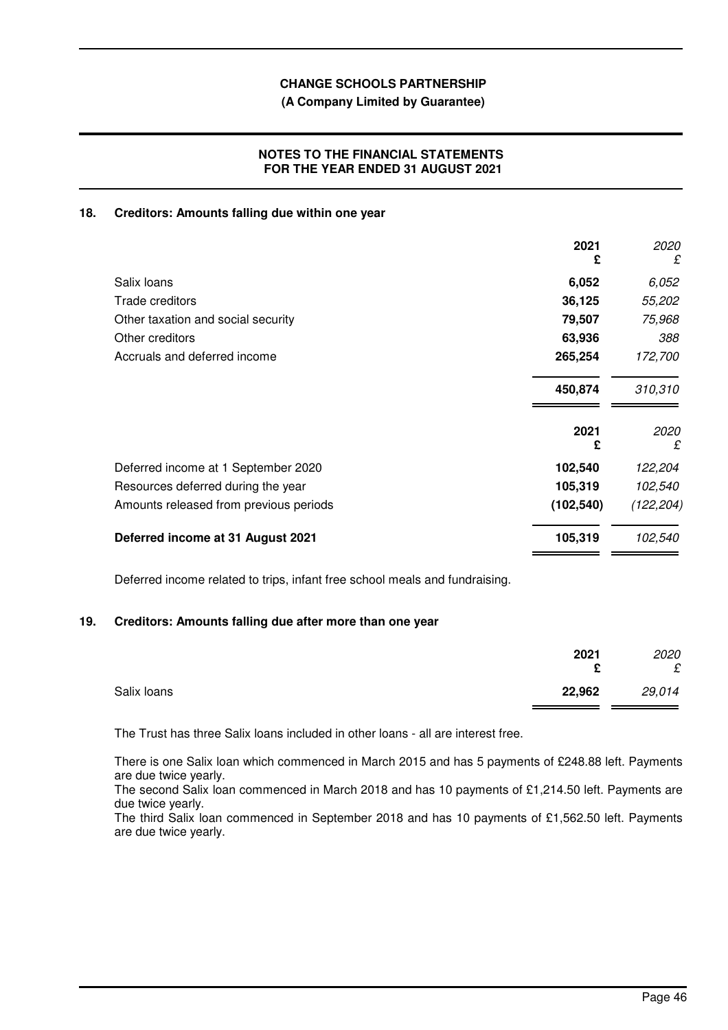# CHANGE SCHOOLS PARTNERSHIP

**(A Company Limited by Guarantee)**

## NOTES TO THE FINANCIAL STATEMENTS FOR THE YEAR ENDED 31 AUGUST 2021

### 18. Creditors: Amounts falling due within one year

| | 2021 £ | 2020 £ |
|---|---|---|
| Salix loans | 6,052 | 6,052 |
| Trade creditors | 36,125 | 55,202 |
| Other taxation and social security | 79,507 | 75,968 |
| Other creditors | 63,936 | 388 |
| Accruals and deferred income | 265,254 | 172,700 |
| | **450,874** | *310,310* |

| | 2021 £ | 2020 £ |
|---|---|---|
| Deferred income at 1 September 2020 | 102,540 | 122,204 |
| Resources deferred during the year | 105,319 | 102,540 |
| Amounts released from previous periods | (102,540) | (122,204) |
| **Deferred income at 31 August 2021** | **105,319** | *102,540* |

Deferred income related to trips, infant free school meals and fundraising.

### 19. Creditors: Amounts falling due after more than one year

| | 2021 £ | 2020 £ |
|---|---|---|
| Salix loans | 22,962 | 29,014 |

The Trust has three Salix loans included in other loans - all are interest free.

There is one Salix loan which commenced in March 2015 and has 5 payments of £248.88 left. Payments are due twice yearly.
The second Salix loan commenced in March 2018 and has 10 payments of £1,214.50 left. Payments are due twice yearly.
The third Salix loan commenced in September 2018 and has 10 payments of £1,562.50 left. Payments are due twice yearly.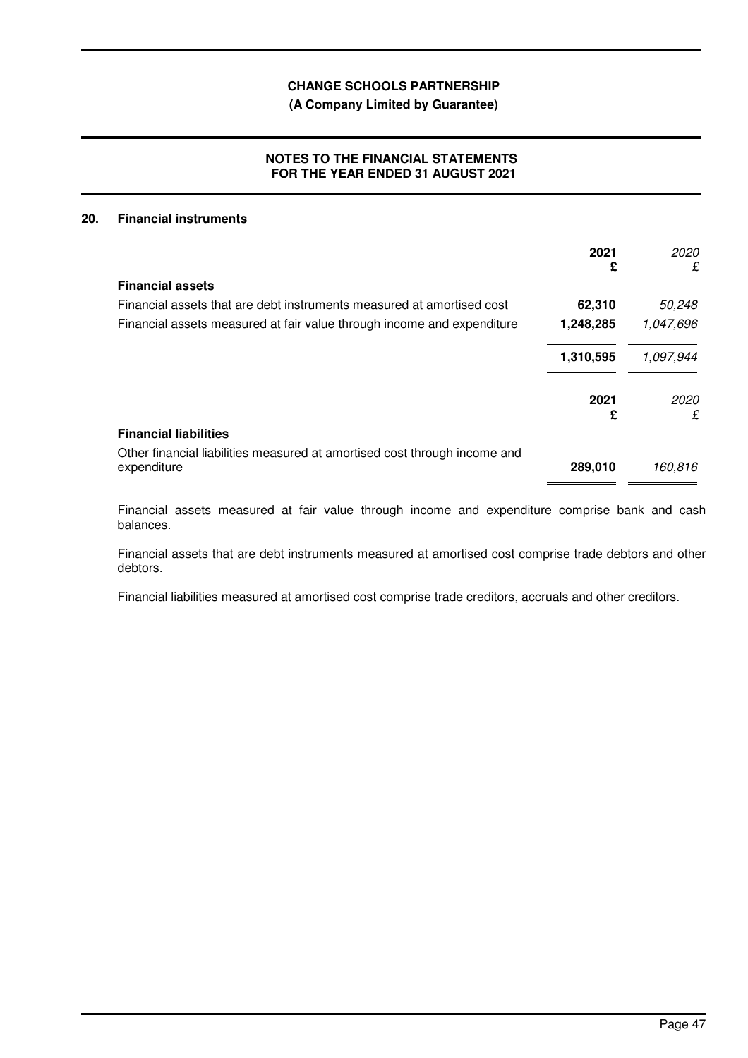# CHANGE SCHOOLS PARTNERSHIP

**(A Company Limited by Guarantee)**

## NOTES TO THE FINANCIAL STATEMENTS FOR THE YEAR ENDED 31 AUGUST 2021

### 20. Financial instruments

| | 2021 £ | *2020 £* |
|---|---|---|
| **Financial assets** | | |
| Financial assets that are debt instruments measured at amortised cost | **62,310** | *50,248* |
| Financial assets measured at fair value through income and expenditure | **1,248,285** | *1,047,696* |
| | **1,310,595** | *1,097,944* |

| | 2021 £ | *2020 £* |
|---|---|---|
| **Financial liabilities** | | |
| Other financial liabilities measured at amortised cost through income and expenditure | **289,010** | *160,816* |

Financial assets measured at fair value through income and expenditure comprise bank and cash balances.

Financial assets that are debt instruments measured at amortised cost comprise trade debtors and other debtors.

Financial liabilities measured at amortised cost comprise trade creditors, accruals and other creditors.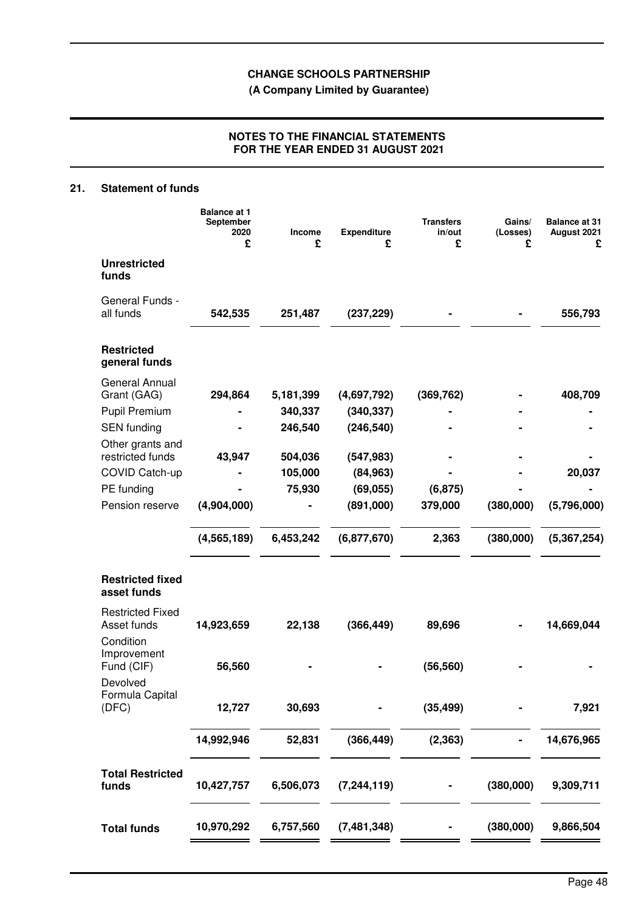**CHANGE SCHOOLS PARTNERSHIP**
**(A Company Limited by Guarantee)**

**NOTES TO THE FINANCIAL STATEMENTS FOR THE YEAR ENDED 31 AUGUST 2021**

## 21. Statement of funds

| | Balance at 1 September 2020 £ | Income £ | Expenditure £ | Transfers in/out £ | Gains/ (Losses) £ | Balance at 31 August 2021 £ |
|---|---|---|---|---|---|---|
| **Unrestricted funds** | | | | | | |
| General Funds - all funds | **542,535** | **251,487** | **(237,229)** | **-** | **-** | **556,793** |
| **Restricted general funds** | | | | | | |
| General Annual Grant (GAG) | **294,864** | **5,181,399** | **(4,697,792)** | **(369,762)** | **-** | **408,709** |
| Pupil Premium | **-** | **340,337** | **(340,337)** | **-** | **-** | **-** |
| SEN funding | **-** | **246,540** | **(246,540)** | **-** | **-** | **-** |
| Other grants and restricted funds | **43,947** | **504,036** | **(547,983)** | **-** | **-** | **-** |
| COVID Catch-up | **-** | **105,000** | **(84,963)** | **-** | **-** | **20,037** |
| PE funding | **-** | **75,930** | **(69,055)** | **(6,875)** | **-** | **-** |
| Pension reserve | **(4,904,000)** | **-** | **(891,000)** | **379,000** | **(380,000)** | **(5,796,000)** |
| | **(4,565,189)** | **6,453,242** | **(6,877,670)** | **2,363** | **(380,000)** | **(5,367,254)** |
| **Restricted fixed asset funds** | | | | | | |
| Restricted Fixed Asset funds | **14,923,659** | **22,138** | **(366,449)** | **89,696** | **-** | **14,669,044** |
| Condition Improvement Fund (CIF) | **56,560** | **-** | **-** | **(56,560)** | **-** | **-** |
| Devolved Formula Capital (DFC) | **12,727** | **30,693** | **-** | **(35,499)** | **-** | **7,921** |
| | **14,992,946** | **52,831** | **(366,449)** | **(2,363)** | **-** | **14,676,965** |
| **Total Restricted funds** | **10,427,757** | **6,506,073** | **(7,244,119)** | **-** | **(380,000)** | **9,309,711** |
| **Total funds** | **10,970,292** | **6,757,560** | **(7,481,348)** | **-** | **(380,000)** | **9,866,504** |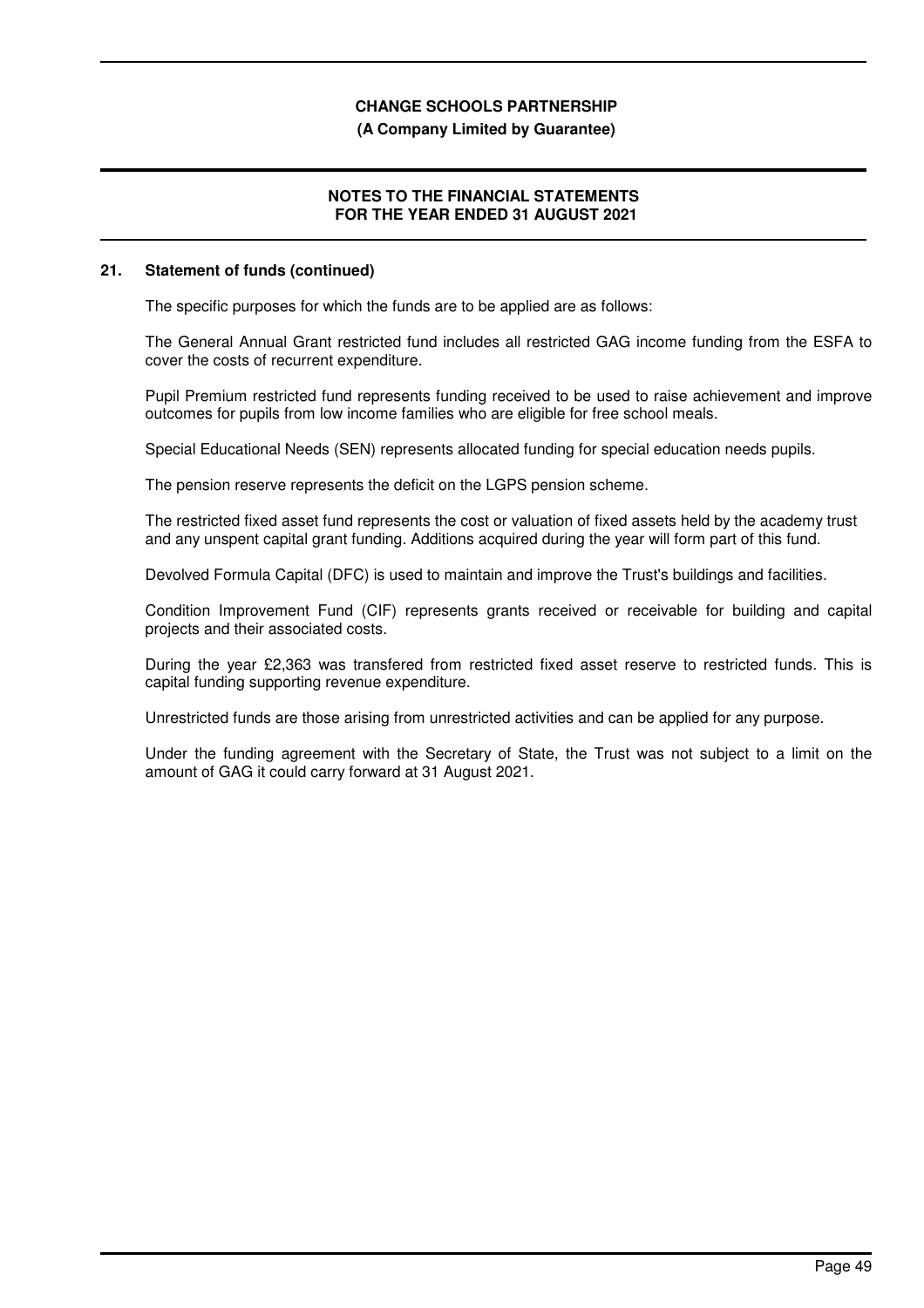## 21. Statement of funds (continued)

The specific purposes for which the funds are to be applied are as follows:

The General Annual Grant restricted fund includes all restricted GAG income funding from the ESFA to cover the costs of recurrent expenditure.

Pupil Premium restricted fund represents funding received to be used to raise achievement and improve outcomes for pupils from low income families who are eligible for free school meals.

Special Educational Needs (SEN) represents allocated funding for special education needs pupils.

The pension reserve represents the deficit on the LGPS pension scheme.

The restricted fixed asset fund represents the cost or valuation of fixed assets held by the academy trust and any unspent capital grant funding. Additions acquired during the year will form part of this fund.

Devolved Formula Capital (DFC) is used to maintain and improve the Trust's buildings and facilities.

Condition Improvement Fund (CIF) represents grants received or receivable for building and capital projects and their associated costs.

During the year £2,363 was transfered from restricted fixed asset reserve to restricted funds. This is capital funding supporting revenue expenditure.

Unrestricted funds are those arising from unrestricted activities and can be applied for any purpose.

Under the funding agreement with the Secretary of State, the Trust was not subject to a limit on the amount of GAG it could carry forward at 31 August 2021.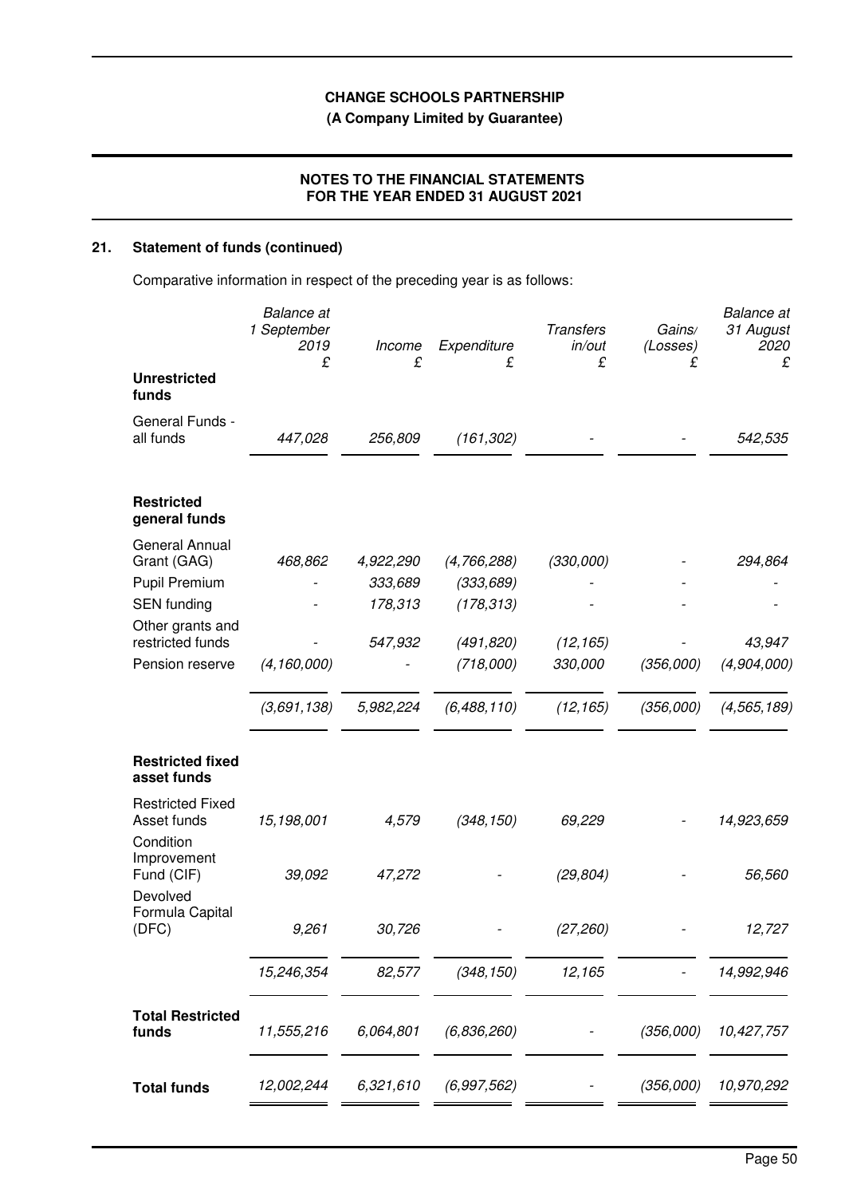## 21. Statement of funds (continued)

Comparative information in respect of the preceding year is as follows:

| | Balance at 1 September 2019 £ | Income £ | Expenditure £ | Transfers in/out £ | Gains/ (Losses) £ | Balance at 31 August 2020 £ |
|---|---|---|---|---|---|---|
| **Unrestricted funds** | | | | | | |
| General Funds - all funds | 447,028 | 256,809 | (161,302) | - | - | 542,535 |
| **Restricted general funds** | | | | | | |
| General Annual Grant (GAG) | 468,862 | 4,922,290 | (4,766,288) | (330,000) | - | 294,864 |
| Pupil Premium | - | 333,689 | (333,689) | - | - | - |
| SEN funding | - | 178,313 | (178,313) | - | - | - |
| Other grants and restricted funds | - | 547,932 | (491,820) | (12,165) | - | 43,947 |
| Pension reserve | (4,160,000) | - | (718,000) | 330,000 | (356,000) | (4,904,000) |
| | (3,691,138) | 5,982,224 | (6,488,110) | (12,165) | (356,000) | (4,565,189) |
| **Restricted fixed asset funds** | | | | | | |
| Restricted Fixed Asset funds | 15,198,001 | 4,579 | (348,150) | 69,229 | - | 14,923,659 |
| Condition Improvement Fund (CIF) | 39,092 | 47,272 | - | (29,804) | - | 56,560 |
| Devolved Formula Capital (DFC) | 9,261 | 30,726 | - | (27,260) | - | 12,727 |
| | 15,246,354 | 82,577 | (348,150) | 12,165 | - | 14,992,946 |
| **Total Restricted funds** | 11,555,216 | 6,064,801 | (6,836,260) | - | (356,000) | 10,427,757 |
| **Total funds** | 12,002,244 | 6,321,610 | (6,997,562) | - | (356,000) | 10,970,292 |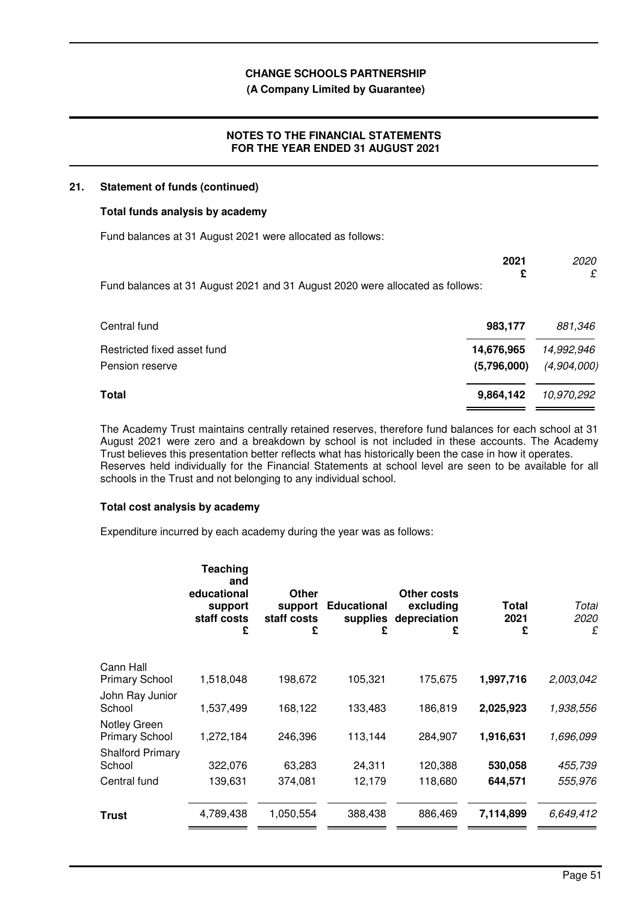## 21. Statement of funds (continued)

### Total funds analysis by academy

Fund balances at 31 August 2021 were allocated as follows:

Fund balances at 31 August 2021 and 31 August 2020 were allocated as follows:

| | **2021 £** | *2020 £* |
|---|---|---|
| Central fund | **983,177** | *881,346* |
| Restricted fixed asset fund | **14,676,965** | *14,992,946* |
| Pension reserve | **(5,796,000)** | *(4,904,000)* |
| **Total** | **9,864,142** | *10,970,292* |

The Academy Trust maintains centrally retained reserves, therefore fund balances for each school at 31 August 2021 were zero and a breakdown by school is not included in these accounts. The Academy Trust believes this presentation better reflects what has historically been the case in how it operates. Reserves held individually for the Financial Statements at school level are seen to be available for all schools in the Trust and not belonging to any individual school.

### Total cost analysis by academy

Expenditure incurred by each academy during the year was as follows:

| | **Teaching and educational support staff costs £** | **Other support staff costs £** | **Educational supplies £** | **Other costs excluding depreciation £** | **Total 2021 £** | *Total 2020 £* |
|---|---|---|---|---|---|---|
| Cann Hall Primary School | 1,518,048 | 198,672 | 105,321 | 175,675 | **1,997,716** | *2,003,042* |
| John Ray Junior School | 1,537,499 | 168,122 | 133,483 | 186,819 | **2,025,923** | *1,938,556* |
| Notley Green Primary School | 1,272,184 | 246,396 | 113,144 | 284,907 | **1,916,631** | *1,696,099* |
| Shalford Primary School | 322,076 | 63,283 | 24,311 | 120,388 | **530,058** | *455,739* |
| Central fund | 139,631 | 374,081 | 12,179 | 118,680 | **644,571** | *555,976* |
| **Trust** | 4,789,438 | 1,050,554 | 388,438 | 886,469 | **7,114,899** | *6,649,412* |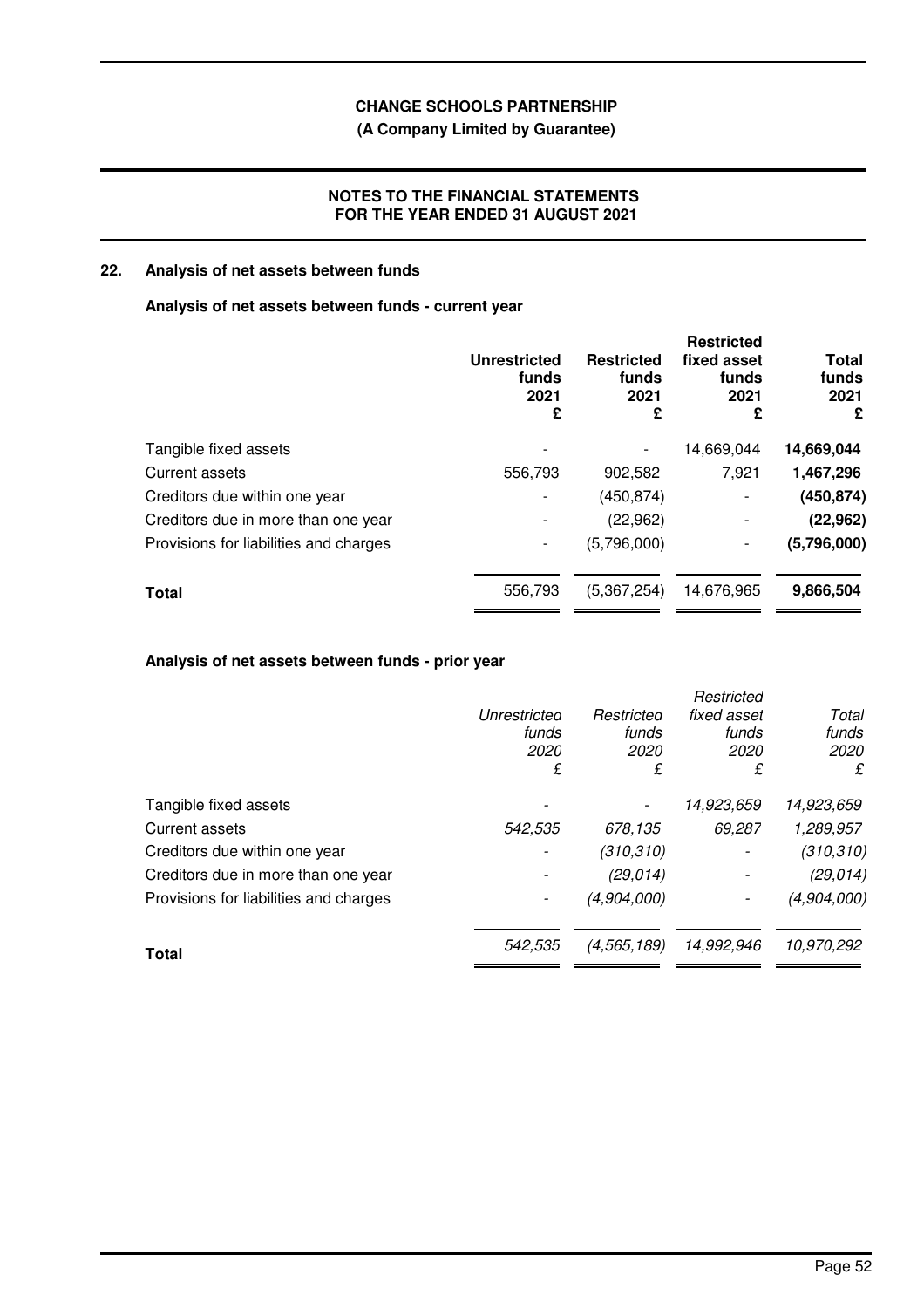## 22. Analysis of net assets between funds

### Analysis of net assets between funds - current year

| | Unrestricted funds 2021 £ | Restricted funds 2021 £ | Restricted fixed asset funds 2021 £ | Total funds 2021 £ |
|---|---|---|---|---|
| Tangible fixed assets | - | - | 14,669,044 | **14,669,044** |
| Current assets | 556,793 | 902,582 | 7,921 | **1,467,296** |
| Creditors due within one year | - | (450,874) | - | **(450,874)** |
| Creditors due in more than one year | - | (22,962) | - | **(22,962)** |
| Provisions for liabilities and charges | - | (5,796,000) | - | **(5,796,000)** |
| **Total** | 556,793 | (5,367,254) | 14,676,965 | **9,866,504** |

### Analysis of net assets between funds - prior year

| | *Unrestricted funds 2020 £* | *Restricted funds 2020 £* | *Restricted fixed asset funds 2020 £* | *Total funds 2020 £* |
|---|---|---|---|---|
| Tangible fixed assets | - | - | *14,923,659* | *14,923,659* |
| Current assets | *542,535* | *678,135* | *69,287* | *1,289,957* |
| Creditors due within one year | - | *(310,310)* | - | *(310,310)* |
| Creditors due in more than one year | - | *(29,014)* | - | *(29,014)* |
| Provisions for liabilities and charges | - | *(4,904,000)* | - | *(4,904,000)* |
| **Total** | *542,535* | *(4,565,189)* | *14,992,946* | *10,970,292* |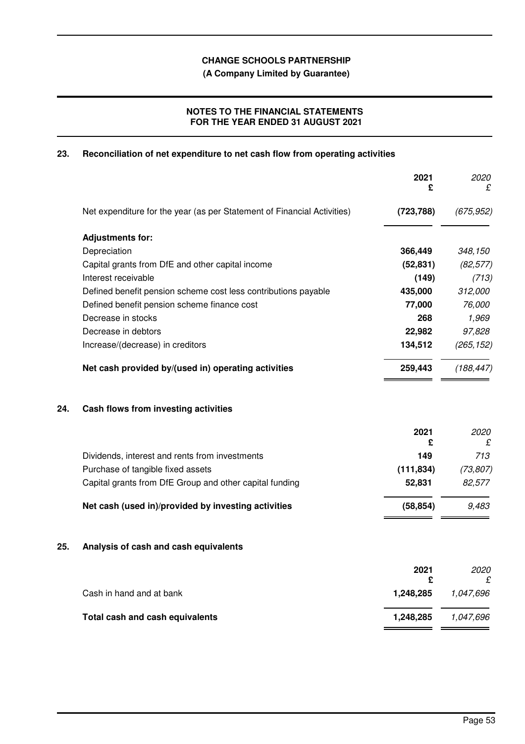# CHANGE SCHOOLS PARTNERSHIP

**(A Company Limited by Guarantee)**

**NOTES TO THE FINANCIAL STATEMENTS FOR THE YEAR ENDED 31 AUGUST 2021**

## 23. Reconciliation of net expenditure to net cash flow from operating activities

| | 2021 £ | 2020 £ |
|---|---|---|
| Net expenditure for the year (as per Statement of Financial Activities) | **(723,788)** | *(675,952)* |
| **Adjustments for:** | | |
| Depreciation | **366,449** | *348,150* |
| Capital grants from DfE and other capital income | **(52,831)** | *(82,577)* |
| Interest receivable | **(149)** | *(713)* |
| Defined benefit pension scheme cost less contributions payable | **435,000** | *312,000* |
| Defined benefit pension scheme finance cost | **77,000** | *76,000* |
| Decrease in stocks | **268** | *1,969* |
| Decrease in debtors | **22,982** | *97,828* |
| Increase/(decrease) in creditors | **134,512** | *(265,152)* |
| **Net cash provided by/(used in) operating activities** | **259,443** | *(188,447)* |

## 24. Cash flows from investing activities

| | 2021 £ | 2020 £ |
|---|---|---|
| Dividends, interest and rents from investments | **149** | *713* |
| Purchase of tangible fixed assets | **(111,834)** | *(73,807)* |
| Capital grants from DfE Group and other capital funding | **52,831** | *82,577* |
| **Net cash (used in)/provided by investing activities** | **(58,854)** | *9,483* |

## 25. Analysis of cash and cash equivalents

| | 2021 £ | 2020 £ |
|---|---|---|
| Cash in hand and at bank | **1,248,285** | *1,047,696* |
| **Total cash and cash equivalents** | **1,248,285** | *1,047,696* |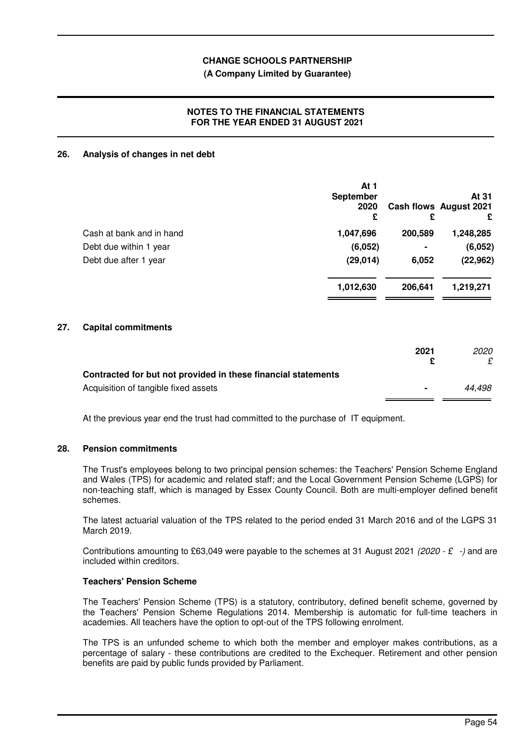## 26. Analysis of changes in net debt

| | At 1 September 2020 £ | Cash flows £ | At 31 August 2021 £ |
|---|---|---|---|
| Cash at bank and in hand | **1,047,696** | **200,589** | **1,248,285** |
| Debt due within 1 year | **(6,052)** | **-** | **(6,052)** |
| Debt due after 1 year | **(29,014)** | **6,052** | **(22,962)** |
| | **1,012,630** | **206,641** | **1,219,271** |

## 27. Capital commitments

| | 2021 £ | *2020 £* |
|---|---|---|
| **Contracted for but not provided in these financial statements** | | |
| Acquisition of tangible fixed assets | **-** | *44,498* |

At the previous year end the trust had committed to the purchase of IT equipment.

## 28. Pension commitments

The Trust's employees belong to two principal pension schemes: the Teachers' Pension Scheme England and Wales (TPS) for academic and related staff; and the Local Government Pension Scheme (LGPS) for non-teaching staff, which is managed by Essex County Council. Both are multi-employer defined benefit schemes.

The latest actuarial valuation of the TPS related to the period ended 31 March 2016 and of the LGPS 31 March 2019.

Contributions amounting to £63,049 were payable to the schemes at 31 August 2021 *(2020 - £ -)* and are included within creditors.

### Teachers' Pension Scheme

The Teachers' Pension Scheme (TPS) is a statutory, contributory, defined benefit scheme, governed by the Teachers' Pension Scheme Regulations 2014. Membership is automatic for full-time teachers in academies. All teachers have the option to opt-out of the TPS following enrolment.

The TPS is an unfunded scheme to which both the member and employer makes contributions, as a percentage of salary - these contributions are credited to the Exchequer. Retirement and other pension benefits are paid by public funds provided by Parliament.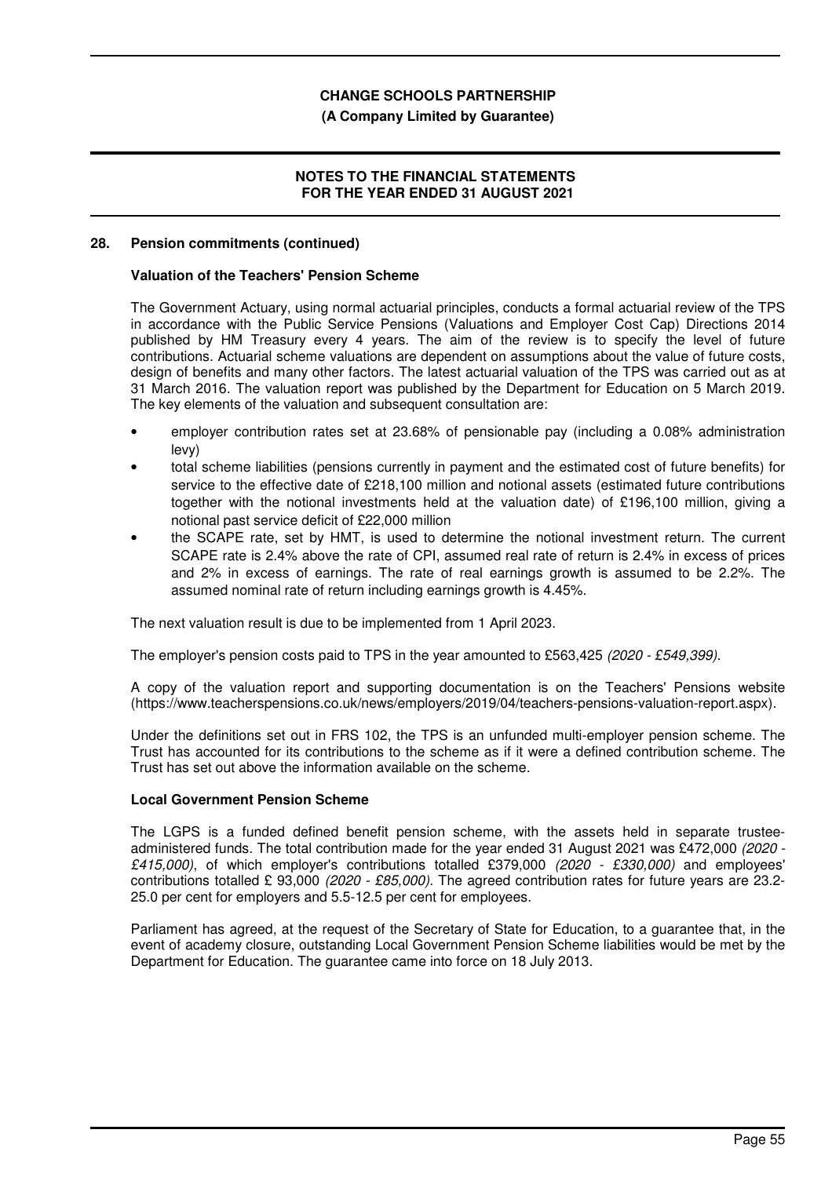## 28. Pension commitments (continued)

### Valuation of the Teachers' Pension Scheme

The Government Actuary, using normal actuarial principles, conducts a formal actuarial review of the TPS in accordance with the Public Service Pensions (Valuations and Employer Cost Cap) Directions 2014 published by HM Treasury every 4 years. The aim of the review is to specify the level of future contributions. Actuarial scheme valuations are dependent on assumptions about the value of future costs, design of benefits and many other factors. The latest actuarial valuation of the TPS was carried out as at 31 March 2016. The valuation report was published by the Department for Education on 5 March 2019. The key elements of the valuation and subsequent consultation are:

- employer contribution rates set at 23.68% of pensionable pay (including a 0.08% administration levy)
- total scheme liabilities (pensions currently in payment and the estimated cost of future benefits) for service to the effective date of £218,100 million and notional assets (estimated future contributions together with the notional investments held at the valuation date) of £196,100 million, giving a notional past service deficit of £22,000 million
- the SCAPE rate, set by HMT, is used to determine the notional investment return. The current SCAPE rate is 2.4% above the rate of CPI, assumed real rate of return is 2.4% in excess of prices and 2% in excess of earnings. The rate of real earnings growth is assumed to be 2.2%. The assumed nominal rate of return including earnings growth is 4.45%.

The next valuation result is due to be implemented from 1 April 2023.

The employer's pension costs paid to TPS in the year amounted to £563,425 *(2020 - £549,399)*.

A copy of the valuation report and supporting documentation is on the Teachers' Pensions website (https://www.teacherspensions.co.uk/news/employers/2019/04/teachers-pensions-valuation-report.aspx).

Under the definitions set out in FRS 102, the TPS is an unfunded multi-employer pension scheme. The Trust has accounted for its contributions to the scheme as if it were a defined contribution scheme. The Trust has set out above the information available on the scheme.

### Local Government Pension Scheme

The LGPS is a funded defined benefit pension scheme, with the assets held in separate trustee-administered funds. The total contribution made for the year ended 31 August 2021 was £472,000 *(2020 - £415,000)*, of which employer's contributions totalled £379,000 *(2020 - £330,000)* and employees' contributions totalled £ 93,000 *(2020 - £85,000)*. The agreed contribution rates for future years are 23.2-25.0 per cent for employers and 5.5-12.5 per cent for employees.

Parliament has agreed, at the request of the Secretary of State for Education, to a guarantee that, in the event of academy closure, outstanding Local Government Pension Scheme liabilities would be met by the Department for Education. The guarantee came into force on 18 July 2013.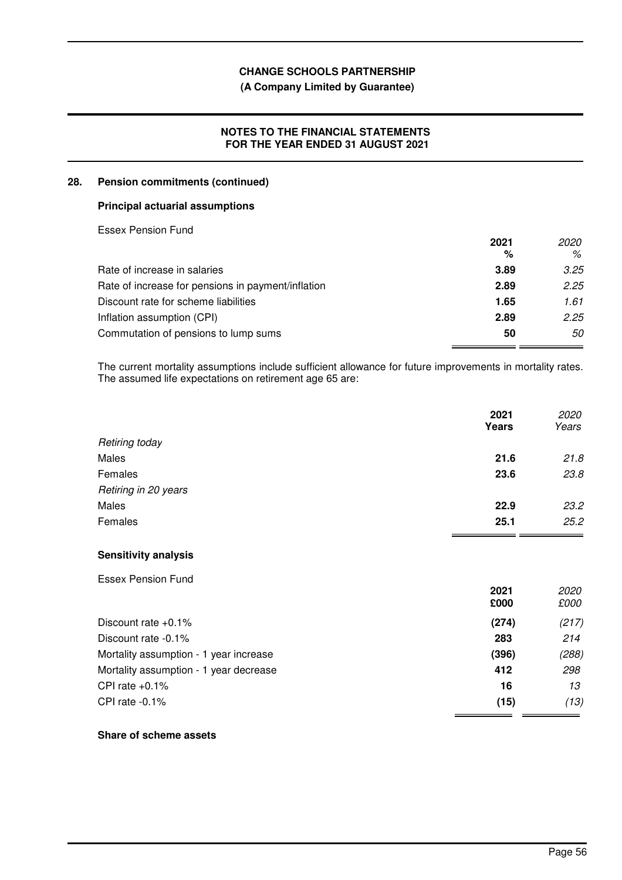## 28. Pension commitments (continued)

### Principal actuarial assumptions

Essex Pension Fund

| | 2021 % | *2020 %* |
|---|---|---|
| Rate of increase in salaries | **3.89** | *3.25* |
| Rate of increase for pensions in payment/inflation | **2.89** | *2.25* |
| Discount rate for scheme liabilities | **1.65** | *1.61* |
| Inflation assumption (CPI) | **2.89** | *2.25* |
| Commutation of pensions to lump sums | **50** | *50* |

The current mortality assumptions include sufficient allowance for future improvements in mortality rates. The assumed life expectations on retirement age 65 are:

| | 2021 Years | *2020 Years* |
|---|---|---|
| *Retiring today* | | |
| Males | **21.6** | *21.8* |
| Females | **23.6** | *23.8* |
| *Retiring in 20 years* | | |
| Males | **22.9** | *23.2* |
| Females | **25.1** | *25.2* |

### Sensitivity analysis

Essex Pension Fund

| | 2021 £000 | *2020 £000* |
|---|---|---|
| Discount rate +0.1% | **(274)** | *(217)* |
| Discount rate -0.1% | **283** | *214* |
| Mortality assumption - 1 year increase | **(396)** | *(288)* |
| Mortality assumption - 1 year decrease | **412** | *298* |
| CPI rate +0.1% | **16** | *13* |
| CPI rate -0.1% | **(15)** | *(13)* |

### Share of scheme assets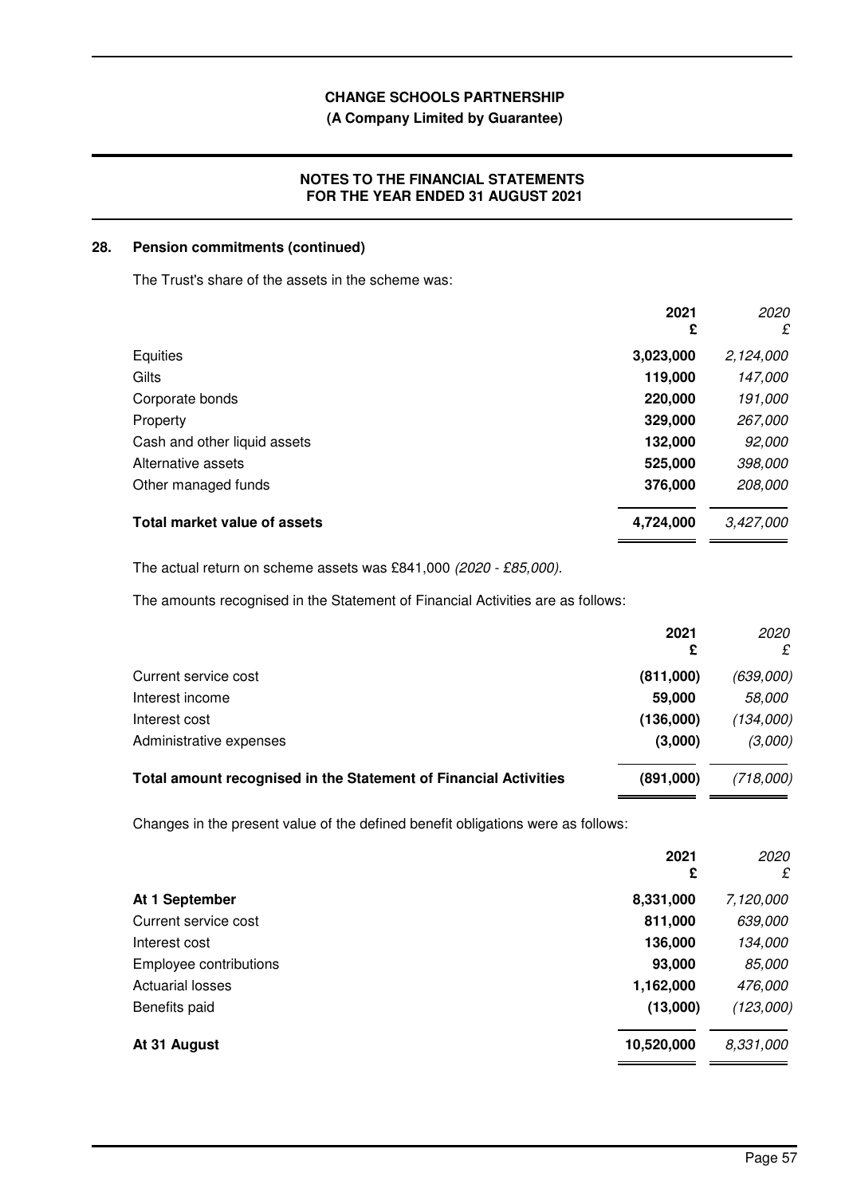## 28. Pension commitments (continued)

The Trust's share of the assets in the scheme was:

| | 2021 £ | *2020 £* |
|---|---|---|
| Equities | **3,023,000** | *2,124,000* |
| Gilts | **119,000** | *147,000* |
| Corporate bonds | **220,000** | *191,000* |
| Property | **329,000** | *267,000* |
| Cash and other liquid assets | **132,000** | *92,000* |
| Alternative assets | **525,000** | *398,000* |
| Other managed funds | **376,000** | *208,000* |
| **Total market value of assets** | **4,724,000** | *3,427,000* |

The actual return on scheme assets was £841,000 *(2020 - £85,000)*.

The amounts recognised in the Statement of Financial Activities are as follows:

| | 2021 £ | *2020 £* |
|---|---|---|
| Current service cost | **(811,000)** | *(639,000)* |
| Interest income | **59,000** | *58,000* |
| Interest cost | **(136,000)** | *(134,000)* |
| Administrative expenses | **(3,000)** | *(3,000)* |
| **Total amount recognised in the Statement of Financial Activities** | **(891,000)** | *(718,000)* |

Changes in the present value of the defined benefit obligations were as follows:

| | 2021 £ | *2020 £* |
|---|---|---|
| **At 1 September** | **8,331,000** | *7,120,000* |
| Current service cost | **811,000** | *639,000* |
| Interest cost | **136,000** | *134,000* |
| Employee contributions | **93,000** | *85,000* |
| Actuarial losses | **1,162,000** | *476,000* |
| Benefits paid | **(13,000)** | *(123,000)* |
| **At 31 August** | **10,520,000** | *8,331,000* |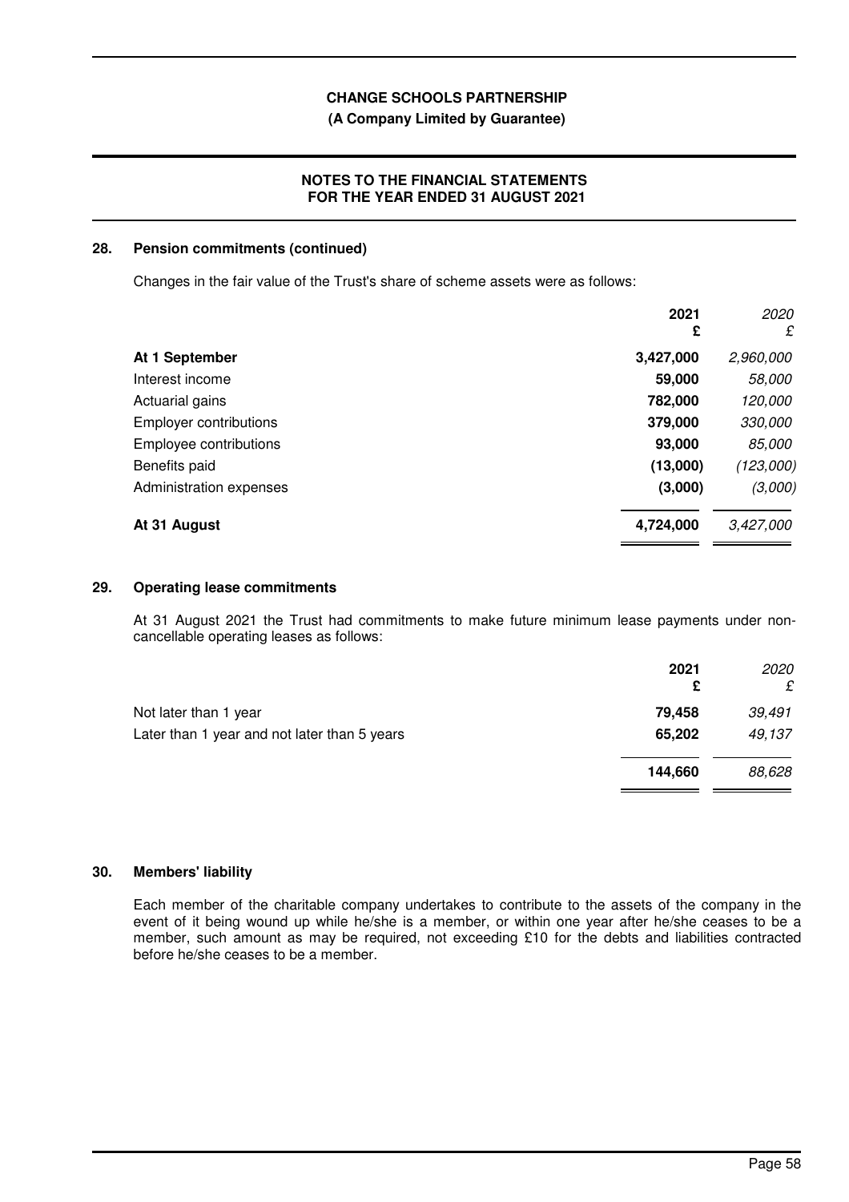## 28. Pension commitments (continued)

Changes in the fair value of the Trust's share of scheme assets were as follows:

| | 2021 £ | *2020 £* |
|---|---|---|
| **At 1 September** | **3,427,000** | *2,960,000* |
| Interest income | **59,000** | *58,000* |
| Actuarial gains | **782,000** | *120,000* |
| Employer contributions | **379,000** | *330,000* |
| Employee contributions | **93,000** | *85,000* |
| Benefits paid | **(13,000)** | *(123,000)* |
| Administration expenses | **(3,000)** | *(3,000)* |
| **At 31 August** | **4,724,000** | *3,427,000* |

## 29. Operating lease commitments

At 31 August 2021 the Trust had commitments to make future minimum lease payments under non-cancellable operating leases as follows:

| | 2021 £ | *2020 £* |
|---|---|---|
| Not later than 1 year | **79,458** | *39,491* |
| Later than 1 year and not later than 5 years | **65,202** | *49,137* |
| | **144,660** | *88,628* |

## 30. Members' liability

Each member of the charitable company undertakes to contribute to the assets of the company in the event of it being wound up while he/she is a member, or within one year after he/she ceases to be a member, such amount as may be required, not exceeding £10 for the debts and liabilities contracted before he/she ceases to be a member.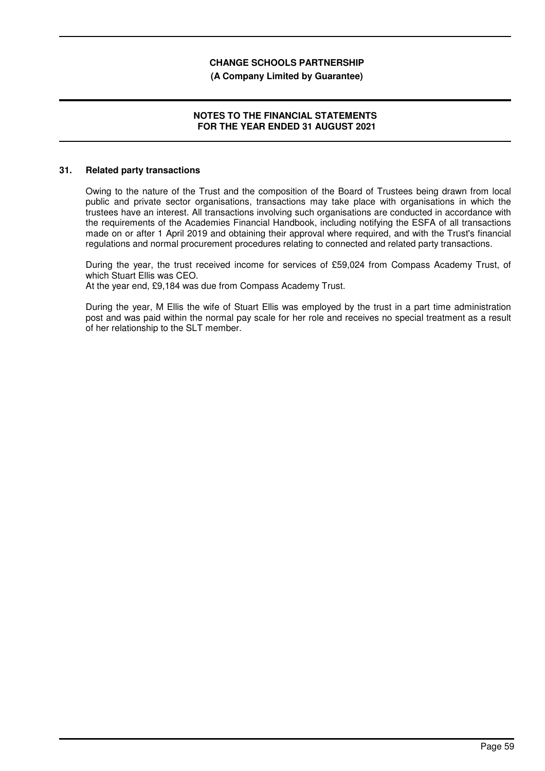## 31. Related party transactions

Owing to the nature of the Trust and the composition of the Board of Trustees being drawn from local public and private sector organisations, transactions may take place with organisations in which the trustees have an interest. All transactions involving such organisations are conducted in accordance with the requirements of the Academies Financial Handbook, including notifying the ESFA of all transactions made on or after 1 April 2019 and obtaining their approval where required, and with the Trust's financial regulations and normal procurement procedures relating to connected and related party transactions.

During the year, the trust received income for services of £59,024 from Compass Academy Trust, of which Stuart Ellis was CEO.
At the year end, £9,184 was due from Compass Academy Trust.

During the year, M Ellis the wife of Stuart Ellis was employed by the trust in a part time administration post and was paid within the normal pay scale for her role and receives no special treatment as a result of her relationship to the SLT member.